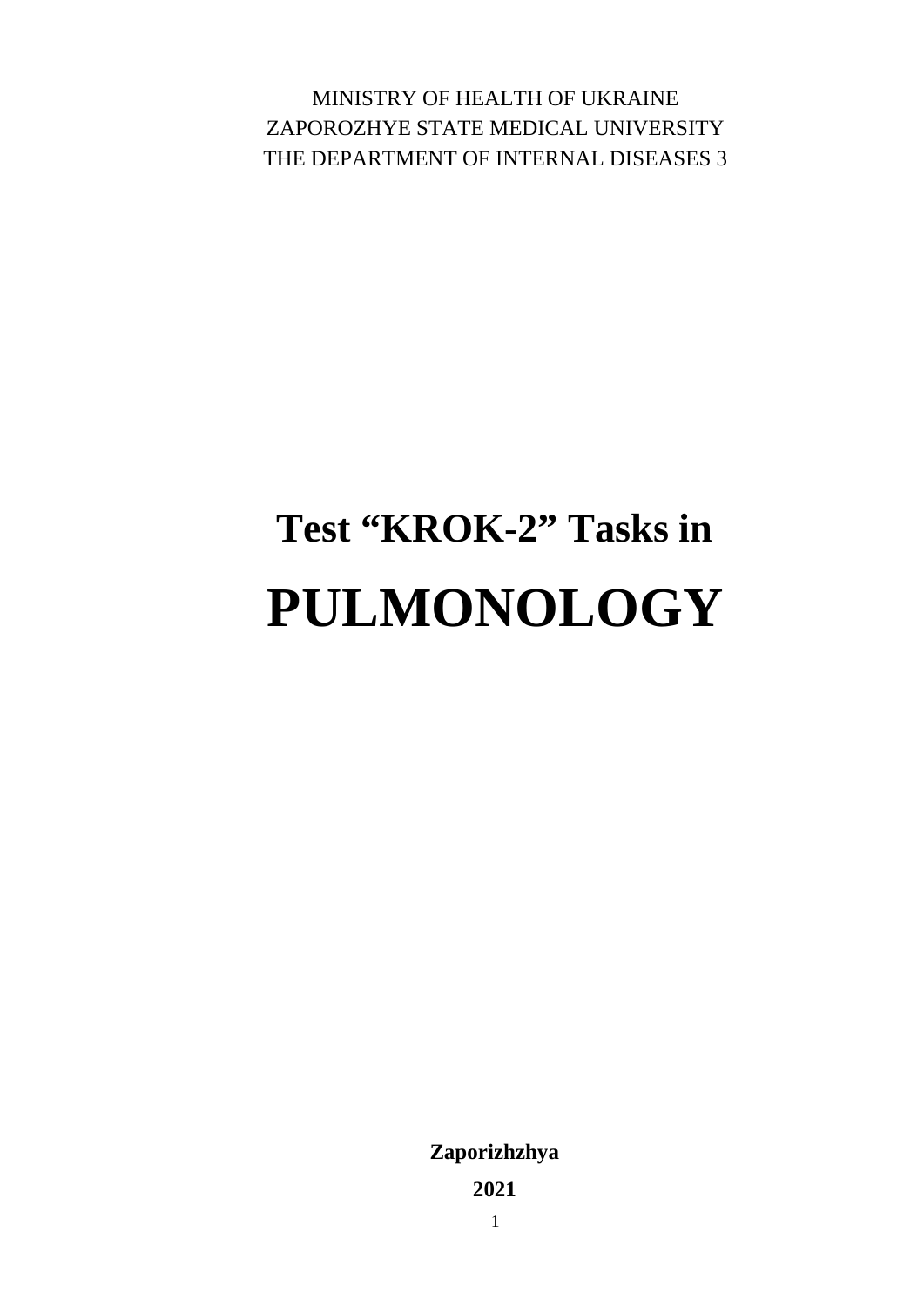MINISTRY OF HEALTH OF UKRAINE
ZAPOROZHYE STATE MEDICAL UNIVERSITY
THE DEPARTMENT OF INTERNAL DISEASES 3

# Test “KROK-2” Tasks in

# PULMONOLOGY

**Zaporizhzhya**

**2021**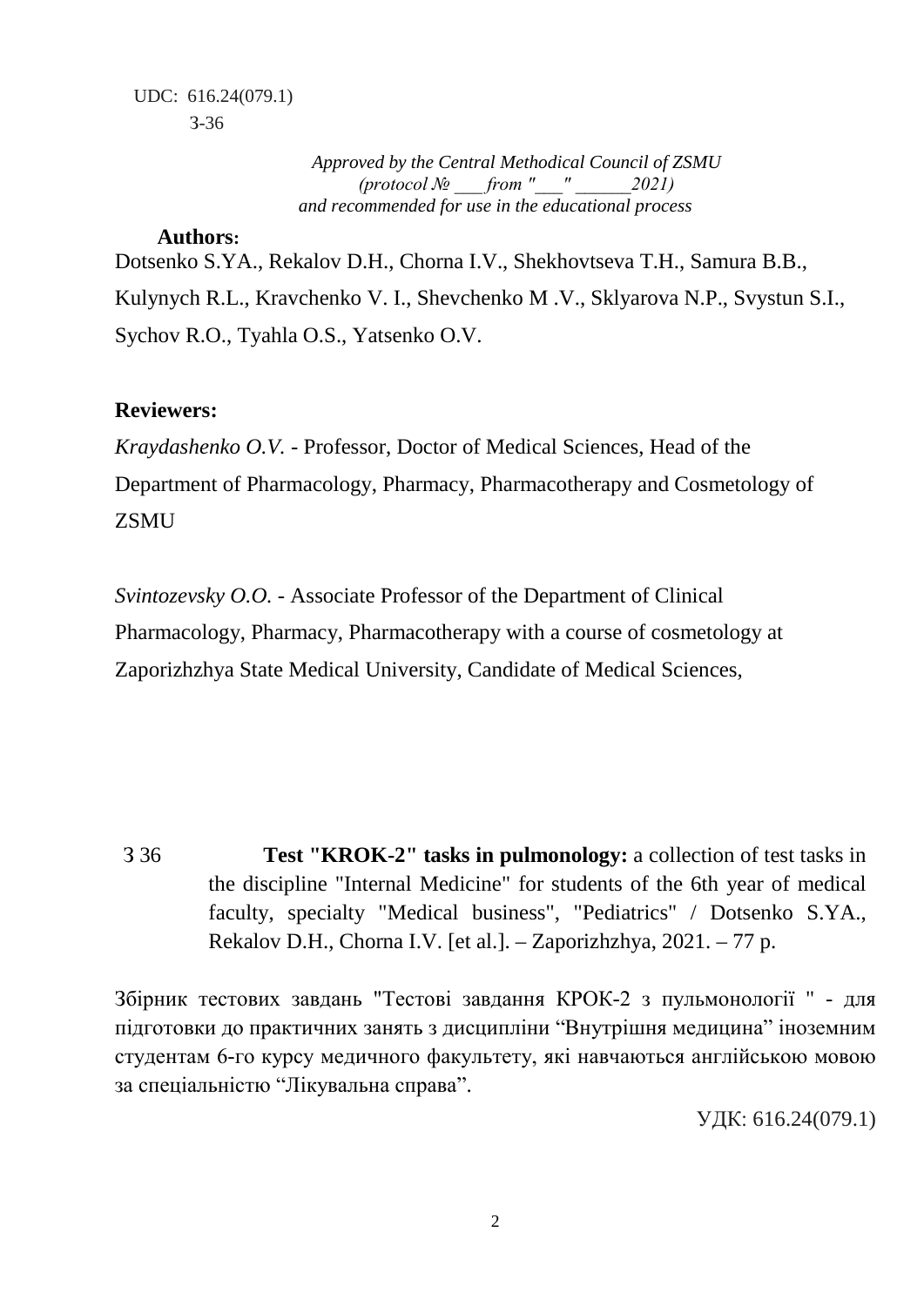UDC: 616.24(079.1)
З-36

*Approved by the Central Methodical Council of ZSMU*
*(protocol № ___ from "___" ______2021)*
*and recommended for use in the educational process*

**Authors:**
Dotsenko S.YA., Rekalov D.H., Chorna I.V., Shekhovtseva T.H., Samura B.B., Kulynych R.L., Kravchenko V. I., Shevchenko M .V., Sklyarova N.P., Svystun S.I., Sychov R.O., Tyahla O.S., Yatsenko O.V.

**Reviewers:**

*Kraydashenko O.V.* - Professor, Doctor of Medical Sciences, Head of the Department of Pharmacology, Pharmacy, Pharmacotherapy and Cosmetology of ZSMU

*Svintozevsky O.O.* - Associate Professor of the Department of Clinical Pharmacology, Pharmacy, Pharmacotherapy with a course of cosmetology at Zaporizhzhya State Medical University, Candidate of Medical Sciences,

З 36 **Test "KROK-2" tasks in pulmonology:** a collection of test tasks in the discipline "Internal Medicine" for students of the 6th year of medical faculty, specialty "Medical business", "Pediatrics" / Dotsenko S.YA., Rekalov D.H., Chorna I.V. [et al.]. – Zaporizhzhya, 2021. – 77 p.

Збірник тестових завдань "Тестові завдання КРОК-2 з пульмонології " - для підготовки до практичних занять з дисципліни “Внутрішня медицина” іноземним студентам 6-го курсу медичного факультету, які навчаються англійською мовою за спеціальністю “Лікувальна справа”.

УДК: 616.24(079.1)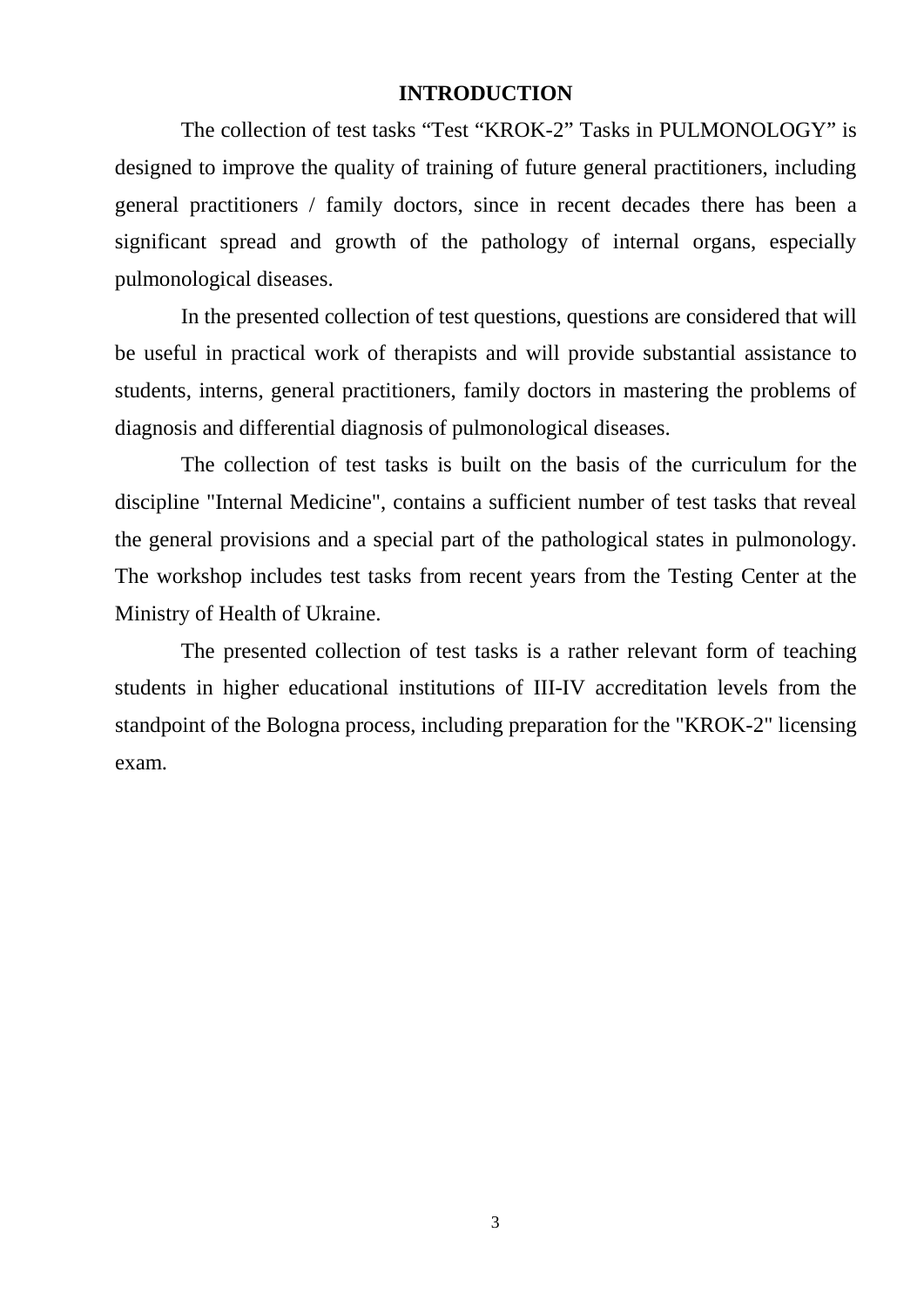# INTRODUCTION

The collection of test tasks “Test “KROK-2” Tasks in PULMONOLOGY” is designed to improve the quality of training of future general practitioners, including general practitioners / family doctors, since in recent decades there has been a significant spread and growth of the pathology of internal organs, especially pulmonological diseases.

In the presented collection of test questions, questions are considered that will be useful in practical work of therapists and will provide substantial assistance to students, interns, general practitioners, family doctors in mastering the problems of diagnosis and differential diagnosis of pulmonological diseases.

The collection of test tasks is built on the basis of the curriculum for the discipline "Internal Medicine", contains a sufficient number of test tasks that reveal the general provisions and a special part of the pathological states in pulmonology. The workshop includes test tasks from recent years from the Testing Center at the Ministry of Health of Ukraine.

The presented collection of test tasks is a rather relevant form of teaching students in higher educational institutions of III-IV accreditation levels from the standpoint of the Bologna process, including preparation for the "KROK-2" licensing exam.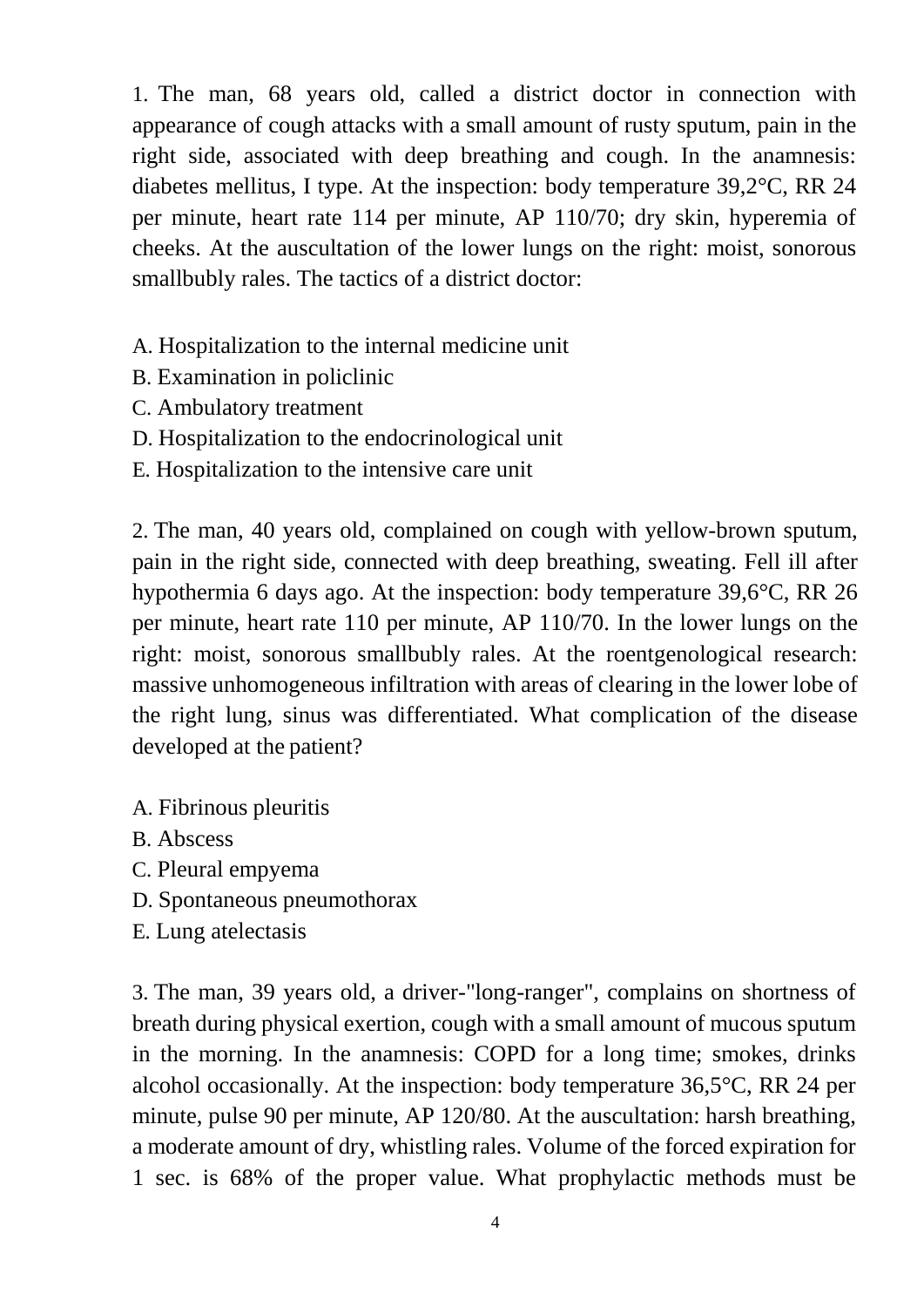1. The man, 68 years old, called a district doctor in connection with appearance of cough attacks with a small amount of rusty sputum, pain in the right side, associated with deep breathing and cough. In the anamnesis: diabetes mellitus, I type. At the inspection: body temperature 39,2°C, RR 24 per minute, heart rate 114 per minute, AP 110/70; dry skin, hyperemia of cheeks. At the auscultation of the lower lungs on the right: moist, sonorous smallbubly rales. The tactics of a district doctor:

A. Hospitalization to the internal medicine unit
B. Examination in policlinic
C. Ambulatory treatment
D. Hospitalization to the endocrinological unit
E. Hospitalization to the intensive care unit

2. The man, 40 years old, complained on cough with yellow-brown sputum, pain in the right side, connected with deep breathing, sweating. Fell ill after hypothermia 6 days ago. At the inspection: body temperature 39,6°C, RR 26 per minute, heart rate 110 per minute, AP 110/70. In the lower lungs on the right: moist, sonorous smallbubly rales. At the roentgenological research: massive unhomogeneous infiltration with areas of clearing in the lower lobe of the right lung, sinus was differentiated. What complication of the disease developed at the patient?

A. Fibrinous pleuritis
B. Abscess
C. Pleural empyema
D. Spontaneous pneumothorax
E. Lung atelectasis

3. The man, 39 years old, a driver-"long-ranger", complains on shortness of breath during physical exertion, cough with a small amount of mucous sputum in the morning. In the anamnesis: COPD for a long time; smokes, drinks alcohol occasionally. At the inspection: body temperature 36,5°C, RR 24 per minute, pulse 90 per minute, AP 120/80. At the auscultation: harsh breathing, a moderate amount of dry, whistling rales. Volume of the forced expiration for 1 sec. is 68% of the proper value. What prophylactic methods must be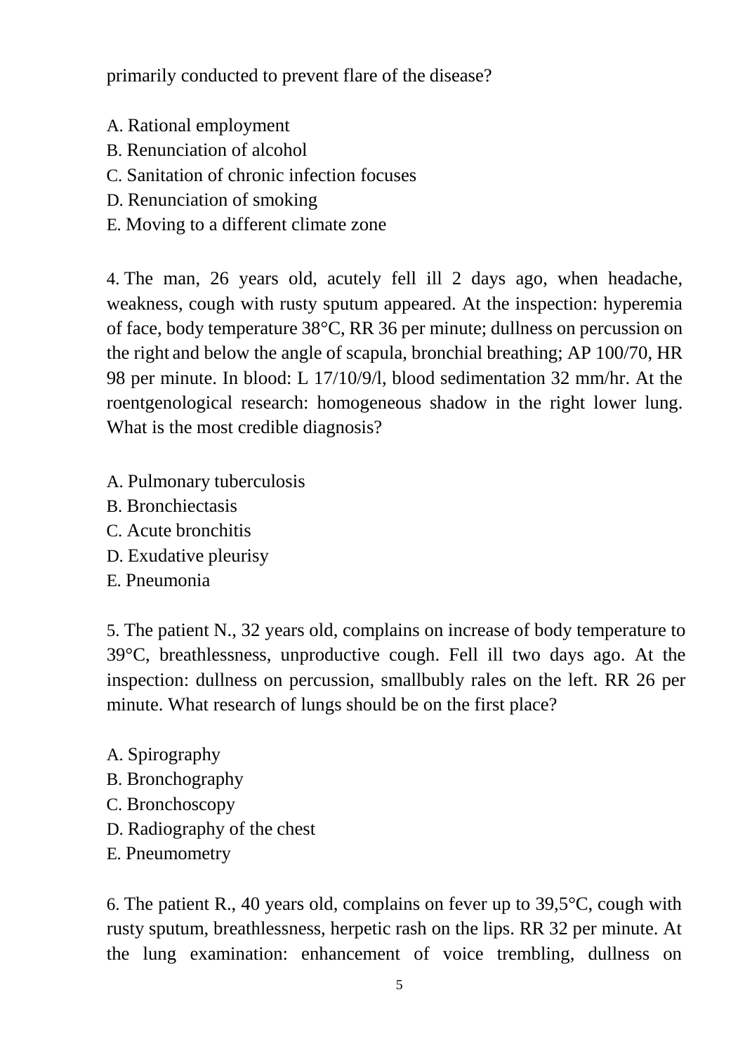primarily conducted to prevent flare of the disease?

A. Rational employment
B. Renunciation of alcohol
C. Sanitation of chronic infection focuses
D. Renunciation of smoking
E. Moving to a different climate zone

4. The man, 26 years old, acutely fell ill 2 days ago, when headache, weakness, cough with rusty sputum appeared. At the inspection: hyperemia of face, body temperature 38°C, RR 36 per minute; dullness on percussion on the right and below the angle of scapula, bronchial breathing; AP 100/70, HR 98 per minute. In blood: L 17/10/9/l, blood sedimentation 32 mm/hr. At the roentgenological research: homogeneous shadow in the right lower lung. What is the most credible diagnosis?

A. Pulmonary tuberculosis
B. Bronchiectasis
C. Acute bronchitis
D. Exudative pleurisy
E. Pneumonia

5. The patient N., 32 years old, complains on increase of body temperature to 39°C, breathlessness, unproductive cough. Fell ill two days ago. At the inspection: dullness on percussion, smallbubly rales on the left. RR 26 per minute. What research of lungs should be on the first place?

A. Spirography
B. Bronchography
C. Bronchoscopy
D. Radiography of the chest
E. Pneumometry

6. The patient R., 40 years old, complains on fever up to 39,5°C, cough with rusty sputum, breathlessness, herpetic rash on the lips. RR 32 per minute. At the lung examination: enhancement of voice trembling, dullness on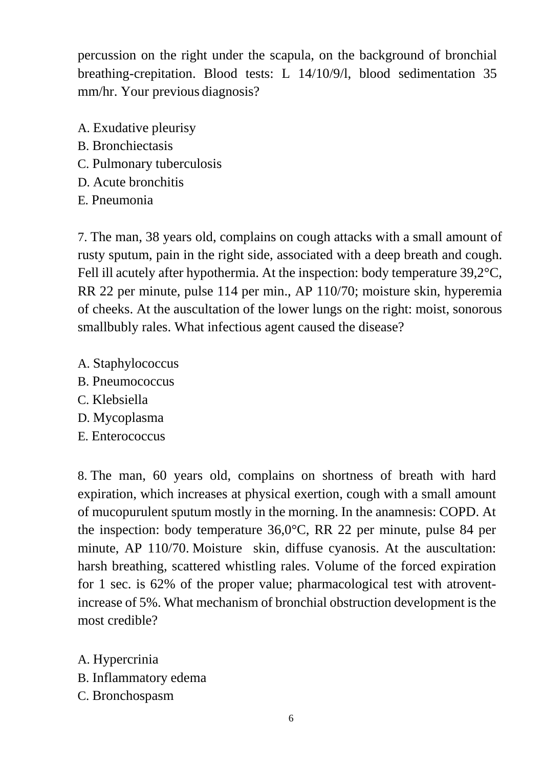percussion on the right under the scapula, on the background of bronchial breathing-crepitation. Blood tests: L 14/10/9/l, blood sedimentation 35 mm/hr. Your previous diagnosis?

A. Exudative pleurisy
B. Bronchiectasis
C. Pulmonary tuberculosis
D. Acute bronchitis
E. Pneumonia

7. The man, 38 years old, complains on cough attacks with a small amount of rusty sputum, pain in the right side, associated with a deep breath and cough. Fell ill acutely after hypothermia. At the inspection: body temperature 39,2°C, RR 22 per minute, pulse 114 per min., AP 110/70; moisture skin, hyperemia of cheeks. At the auscultation of the lower lungs on the right: moist, sonorous smallbubly rales. What infectious agent caused the disease?

A. Staphylococcus
B. Pneumococcus
C. Klebsiella
D. Mycoplasma
E. Enterococcus

8. The man, 60 years old, complains on shortness of breath with hard expiration, which increases at physical exertion, cough with a small amount of mucopurulent sputum mostly in the morning. In the anamnesis: COPD. At the inspection: body temperature 36,0°C, RR 22 per minute, pulse 84 per minute, AP 110/70. Moisture skin, diffuse cyanosis. At the auscultation: harsh breathing, scattered whistling rales. Volume of the forced expiration for 1 sec. is 62% of the proper value; pharmacological test with atrovent-increase of 5%. What mechanism of bronchial obstruction development is the most credible?

A. Hypercrinia
B. Inflammatory edema
C. Bronchospasm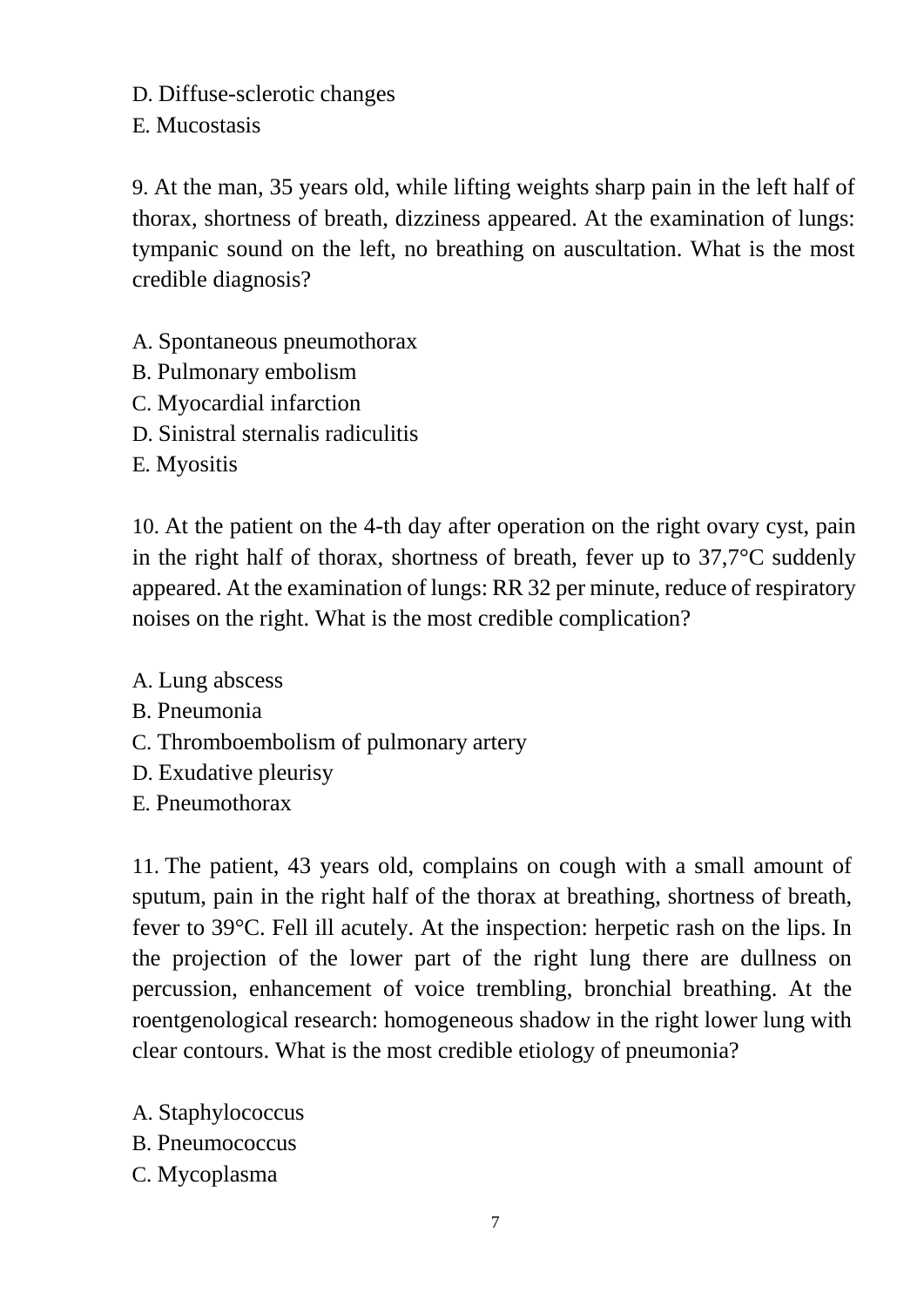D. Diffuse-sclerotic changes
E. Mucostasis

9. At the man, 35 years old, while lifting weights sharp pain in the left half of thorax, shortness of breath, dizziness appeared. At the examination of lungs: tympanic sound on the left, no breathing on auscultation. What is the most credible diagnosis?

A. Spontaneous pneumothorax
B. Pulmonary embolism
C. Myocardial infarction
D. Sinistral sternalis radiculitis
E. Myositis

10. At the patient on the 4-th day after operation on the right ovary cyst, pain in the right half of thorax, shortness of breath, fever up to 37,7°C suddenly appeared. At the examination of lungs: RR 32 per minute, reduce of respiratory noises on the right. What is the most credible complication?

A. Lung abscess
B. Pneumonia
C. Thromboembolism of pulmonary artery
D. Exudative pleurisy
E. Pneumothorax

11. The patient, 43 years old, complains on cough with a small amount of sputum, pain in the right half of the thorax at breathing, shortness of breath, fever to 39°C. Fell ill acutely. At the inspection: herpetic rash on the lips. In the projection of the lower part of the right lung there are dullness on percussion, enhancement of voice trembling, bronchial breathing. At the roentgenological research: homogeneous shadow in the right lower lung with clear contours. What is the most credible etiology of pneumonia?

A. Staphylococcus
B. Pneumococcus
C. Mycoplasma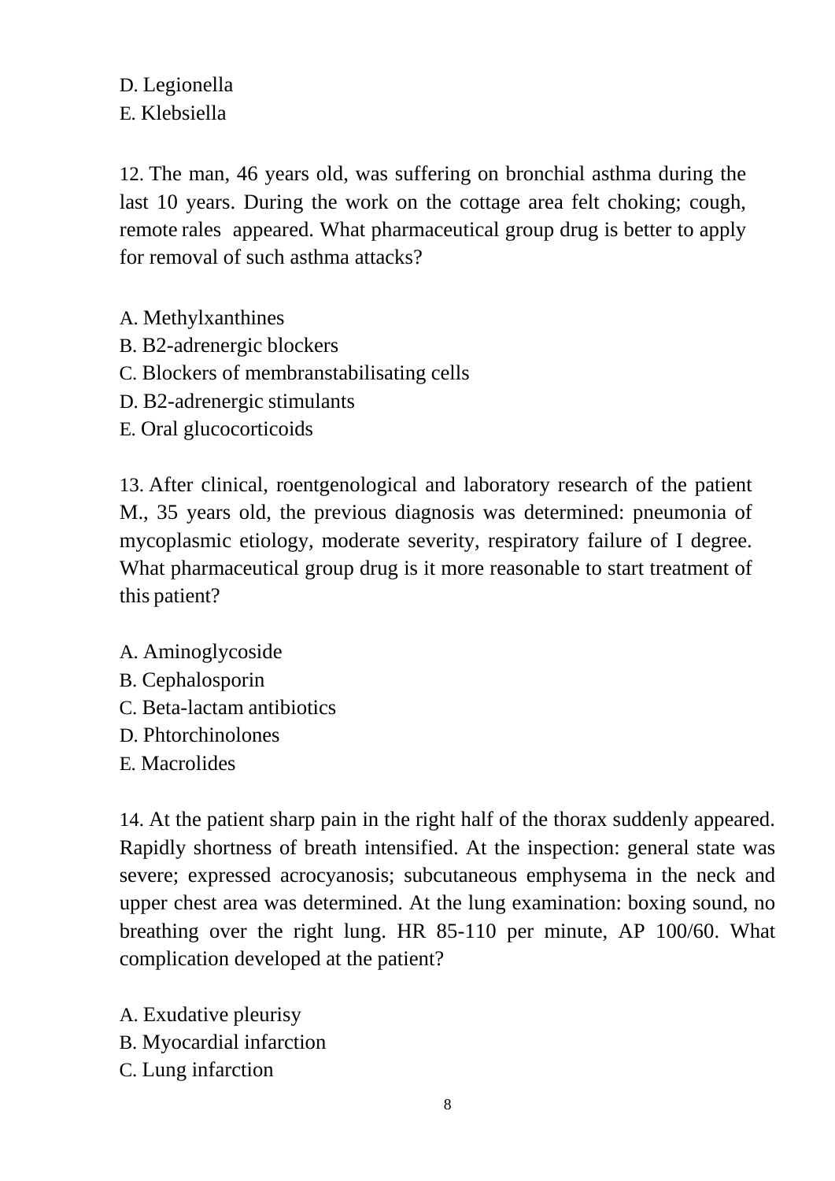D. Legionella
E. Klebsiella

12. The man, 46 years old, was suffering on bronchial asthma during the last 10 years. During the work on the cottage area felt choking; cough, remote rales appeared. What pharmaceutical group drug is better to apply for removal of such asthma attacks?

A. Methylxanthines
B. B2-adrenergic blockers
C. Blockers of membranstabilisating cells
D. B2-adrenergic stimulants
E. Oral glucocorticoids

13. After clinical, roentgenological and laboratory research of the patient M., 35 years old, the previous diagnosis was determined: pneumonia of mycoplasmic etiology, moderate severity, respiratory failure of I degree. What pharmaceutical group drug is it more reasonable to start treatment of this patient?

A. Aminoglycoside
B. Cephalosporin
C. Beta-lactam antibiotics
D. Phtorchinolones
E. Macrolides

14. At the patient sharp pain in the right half of the thorax suddenly appeared. Rapidly shortness of breath intensified. At the inspection: general state was severe; expressed acrocyanosis; subcutaneous emphysema in the neck and upper chest area was determined. At the lung examination: boxing sound, no breathing over the right lung. HR 85-110 per minute, AP 100/60. What complication developed at the patient?

A. Exudative pleurisy
B. Myocardial infarction
C. Lung infarction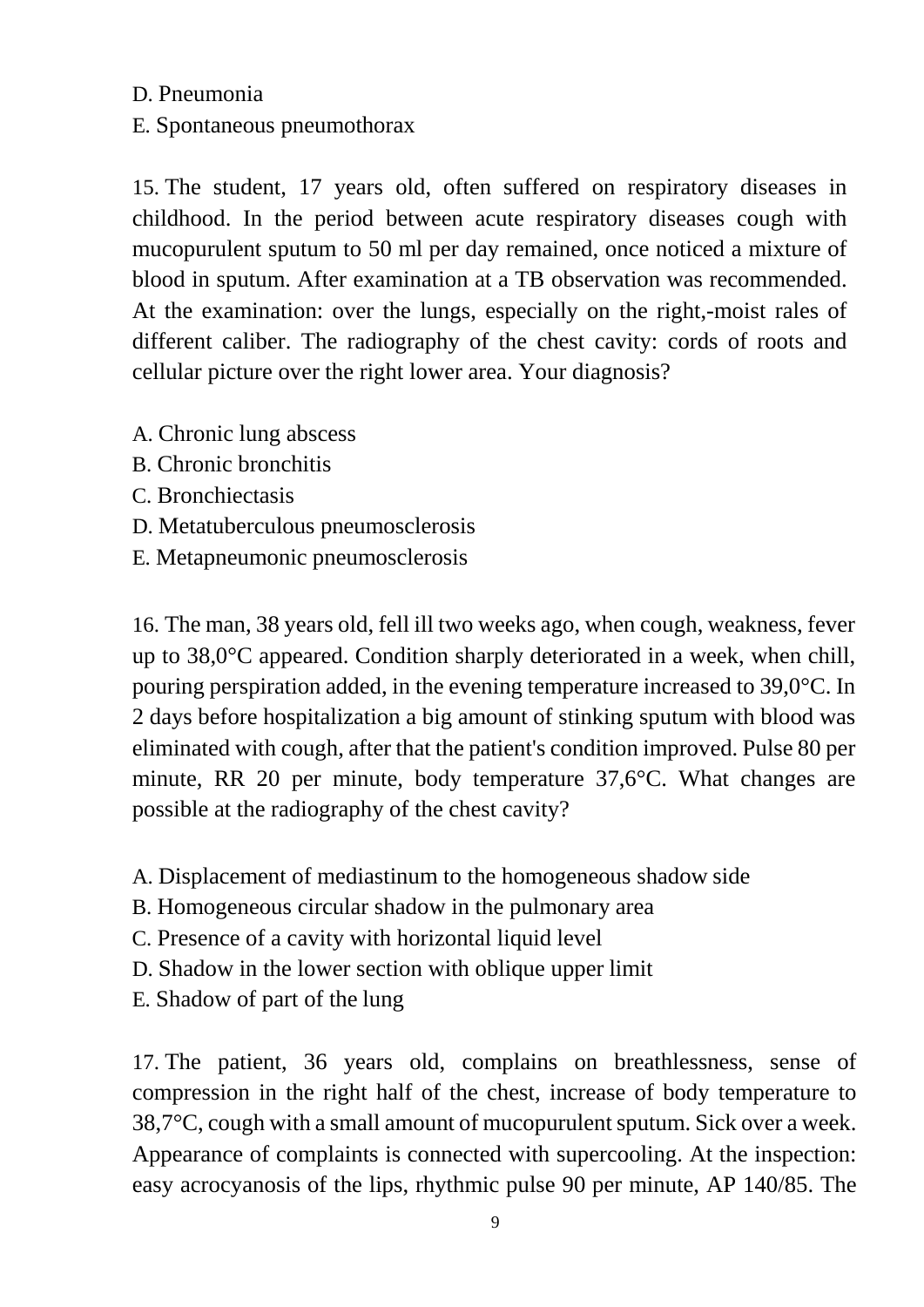D. Pneumonia
E. Spontaneous pneumothorax

15. The student, 17 years old, often suffered on respiratory diseases in childhood. In the period between acute respiratory diseases cough with mucopurulent sputum to 50 ml per day remained, once noticed a mixture of blood in sputum. After examination at a TB observation was recommended. At the examination: over the lungs, especially on the right,-moist rales of different caliber. The radiography of the chest cavity: cords of roots and cellular picture over the right lower area. Your diagnosis?

A. Chronic lung abscess
B. Chronic bronchitis
C. Bronchiectasis
D. Metatuberculous pneumosclerosis
E. Metapneumonic pneumosclerosis

16. The man, 38 years old, fell ill two weeks ago, when cough, weakness, fever up to 38,0°C appeared. Condition sharply deteriorated in a week, when chill, pouring perspiration added, in the evening temperature increased to 39,0°C. In 2 days before hospitalization a big amount of stinking sputum with blood was eliminated with cough, after that the patient's condition improved. Pulse 80 per minute, RR 20 per minute, body temperature 37,6°C. What changes are possible at the radiography of the chest cavity?

A. Displacement of mediastinum to the homogeneous shadow side
B. Homogeneous circular shadow in the pulmonary area
C. Presence of a cavity with horizontal liquid level
D. Shadow in the lower section with oblique upper limit
E. Shadow of part of the lung

17. The patient, 36 years old, complains on breathlessness, sense of compression in the right half of the chest, increase of body temperature to 38,7°C, cough with a small amount of mucopurulent sputum. Sick over a week. Appearance of complaints is connected with supercooling. At the inspection: easy acrocyanosis of the lips, rhythmic pulse 90 per minute, AP 140/85. The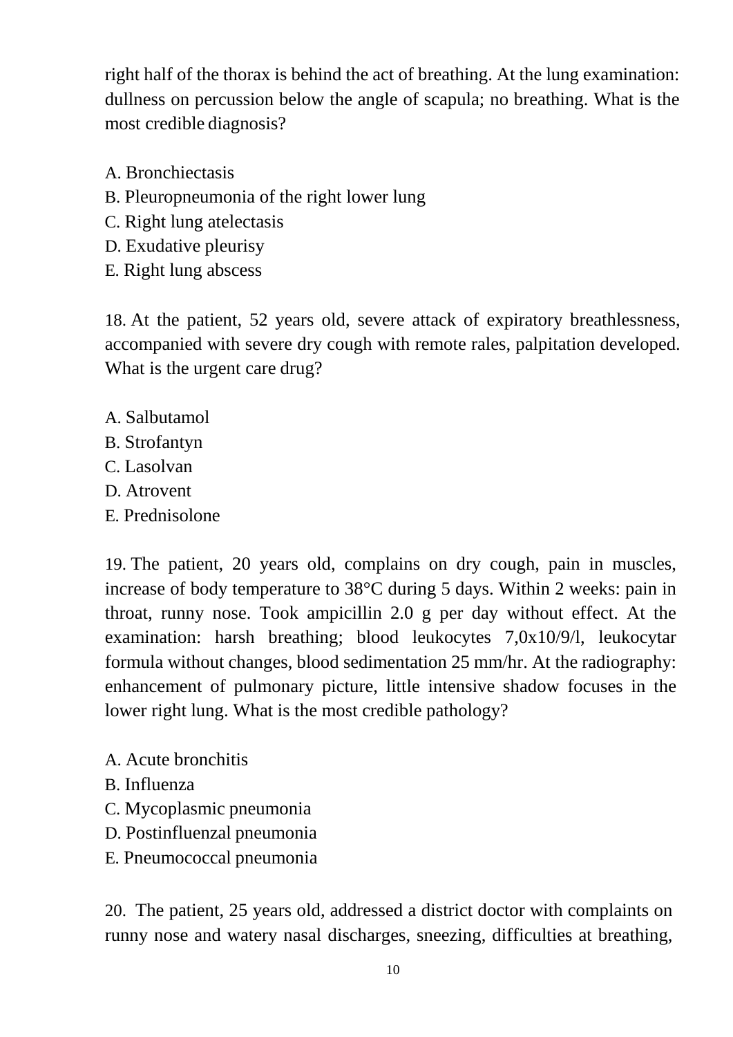right half of the thorax is behind the act of breathing. At the lung examination: dullness on percussion below the angle of scapula; no breathing. What is the most credible diagnosis?

A. Bronchiectasis
B. Pleuropneumonia of the right lower lung
C. Right lung atelectasis
D. Exudative pleurisy
E. Right lung abscess

18. At the patient, 52 years old, severe attack of expiratory breathlessness, accompanied with severe dry cough with remote rales, palpitation developed. What is the urgent care drug?

A. Salbutamol
B. Strofantyn
C. Lasolvan
D. Atrovent
E. Prednisolone

19. The patient, 20 years old, complains on dry cough, pain in muscles, increase of body temperature to 38°C during 5 days. Within 2 weeks: pain in throat, runny nose. Took ampicillin 2.0 g per day without effect. At the examination: harsh breathing; blood leukocytes 7,0x10/9/l, leukocytar formula without changes, blood sedimentation 25 mm/hr. At the radiography: enhancement of pulmonary picture, little intensive shadow focuses in the lower right lung. What is the most credible pathology?

A. Acute bronchitis
B. Influenza
C. Mycoplasmic pneumonia
D. Postinfluenzal pneumonia
E. Pneumococcal pneumonia

20. The patient, 25 years old, addressed a district doctor with complaints on runny nose and watery nasal discharges, sneezing, difficulties at breathing,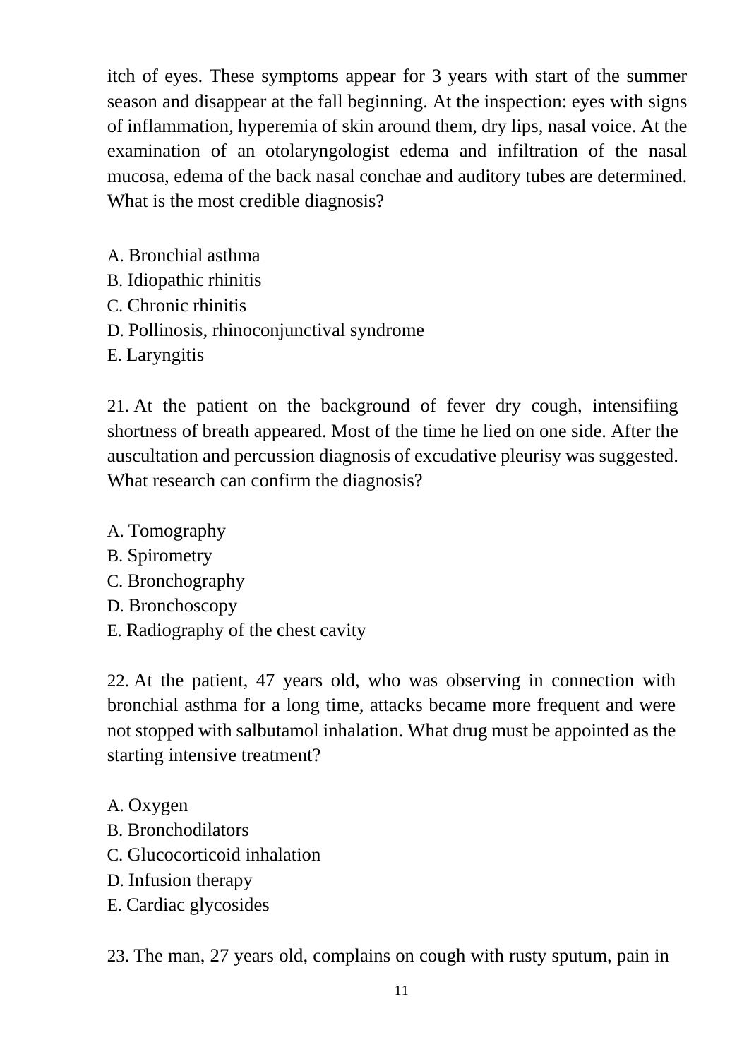itch of eyes. These symptoms appear for 3 years with start of the summer season and disappear at the fall beginning. At the inspection: eyes with signs of inflammation, hyperemia of skin around them, dry lips, nasal voice. At the examination of an otolaryngologist edema and infiltration of the nasal mucosa, edema of the back nasal conchae and auditory tubes are determined. What is the most credible diagnosis?

A. Bronchial asthma
B. Idiopathic rhinitis
C. Chronic rhinitis
D. Pollinosis, rhinoconjunctival syndrome
E. Laryngitis

21. At the patient on the background of fever dry cough, intensifiing shortness of breath appeared. Most of the time he lied on one side. After the auscultation and percussion diagnosis of excudative pleurisy was suggested. What research can confirm the diagnosis?

A. Tomography
B. Spirometry
C. Bronchography
D. Bronchoscopy
E. Radiography of the chest cavity

22. At the patient, 47 years old, who was observing in connection with bronchial asthma for a long time, attacks became more frequent and were not stopped with salbutamol inhalation. What drug must be appointed as the starting intensive treatment?

A. Oxygen
B. Bronchodilators
C. Glucocorticoid inhalation
D. Infusion therapy
E. Cardiac glycosides

23. The man, 27 years old, complains on cough with rusty sputum, pain in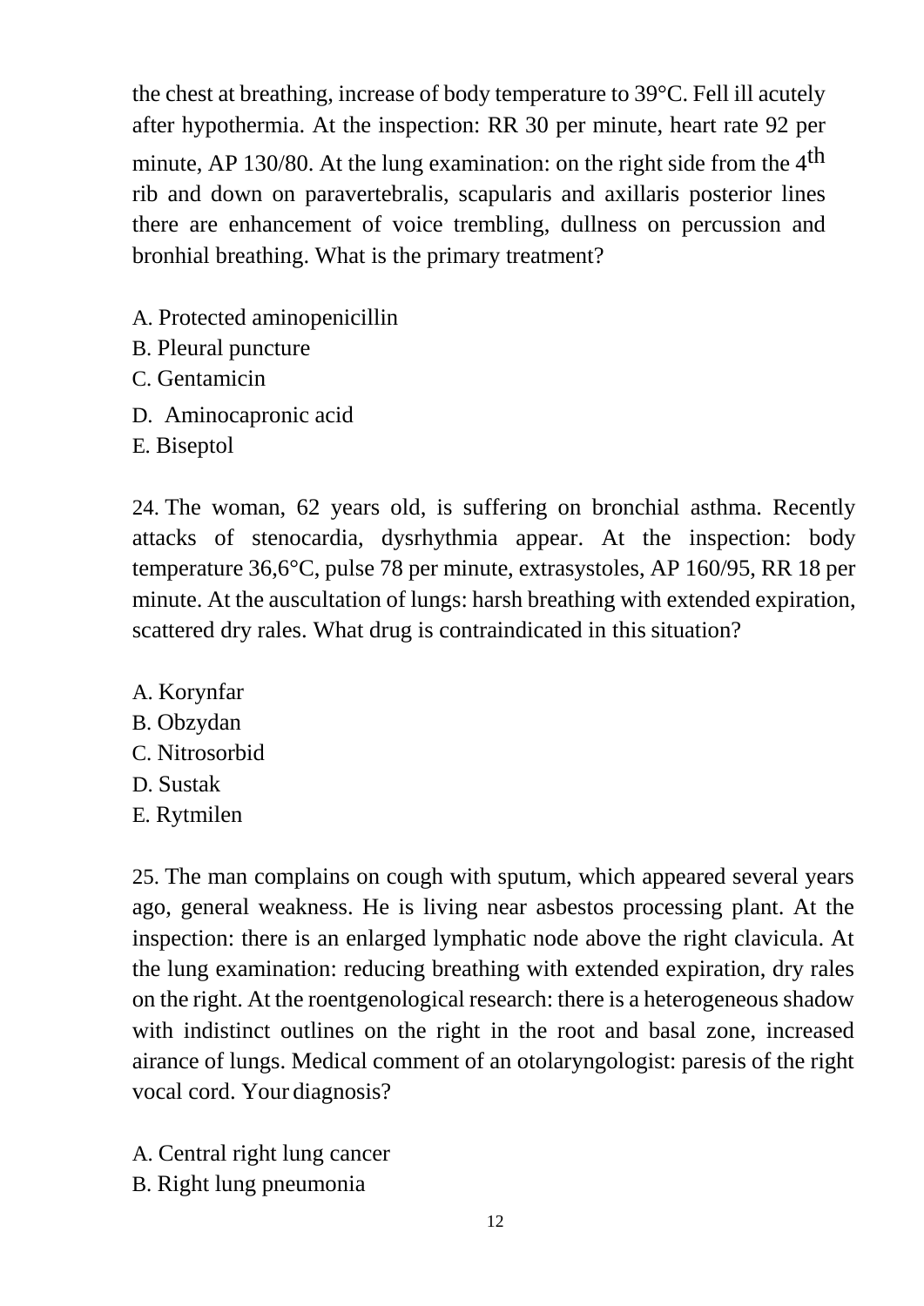the chest at breathing, increase of body temperature to 39°C. Fell ill acutely after hypothermia. At the inspection: RR 30 per minute, heart rate 92 per minute, AP 130/80. At the lung examination: on the right side from the 4th rib and down on paravertebralis, scapularis and axillaris posterior lines there are enhancement of voice trembling, dullness on percussion and bronhial breathing. What is the primary treatment?

A. Protected aminopenicillin
B. Pleural puncture
C. Gentamicin
D. Aminocapronic acid
E. Biseptol

24. The woman, 62 years old, is suffering on bronchial asthma. Recently attacks of stenocardia, dysrhythmia appear. At the inspection: body temperature 36,6°C, pulse 78 per minute, extrasystoles, AP 160/95, RR 18 per minute. At the auscultation of lungs: harsh breathing with extended expiration, scattered dry rales. What drug is contraindicated in this situation?

A. Korynfar
B. Obzydan
C. Nitrosorbid
D. Sustak
E. Rytmilen

25. The man complains on cough with sputum, which appeared several years ago, general weakness. He is living near asbestos processing plant. At the inspection: there is an enlarged lymphatic node above the right clavicula. At the lung examination: reducing breathing with extended expiration, dry rales on the right. At the roentgenological research: there is a heterogeneous shadow with indistinct outlines on the right in the root and basal zone, increased airance of lungs. Medical comment of an otolaryngologist: paresis of the right vocal cord. Your diagnosis?

A. Central right lung cancer
B. Right lung pneumonia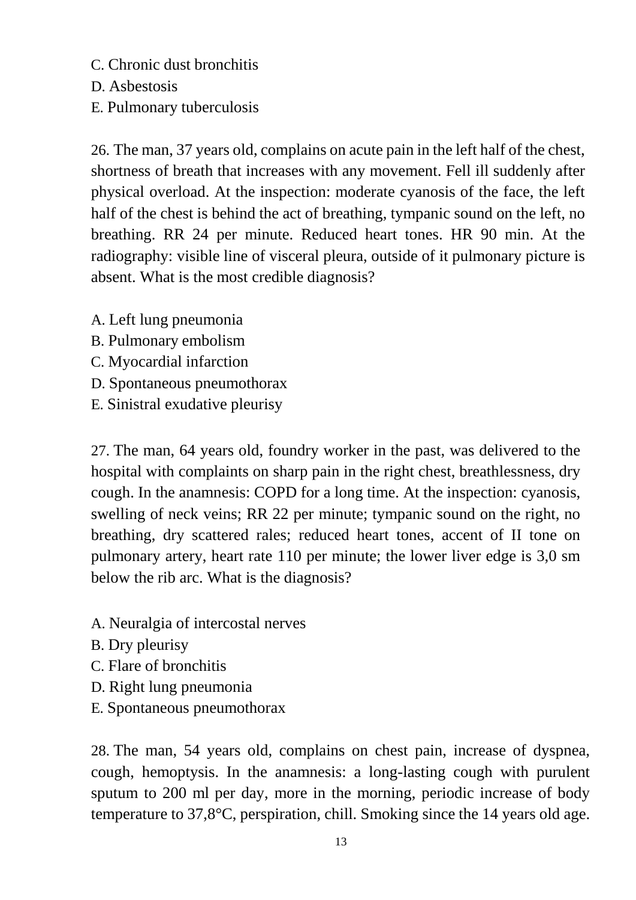C. Chronic dust bronchitis
D. Asbestosis
E. Pulmonary tuberculosis

26. The man, 37 years old, complains on acute pain in the left half of the chest, shortness of breath that increases with any movement. Fell ill suddenly after physical overload. At the inspection: moderate cyanosis of the face, the left half of the chest is behind the act of breathing, tympanic sound on the left, no breathing. RR 24 per minute. Reduced heart tones. HR 90 min. At the radiography: visible line of visceral pleura, outside of it pulmonary picture is absent. What is the most credible diagnosis?

A. Left lung pneumonia
B. Pulmonary embolism
C. Myocardial infarction
D. Spontaneous pneumothorax
E. Sinistral exudative pleurisy

27. The man, 64 years old, foundry worker in the past, was delivered to the hospital with complaints on sharp pain in the right chest, breathlessness, dry cough. In the anamnesis: COPD for a long time. At the inspection: cyanosis, swelling of neck veins; RR 22 per minute; tympanic sound on the right, no breathing, dry scattered rales; reduced heart tones, accent of II tone on pulmonary artery, heart rate 110 per minute; the lower liver edge is 3,0 sm below the rib arc. What is the diagnosis?

A. Neuralgia of intercostal nerves
B. Dry pleurisy
C. Flare of bronchitis
D. Right lung pneumonia
E. Spontaneous pneumothorax

28. The man, 54 years old, complains on chest pain, increase of dyspnea, cough, hemoptysis. In the anamnesis: a long-lasting cough with purulent sputum to 200 ml per day, more in the morning, periodic increase of body temperature to 37,8°C, perspiration, chill. Smoking since the 14 years old age.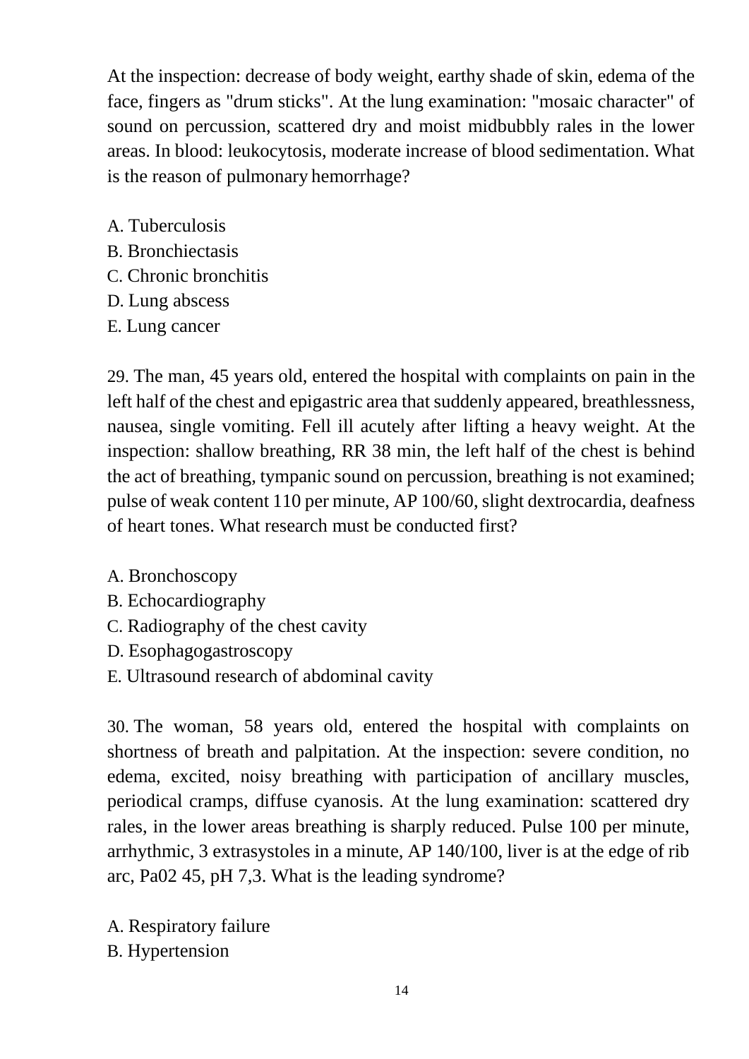At the inspection: decrease of body weight, earthy shade of skin, edema of the face, fingers as "drum sticks". At the lung examination: "mosaic character" of sound on percussion, scattered dry and moist midbubbly rales in the lower areas. In blood: leukocytosis, moderate increase of blood sedimentation. What is the reason of pulmonary hemorrhage?

A. Tuberculosis
B. Bronchiectasis
C. Chronic bronchitis
D. Lung abscess
E. Lung cancer

29. The man, 45 years old, entered the hospital with complaints on pain in the left half of the chest and epigastric area that suddenly appeared, breathlessness, nausea, single vomiting. Fell ill acutely after lifting a heavy weight. At the inspection: shallow breathing, RR 38 min, the left half of the chest is behind the act of breathing, tympanic sound on percussion, breathing is not examined; pulse of weak content 110 per minute, AP 100/60, slight dextrocardia, deafness of heart tones. What research must be conducted first?

A. Bronchoscopy
B. Echocardiography
C. Radiography of the chest cavity
D. Esophagogastroscopy
E. Ultrasound research of abdominal cavity

30. The woman, 58 years old, entered the hospital with complaints on shortness of breath and palpitation. At the inspection: severe condition, no edema, excited, noisy breathing with participation of ancillary muscles, periodical cramps, diffuse cyanosis. At the lung examination: scattered dry rales, in the lower areas breathing is sharply reduced. Pulse 100 per minute, arrhythmic, 3 extrasystoles in a minute, AP 140/100, liver is at the edge of rib arc, Pa02 45, pH 7,3. What is the leading syndrome?

A. Respiratory failure
B. Hypertension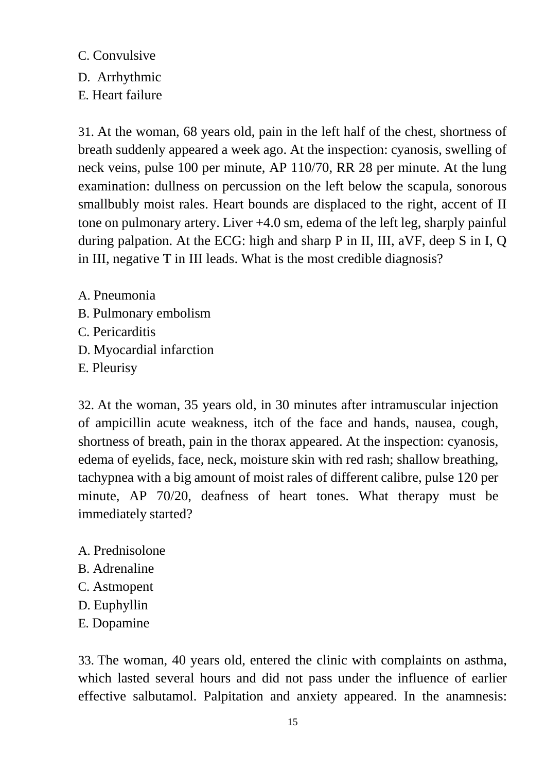C. Convulsive
D. Arrhythmic
E. Heart failure

31. At the woman, 68 years old, pain in the left half of the chest, shortness of breath suddenly appeared a week ago. At the inspection: cyanosis, swelling of neck veins, pulse 100 per minute, AP 110/70, RR 28 per minute. At the lung examination: dullness on percussion on the left below the scapula, sonorous smallbubly moist rales. Heart bounds are displaced to the right, accent of II tone on pulmonary artery. Liver +4.0 sm, edema of the left leg, sharply painful during palpation. At the ECG: high and sharp P in II, III, aVF, deep S in I, Q in III, negative T in III leads. What is the most credible diagnosis?

A. Pneumonia
B. Pulmonary embolism
C. Pericarditis
D. Myocardial infarction
E. Pleurisy

32. At the woman, 35 years old, in 30 minutes after intramuscular injection of ampicillin acute weakness, itch of the face and hands, nausea, cough, shortness of breath, pain in the thorax appeared. At the inspection: cyanosis, edema of eyelids, face, neck, moisture skin with red rash; shallow breathing, tachypnea with a big amount of moist rales of different calibre, pulse 120 per minute, AP 70/20, deafness of heart tones. What therapy must be immediately started?

A. Prednisolone
B. Adrenaline
C. Astmopent
D. Euphyllin
E. Dopamine

33. The woman, 40 years old, entered the clinic with complaints on asthma, which lasted several hours and did not pass under the influence of earlier effective salbutamol. Palpitation and anxiety appeared. In the anamnesis: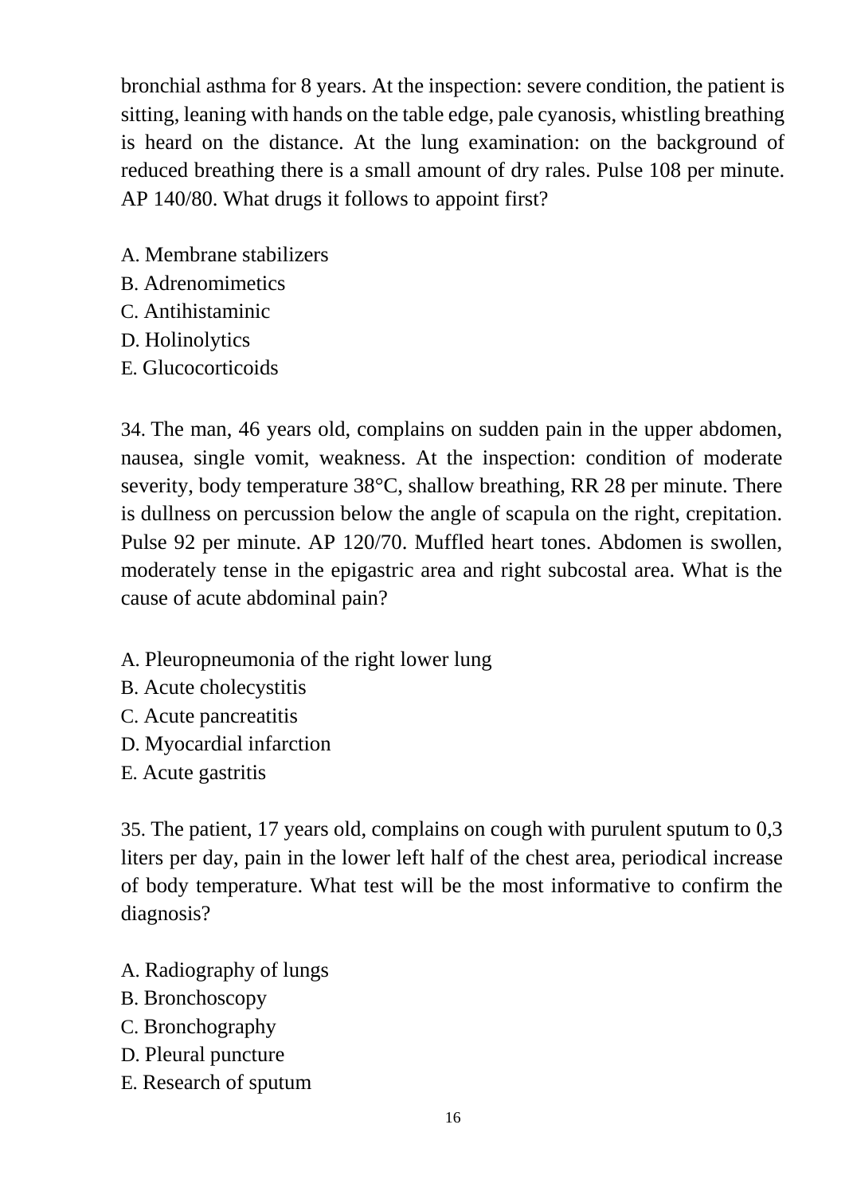bronchial asthma for 8 years. At the inspection: severe condition, the patient is sitting, leaning with hands on the table edge, pale cyanosis, whistling breathing is heard on the distance. At the lung examination: on the background of reduced breathing there is a small amount of dry rales. Pulse 108 per minute. AP 140/80. What drugs it follows to appoint first?

A. Membrane stabilizers
B. Adrenomimetics
C. Antihistaminic
D. Holinolytics
E. Glucocorticoids

34. The man, 46 years old, complains on sudden pain in the upper abdomen, nausea, single vomit, weakness. At the inspection: condition of moderate severity, body temperature 38°C, shallow breathing, RR 28 per minute. There is dullness on percussion below the angle of scapula on the right, crepitation. Pulse 92 per minute. AP 120/70. Muffled heart tones. Abdomen is swollen, moderately tense in the epigastric area and right subcostal area. What is the cause of acute abdominal pain?

A. Pleuropneumonia of the right lower lung
B. Acute cholecystitis
C. Acute pancreatitis
D. Myocardial infarction
E. Acute gastritis

35. The patient, 17 years old, complains on cough with purulent sputum to 0,3 liters per day, pain in the lower left half of the chest area, periodical increase of body temperature. What test will be the most informative to confirm the diagnosis?

A. Radiography of lungs
B. Bronchoscopy
C. Bronchography
D. Pleural puncture
E. Research of sputum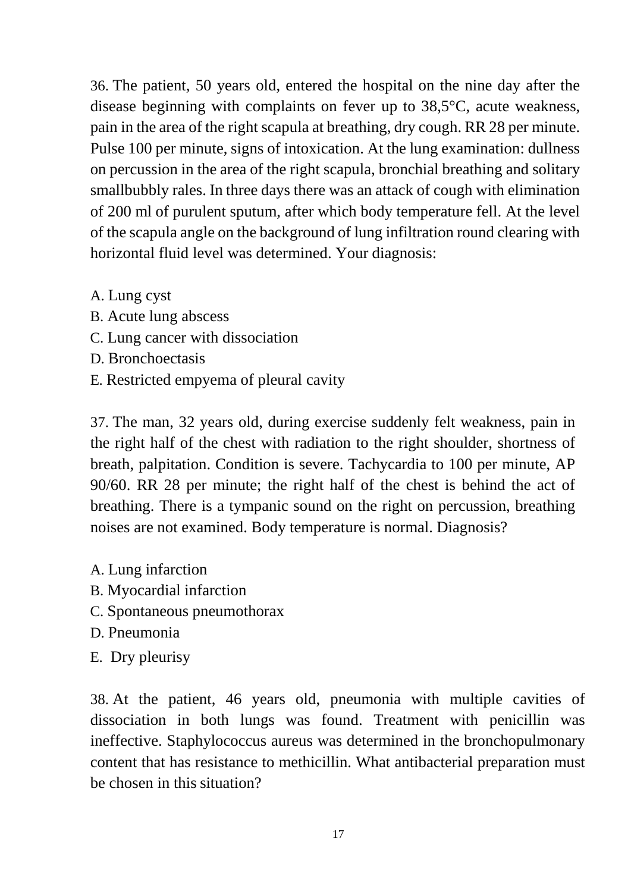36. The patient, 50 years old, entered the hospital on the nine day after the disease beginning with complaints on fever up to 38,5°C, acute weakness, pain in the area of the right scapula at breathing, dry cough. RR 28 per minute. Pulse 100 per minute, signs of intoxication. At the lung examination: dullness on percussion in the area of the right scapula, bronchial breathing and solitary smallbubbly rales. In three days there was an attack of cough with elimination of 200 ml of purulent sputum, after which body temperature fell. At the level of the scapula angle on the background of lung infiltration round clearing with horizontal fluid level was determined. Your diagnosis:

A. Lung cyst
B. Acute lung abscess
C. Lung cancer with dissociation
D. Bronchoectasis
E. Restricted empyema of pleural cavity

37. The man, 32 years old, during exercise suddenly felt weakness, pain in the right half of the chest with radiation to the right shoulder, shortness of breath, palpitation. Condition is severe. Tachycardia to 100 per minute, AP 90/60. RR 28 per minute; the right half of the chest is behind the act of breathing. There is a tympanic sound on the right on percussion, breathing noises are not examined. Body temperature is normal. Diagnosis?

A. Lung infarction
B. Myocardial infarction
C. Spontaneous pneumothorax
D. Pneumonia
E. Dry pleurisy

38. At the patient, 46 years old, pneumonia with multiple cavities of dissociation in both lungs was found. Treatment with penicillin was ineffective. Staphylococcus aureus was determined in the bronchopulmonary content that has resistance to methicillin. What antibacterial preparation must be chosen in this situation?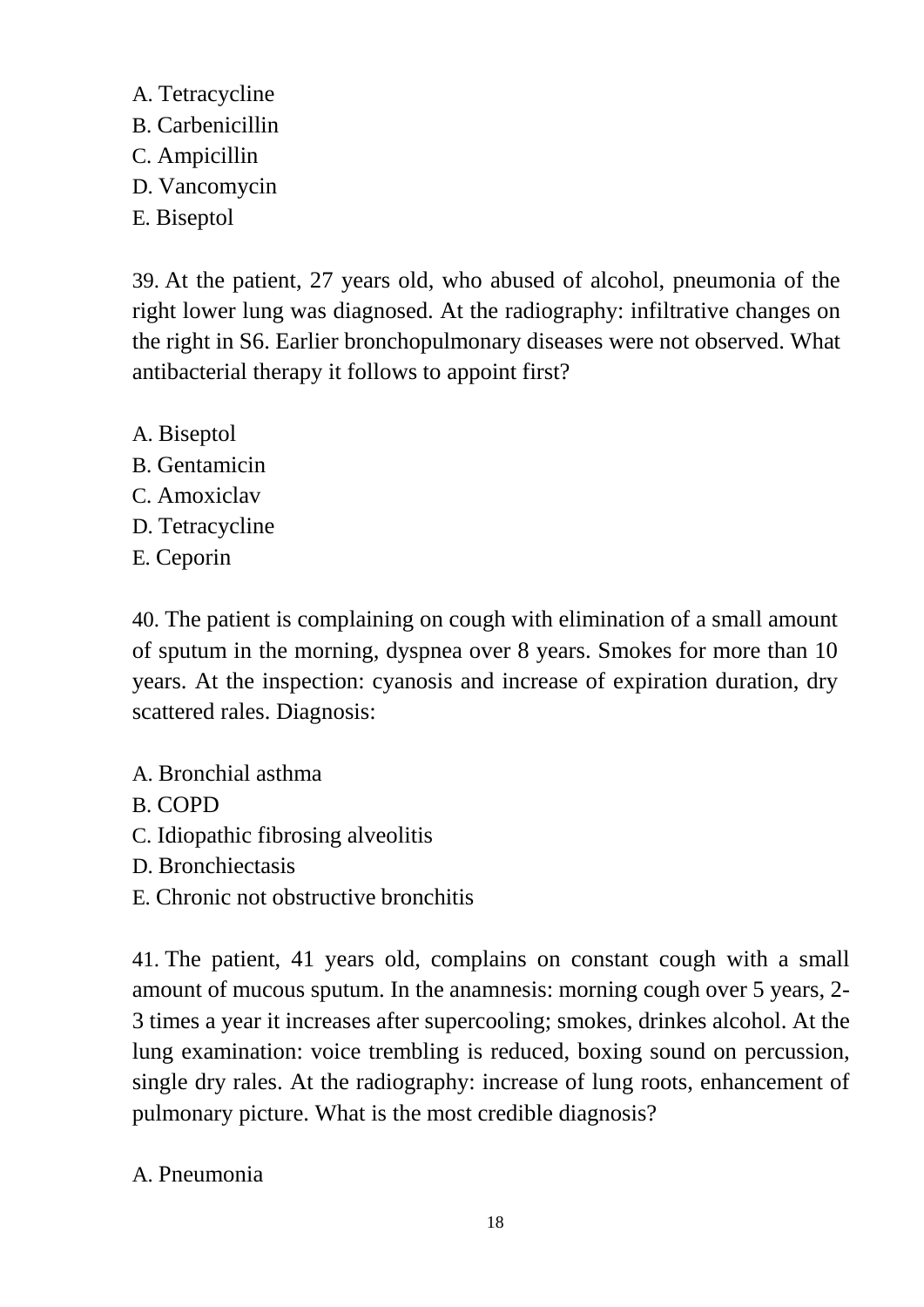A. Tetracycline
B. Carbenicillin
C. Ampicillin
D. Vancomycin
E. Biseptol

39. At the patient, 27 years old, who abused of alcohol, pneumonia of the right lower lung was diagnosed. At the radiography: infiltrative changes on the right in S6. Earlier bronchopulmonary diseases were not observed. What antibacterial therapy it follows to appoint first?

A. Biseptol
B. Gentamicin
C. Amoxiclav
D. Tetracycline
E. Ceporin

40. The patient is complaining on cough with elimination of a small amount of sputum in the morning, dyspnea over 8 years. Smokes for more than 10 years. At the inspection: cyanosis and increase of expiration duration, dry scattered rales. Diagnosis:

A. Bronchial asthma
B. COPD
C. Idiopathic fibrosing alveolitis
D. Bronchiectasis
E. Chronic not obstructive bronchitis

41. The patient, 41 years old, complains on constant cough with a small amount of mucous sputum. In the anamnesis: morning cough over 5 years, 2-3 times a year it increases after supercooling; smokes, drinkes alcohol. At the lung examination: voice trembling is reduced, boxing sound on percussion, single dry rales. At the radiography: increase of lung roots, enhancement of pulmonary picture. What is the most credible diagnosis?

A. Pneumonia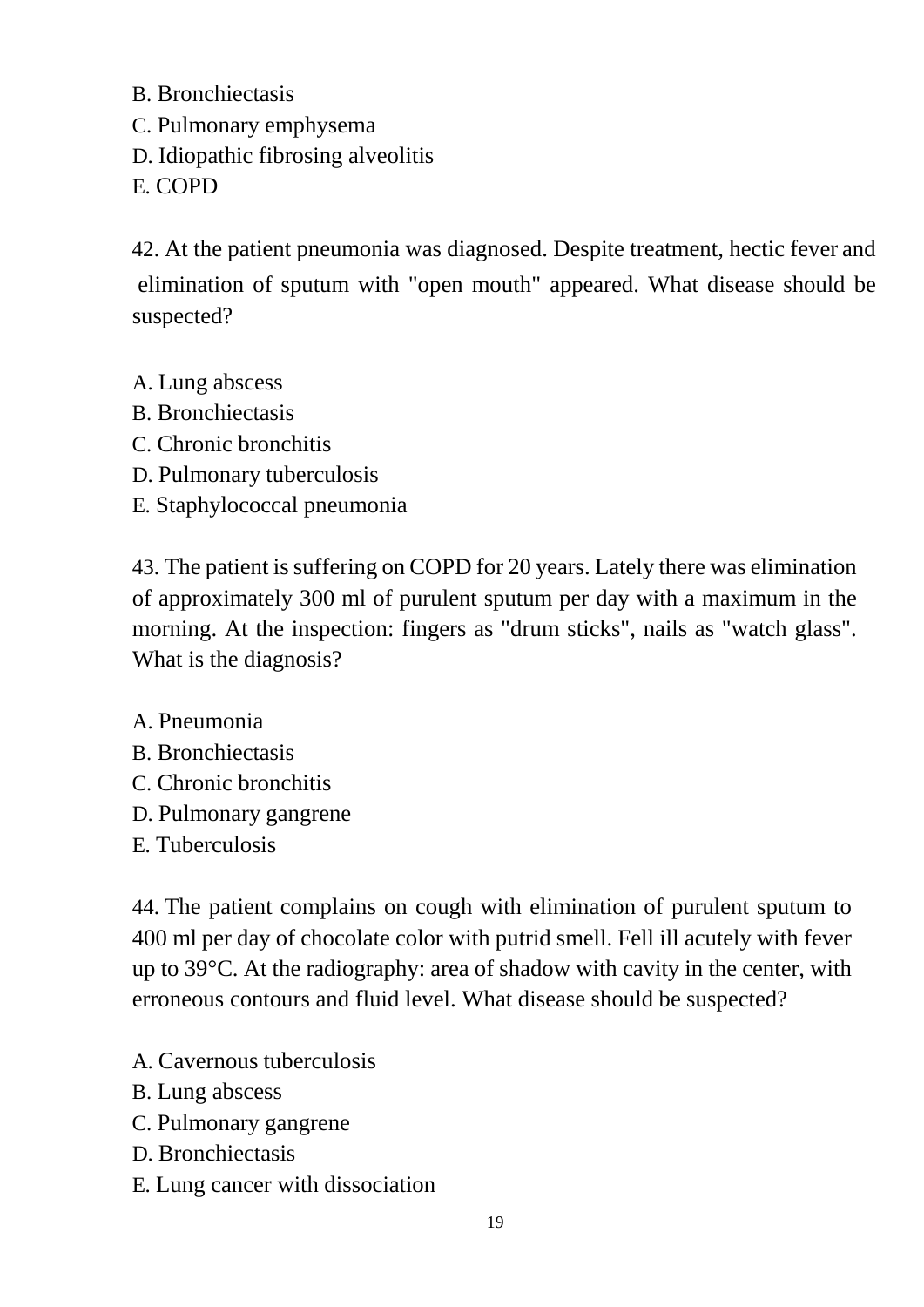B. Bronchiectasis
C. Pulmonary emphysema
D. Idiopathic fibrosing alveolitis
E. COPD

42. At the patient pneumonia was diagnosed. Despite treatment, hectic fever and elimination of sputum with "open mouth" appeared. What disease should be suspected?

A. Lung abscess
B. Bronchiectasis
C. Chronic bronchitis
D. Pulmonary tuberculosis
E. Staphylococcal pneumonia

43. The patient is suffering on COPD for 20 years. Lately there was elimination of approximately 300 ml of purulent sputum per day with a maximum in the morning. At the inspection: fingers as "drum sticks", nails as "watch glass". What is the diagnosis?

A. Pneumonia
B. Bronchiectasis
C. Chronic bronchitis
D. Pulmonary gangrene
E. Tuberculosis

44. The patient complains on cough with elimination of purulent sputum to 400 ml per day of chocolate color with putrid smell. Fell ill acutely with fever up to 39°C. At the radiography: area of shadow with cavity in the center, with erroneous contours and fluid level. What disease should be suspected?

A. Cavernous tuberculosis
B. Lung abscess
C. Pulmonary gangrene
D. Bronchiectasis
E. Lung cancer with dissociation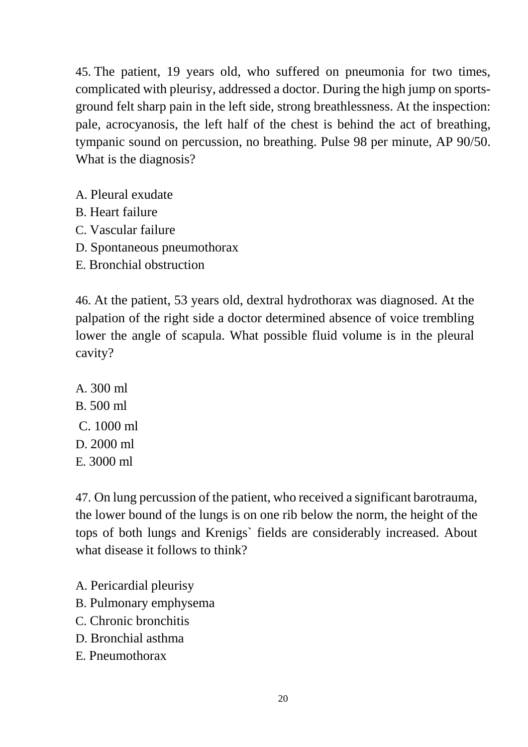45. The patient, 19 years old, who suffered on pneumonia for two times, complicated with pleurisy, addressed a doctor. During the high jump on sports-ground felt sharp pain in the left side, strong breathlessness. At the inspection: pale, acrocyanosis, the left half of the chest is behind the act of breathing, tympanic sound on percussion, no breathing. Pulse 98 per minute, AP 90/50. What is the diagnosis?

A. Pleural exudate
B. Heart failure
C. Vascular failure
D. Spontaneous pneumothorax
E. Bronchial obstruction

46. At the patient, 53 years old, dextral hydrothorax was diagnosed. At the palpation of the right side a doctor determined absence of voice trembling lower the angle of scapula. What possible fluid volume is in the pleural cavity?

A. 300 ml
B. 500 ml
C. 1000 ml
D. 2000 ml
E. 3000 ml

47. On lung percussion of the patient, who received a significant barotrauma, the lower bound of the lungs is on one rib below the norm, the height of the tops of both lungs and Krenigs` fields are considerably increased. About what disease it follows to think?

A. Pericardial pleurisy
B. Pulmonary emphysema
C. Chronic bronchitis
D. Bronchial asthma
E. Pneumothorax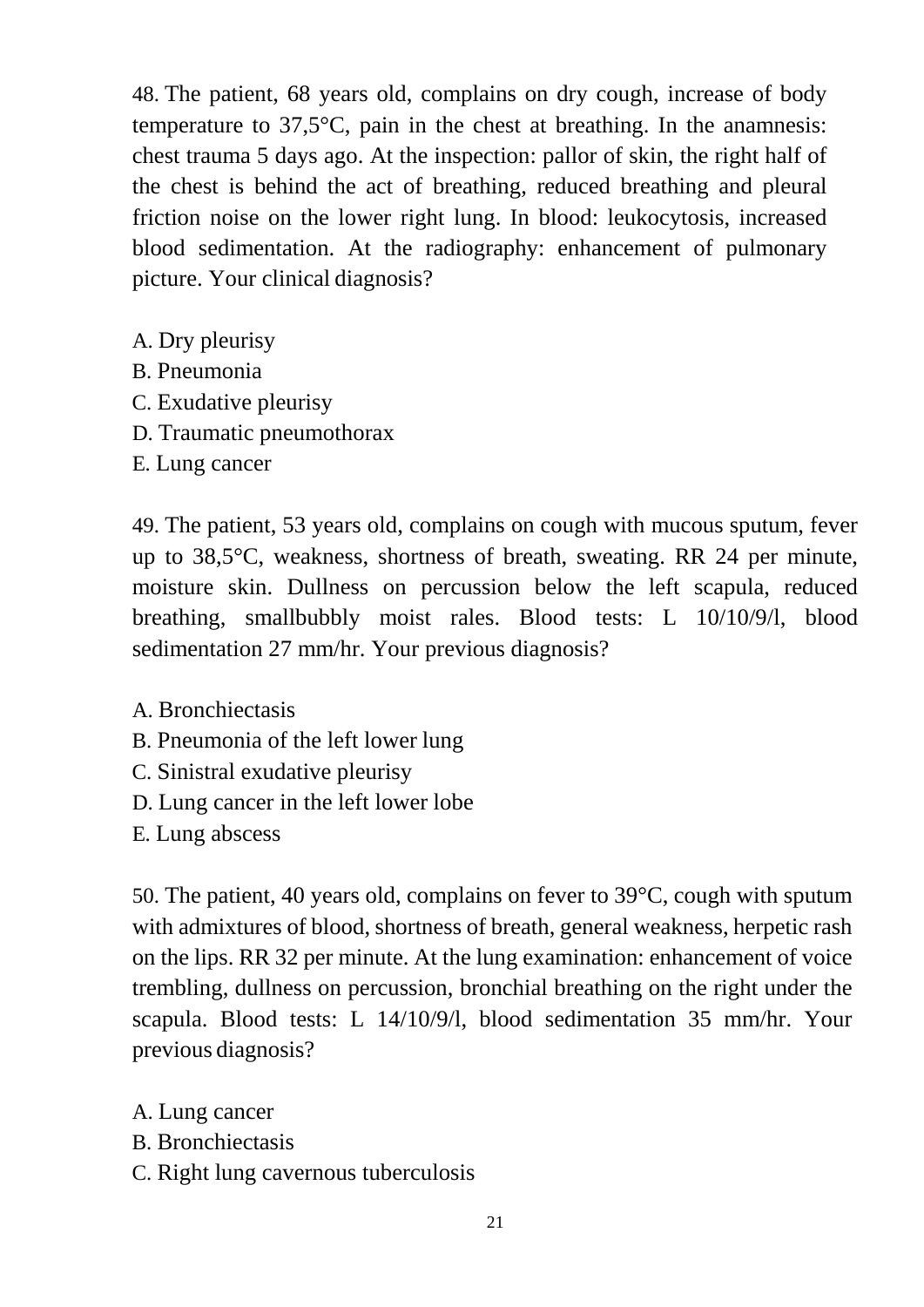48. The patient, 68 years old, complains on dry cough, increase of body temperature to 37,5°C, pain in the chest at breathing. In the anamnesis: chest trauma 5 days ago. At the inspection: pallor of skin, the right half of the chest is behind the act of breathing, reduced breathing and pleural friction noise on the lower right lung. In blood: leukocytosis, increased blood sedimentation. At the radiography: enhancement of pulmonary picture. Your clinical diagnosis?

A. Dry pleurisy
B. Pneumonia
C. Exudative pleurisy
D. Traumatic pneumothorax
E. Lung cancer

49. The patient, 53 years old, complains on cough with mucous sputum, fever up to 38,5°C, weakness, shortness of breath, sweating. RR 24 per minute, moisture skin. Dullness on percussion below the left scapula, reduced breathing, smallbubbly moist rales. Blood tests: L 10/10/9/l, blood sedimentation 27 mm/hr. Your previous diagnosis?

A. Bronchiectasis
B. Pneumonia of the left lower lung
C. Sinistral exudative pleurisy
D. Lung cancer in the left lower lobe
E. Lung abscess

50. The patient, 40 years old, complains on fever to 39°C, cough with sputum with admixtures of blood, shortness of breath, general weakness, herpetic rash on the lips. RR 32 per minute. At the lung examination: enhancement of voice trembling, dullness on percussion, bronchial breathing on the right under the scapula. Blood tests: L 14/10/9/l, blood sedimentation 35 mm/hr. Your previous diagnosis?

A. Lung cancer
B. Bronchiectasis
C. Right lung cavernous tuberculosis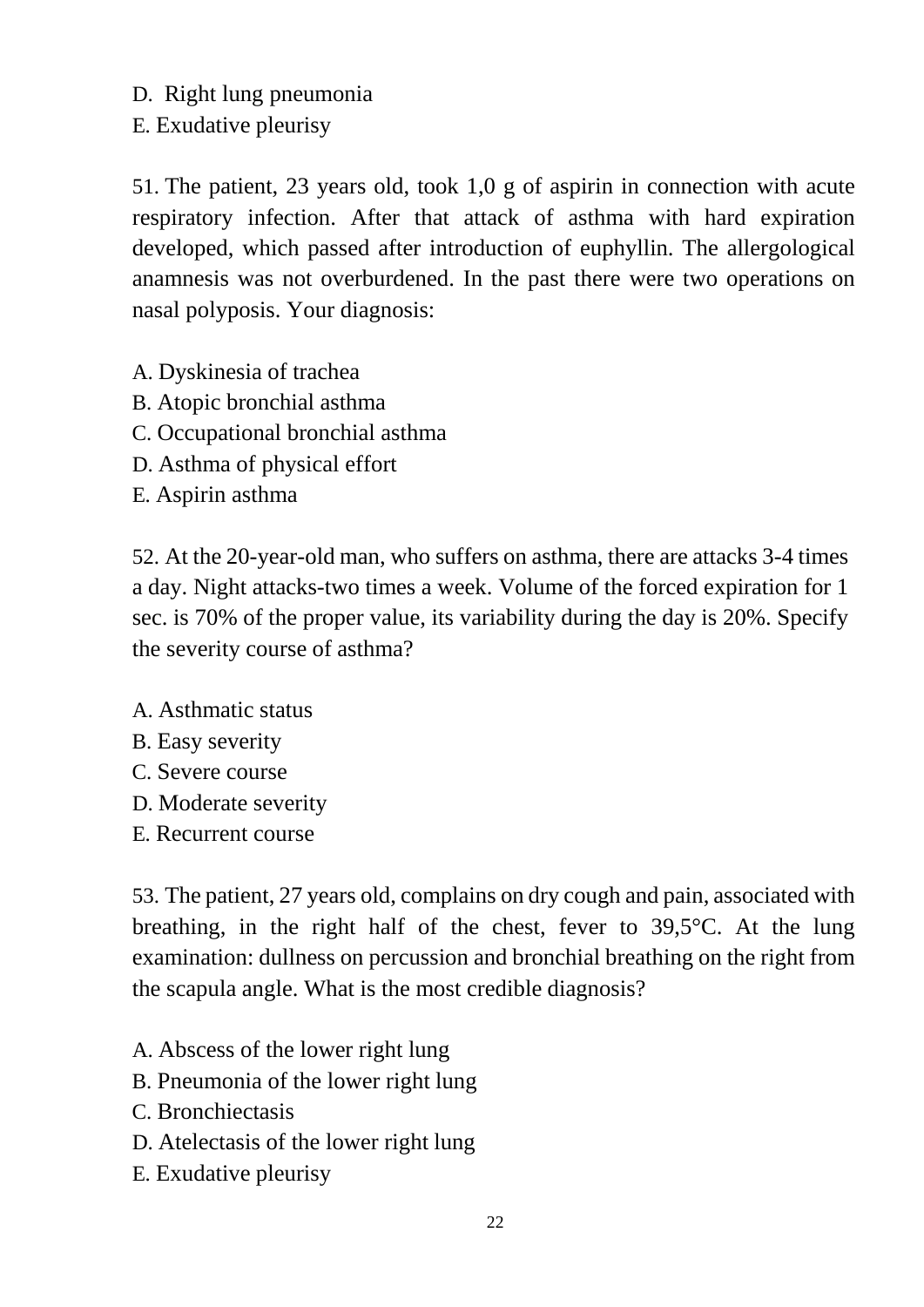D. Right lung pneumonia
E. Exudative pleurisy

51. The patient, 23 years old, took 1,0 g of aspirin in connection with acute respiratory infection. After that attack of asthma with hard expiration developed, which passed after introduction of euphyllin. The allergological anamnesis was not overburdened. In the past there were two operations on nasal polyposis. Your diagnosis:

A. Dyskinesia of trachea
B. Atopic bronchial asthma
C. Occupational bronchial asthma
D. Asthma of physical effort
E. Aspirin asthma

52. At the 20-year-old man, who suffers on asthma, there are attacks 3-4 times a day. Night attacks-two times a week. Volume of the forced expiration for 1 sec. is 70% of the proper value, its variability during the day is 20%. Specify the severity course of asthma?

A. Asthmatic status
B. Easy severity
C. Severe course
D. Moderate severity
E. Recurrent course

53. The patient, 27 years old, complains on dry cough and pain, associated with breathing, in the right half of the chest, fever to 39,5°C. At the lung examination: dullness on percussion and bronchial breathing on the right from the scapula angle. What is the most credible diagnosis?

A. Abscess of the lower right lung
B. Pneumonia of the lower right lung
C. Bronchiectasis
D. Atelectasis of the lower right lung
E. Exudative pleurisy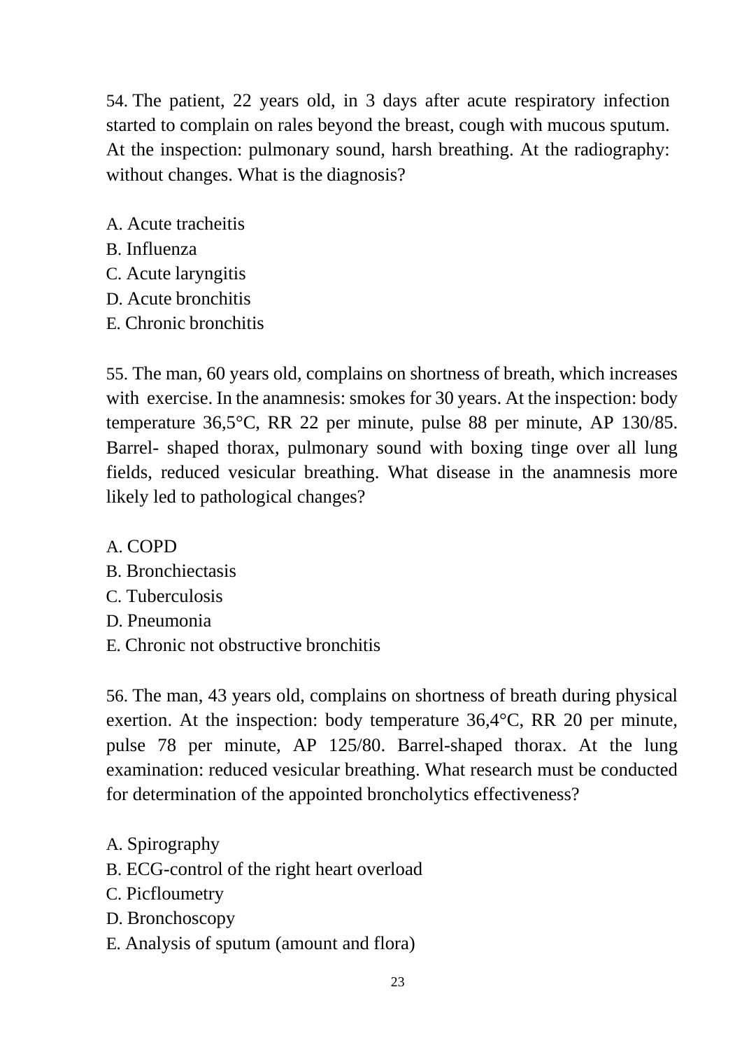54. The patient, 22 years old, in 3 days after acute respiratory infection started to complain on rales beyond the breast, cough with mucous sputum. At the inspection: pulmonary sound, harsh breathing. At the radiography: without changes. What is the diagnosis?

A. Acute tracheitis
B. Influenza
C. Acute laryngitis
D. Acute bronchitis
E. Chronic bronchitis

55. The man, 60 years old, complains on shortness of breath, which increases with exercise. In the anamnesis: smokes for 30 years. At the inspection: body temperature 36,5°C, RR 22 per minute, pulse 88 per minute, AP 130/85. Barrel- shaped thorax, pulmonary sound with boxing tinge over all lung fields, reduced vesicular breathing. What disease in the anamnesis more likely led to pathological changes?

A. COPD
B. Bronchiectasis
C. Tuberculosis
D. Pneumonia
E. Chronic not obstructive bronchitis

56. The man, 43 years old, complains on shortness of breath during physical exertion. At the inspection: body temperature 36,4°C, RR 20 per minute, pulse 78 per minute, AP 125/80. Barrel-shaped thorax. At the lung examination: reduced vesicular breathing. What research must be conducted for determination of the appointed broncholytics effectiveness?

A. Spirography
B. ECG-control of the right heart overload
C. Picfloumetry
D. Bronchoscopy
E. Analysis of sputum (amount and flora)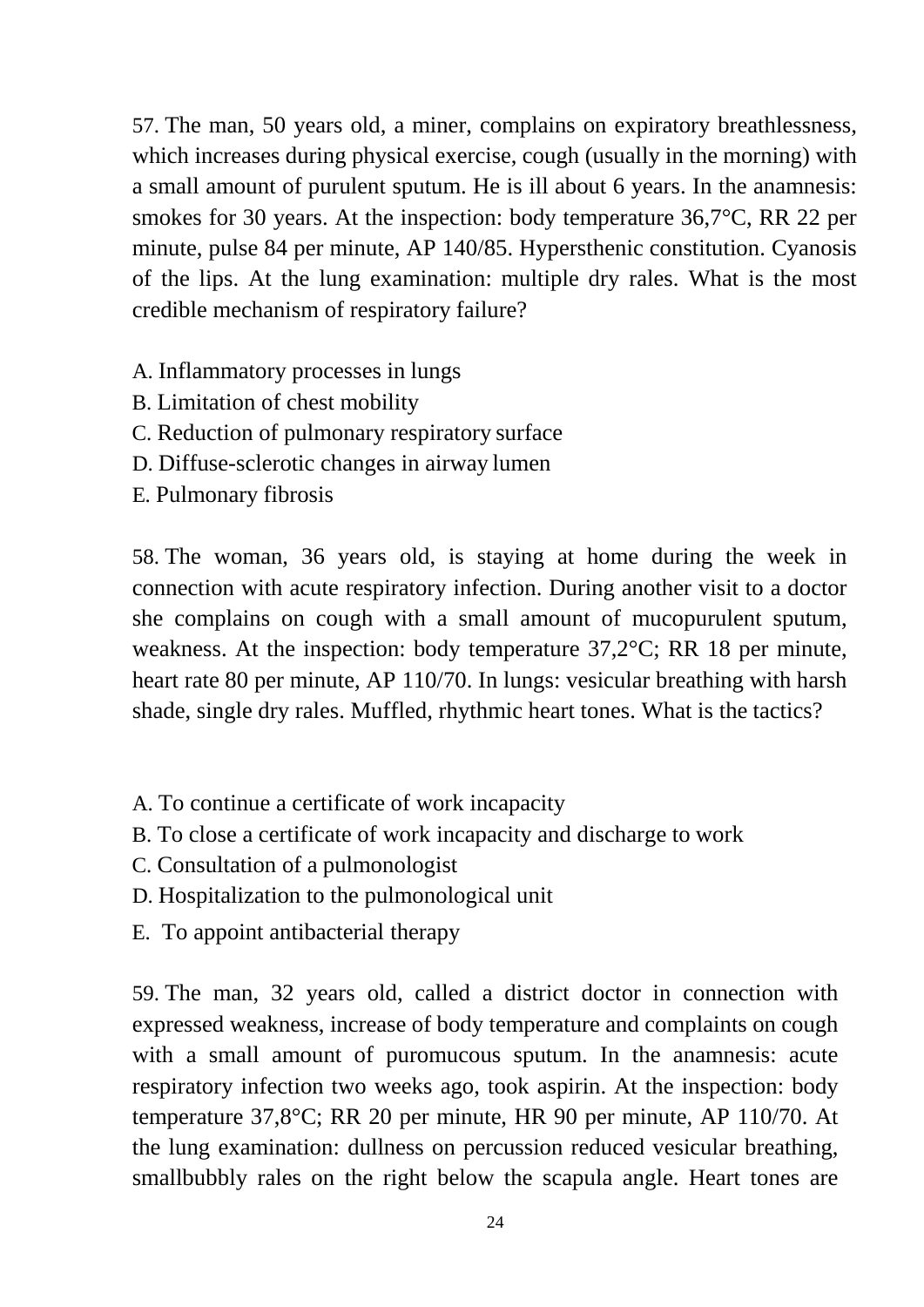57. The man, 50 years old, a miner, complains on expiratory breathlessness, which increases during physical exercise, cough (usually in the morning) with a small amount of purulent sputum. He is ill about 6 years. In the anamnesis: smokes for 30 years. At the inspection: body temperature 36,7°C, RR 22 per minute, pulse 84 per minute, AP 140/85. Hypersthenic constitution. Cyanosis of the lips. At the lung examination: multiple dry rales. What is the most credible mechanism of respiratory failure?

A. Inflammatory processes in lungs
B. Limitation of chest mobility
C. Reduction of pulmonary respiratory surface
D. Diffuse-sclerotic changes in airway lumen
E. Pulmonary fibrosis

58. The woman, 36 years old, is staying at home during the week in connection with acute respiratory infection. During another visit to a doctor she complains on cough with a small amount of mucopurulent sputum, weakness. At the inspection: body temperature 37,2°C; RR 18 per minute, heart rate 80 per minute, AP 110/70. In lungs: vesicular breathing with harsh shade, single dry rales. Muffled, rhythmic heart tones. What is the tactics?

A. To continue a certificate of work incapacity
B. To close a certificate of work incapacity and discharge to work
C. Consultation of a pulmonologist
D. Hospitalization to the pulmonological unit
E. To appoint antibacterial therapy

59. The man, 32 years old, called a district doctor in connection with expressed weakness, increase of body temperature and complaints on cough with a small amount of puromucous sputum. In the anamnesis: acute respiratory infection two weeks ago, took aspirin. At the inspection: body temperature 37,8°C; RR 20 per minute, HR 90 per minute, AP 110/70. At the lung examination: dullness on percussion reduced vesicular breathing, smallbubbly rales on the right below the scapula angle. Heart tones are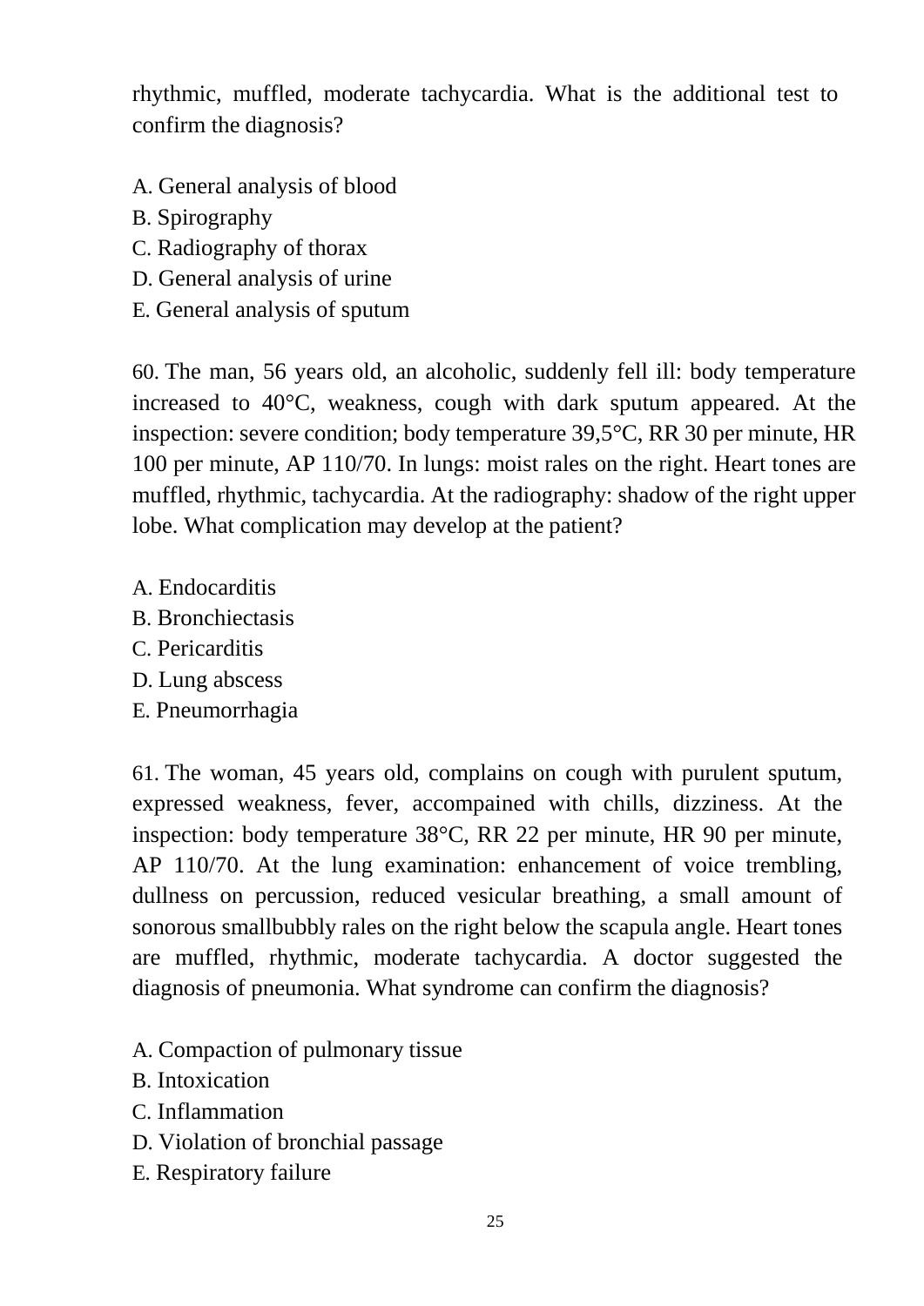rhythmic, muffled, moderate tachycardia. What is the additional test to confirm the diagnosis?

A. General analysis of blood
B. Spirography
C. Radiography of thorax
D. General analysis of urine
E. General analysis of sputum

60. The man, 56 years old, an alcoholic, suddenly fell ill: body temperature increased to 40°C, weakness, cough with dark sputum appeared. At the inspection: severe condition; body temperature 39,5°C, RR 30 per minute, HR 100 per minute, AP 110/70. In lungs: moist rales on the right. Heart tones are muffled, rhythmic, tachycardia. At the radiography: shadow of the right upper lobe. What complication may develop at the patient?

A. Endocarditis
B. Bronchiectasis
C. Pericarditis
D. Lung abscess
E. Pneumorrhagia

61. The woman, 45 years old, complains on cough with purulent sputum, expressed weakness, fever, accompained with chills, dizziness. At the inspection: body temperature 38°C, RR 22 per minute, HR 90 per minute, AP 110/70. At the lung examination: enhancement of voice trembling, dullness on percussion, reduced vesicular breathing, a small amount of sonorous smallbubbly rales on the right below the scapula angle. Heart tones are muffled, rhythmic, moderate tachycardia. A doctor suggested the diagnosis of pneumonia. What syndrome can confirm the diagnosis?

A. Compaction of pulmonary tissue
B. Intoxication
C. Inflammation
D. Violation of bronchial passage
E. Respiratory failure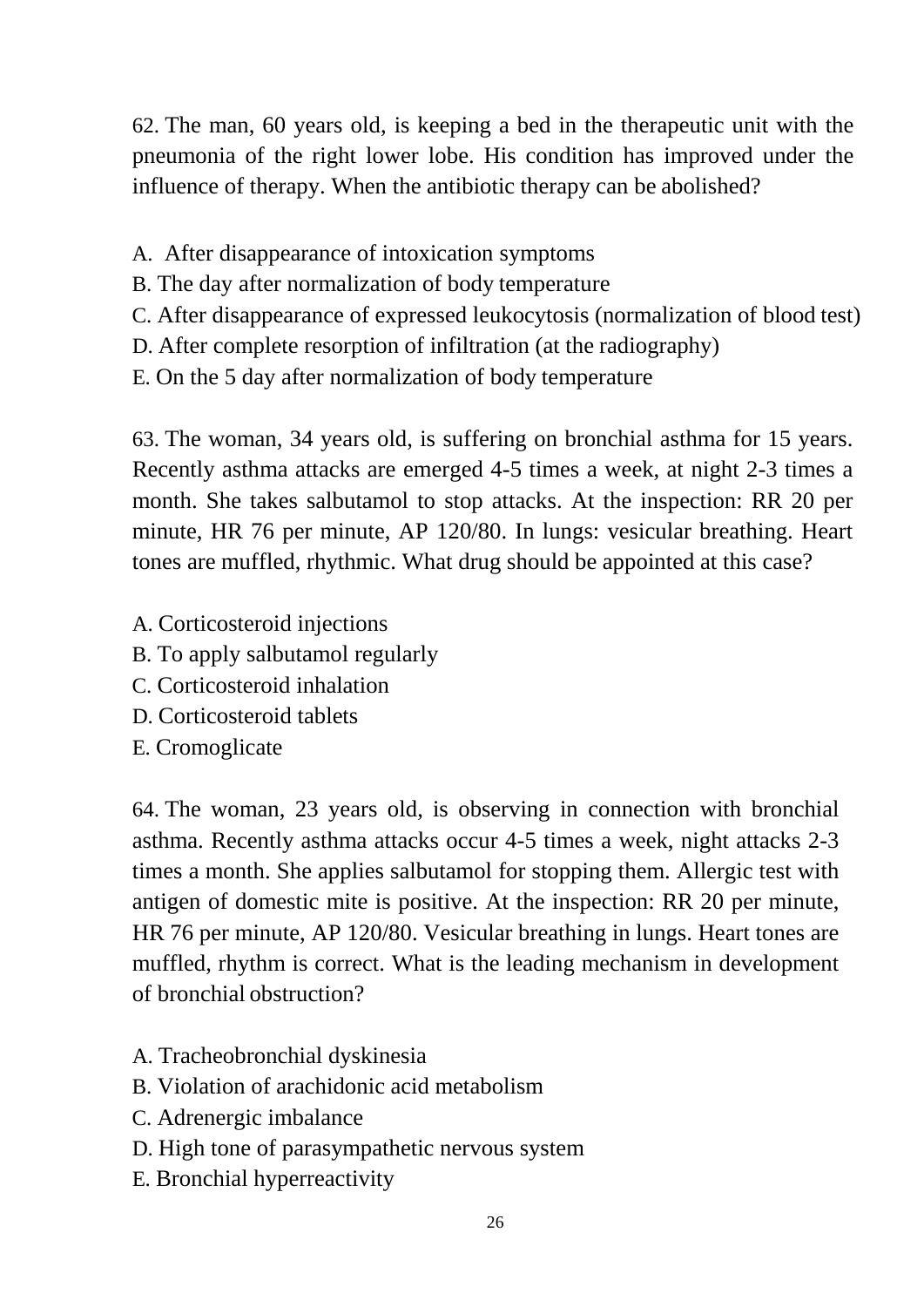62. The man, 60 years old, is keeping a bed in the therapeutic unit with the pneumonia of the right lower lobe. His condition has improved under the influence of therapy. When the antibiotic therapy can be abolished?

A. After disappearance of intoxication symptoms
B. The day after normalization of body temperature
C. After disappearance of expressed leukocytosis (normalization of blood test)
D. After complete resorption of infiltration (at the radiography)
E. On the 5 day after normalization of body temperature

63. The woman, 34 years old, is suffering on bronchial asthma for 15 years. Recently asthma attacks are emerged 4-5 times a week, at night 2-3 times a month. She takes salbutamol to stop attacks. At the inspection: RR 20 per minute, HR 76 per minute, AP 120/80. In lungs: vesicular breathing. Heart tones are muffled, rhythmic. What drug should be appointed at this case?

A. Corticosteroid injections
B. To apply salbutamol regularly
C. Corticosteroid inhalation
D. Corticosteroid tablets
E. Cromoglicate

64. The woman, 23 years old, is observing in connection with bronchial asthma. Recently asthma attacks occur 4-5 times a week, night attacks 2-3 times a month. She applies salbutamol for stopping them. Allergic test with antigen of domestic mite is positive. At the inspection: RR 20 per minute, HR 76 per minute, AP 120/80. Vesicular breathing in lungs. Heart tones are muffled, rhythm is correct. What is the leading mechanism in development of bronchial obstruction?

A. Tracheobronchial dyskinesia
B. Violation of arachidonic acid metabolism
C. Adrenergic imbalance
D. High tone of parasympathetic nervous system
E. Bronchial hyperreactivity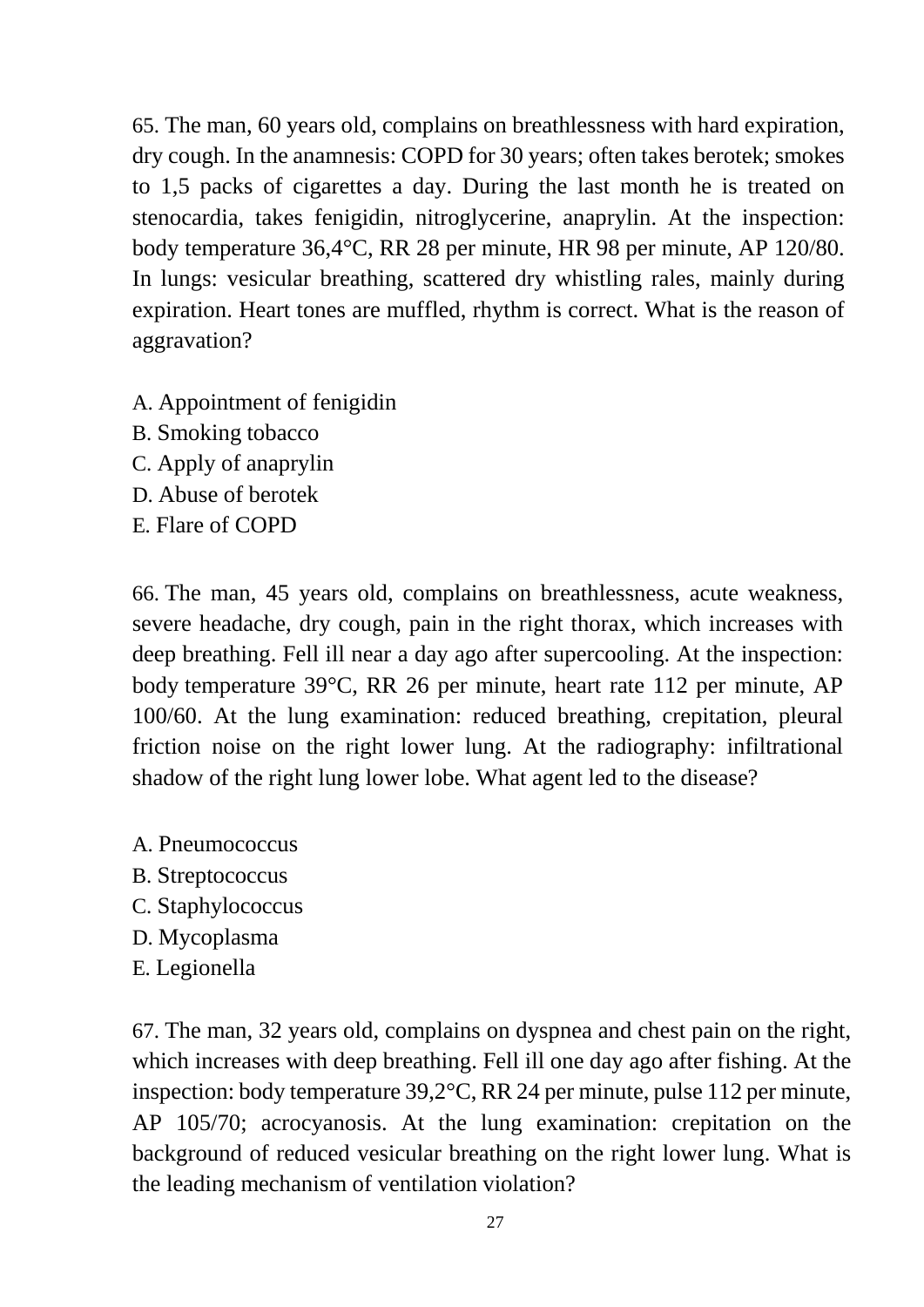65. The man, 60 years old, complains on breathlessness with hard expiration, dry cough. In the anamnesis: COPD for 30 years; often takes berotek; smokes to 1,5 packs of cigarettes a day. During the last month he is treated on stenocardia, takes fenigidin, nitroglycerine, anaprylin. At the inspection: body temperature 36,4°C, RR 28 per minute, HR 98 per minute, AP 120/80. In lungs: vesicular breathing, scattered dry whistling rales, mainly during expiration. Heart tones are muffled, rhythm is correct. What is the reason of aggravation?

A. Appointment of fenigidin
B. Smoking tobacco
C. Apply of anaprylin
D. Abuse of berotek
E. Flare of COPD

66. The man, 45 years old, complains on breathlessness, acute weakness, severe headache, dry cough, pain in the right thorax, which increases with deep breathing. Fell ill near a day ago after supercooling. At the inspection: body temperature 39°C, RR 26 per minute, heart rate 112 per minute, AP 100/60. At the lung examination: reduced breathing, crepitation, pleural friction noise on the right lower lung. At the radiography: infiltrational shadow of the right lung lower lobe. What agent led to the disease?

A. Pneumococcus
B. Streptococcus
C. Staphylococcus
D. Mycoplasma
E. Legionella

67. The man, 32 years old, complains on dyspnea and chest pain on the right, which increases with deep breathing. Fell ill one day ago after fishing. At the inspection: body temperature 39,2°C, RR 24 per minute, pulse 112 per minute, AP 105/70; acrocyanosis. At the lung examination: crepitation on the background of reduced vesicular breathing on the right lower lung. What is the leading mechanism of ventilation violation?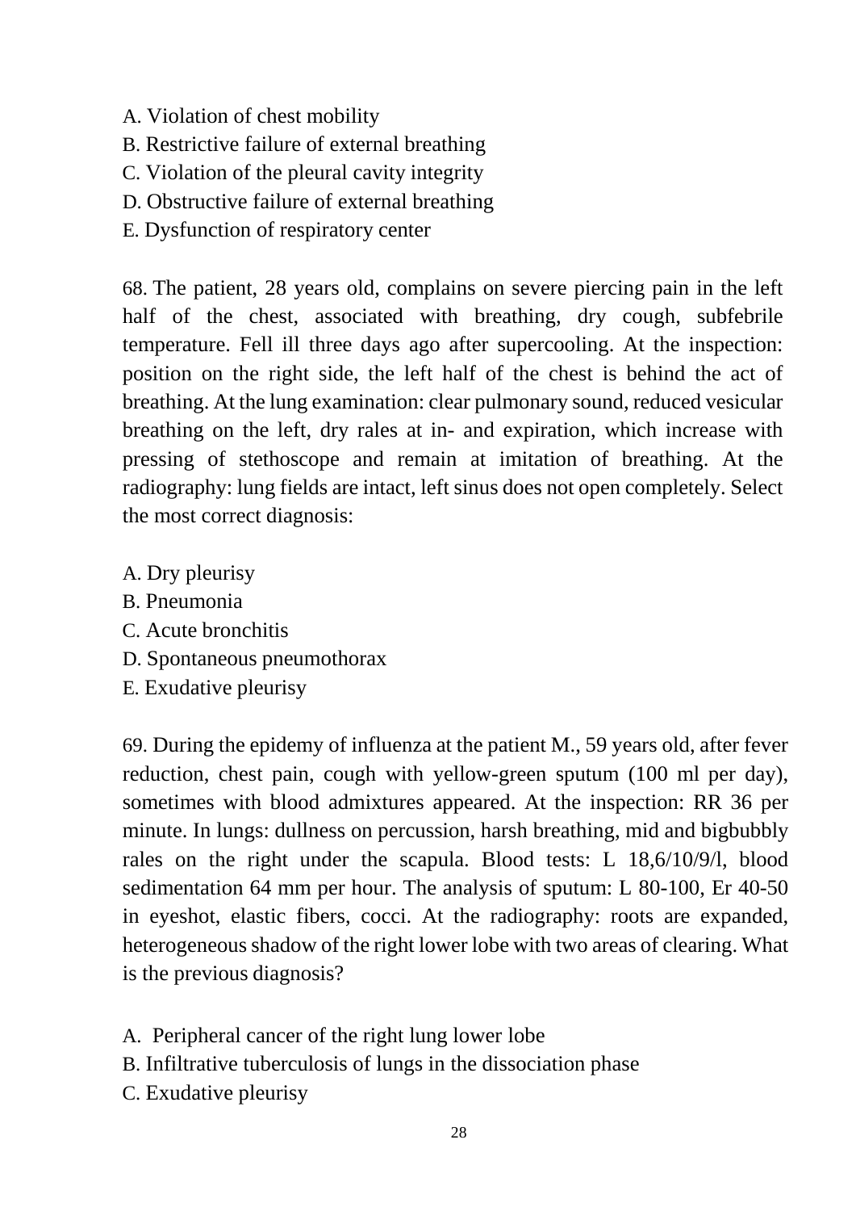A. Violation of chest mobility
B. Restrictive failure of external breathing
C. Violation of the pleural cavity integrity
D. Obstructive failure of external breathing
E. Dysfunction of respiratory center

68. The patient, 28 years old, complains on severe piercing pain in the left half of the chest, associated with breathing, dry cough, subfebrile temperature. Fell ill three days ago after supercooling. At the inspection: position on the right side, the left half of the chest is behind the act of breathing. At the lung examination: clear pulmonary sound, reduced vesicular breathing on the left, dry rales at in- and expiration, which increase with pressing of stethoscope and remain at imitation of breathing. At the radiography: lung fields are intact, left sinus does not open completely. Select the most correct diagnosis:

A. Dry pleurisy
B. Pneumonia
C. Acute bronchitis
D. Spontaneous pneumothorax
E. Exudative pleurisy

69. During the epidemy of influenza at the patient M., 59 years old, after fever reduction, chest pain, cough with yellow-green sputum (100 ml per day), sometimes with blood admixtures appeared. At the inspection: RR 36 per minute. In lungs: dullness on percussion, harsh breathing, mid and bigbubbly rales on the right under the scapula. Blood tests: L 18,6/10/9/l, blood sedimentation 64 mm per hour. The analysis of sputum: L 80-100, Er 40-50 in eyeshot, elastic fibers, cocci. At the radiography: roots are expanded, heterogeneous shadow of the right lower lobe with two areas of clearing. What is the previous diagnosis?

A. Peripheral cancer of the right lung lower lobe
B. Infiltrative tuberculosis of lungs in the dissociation phase
C. Exudative pleurisy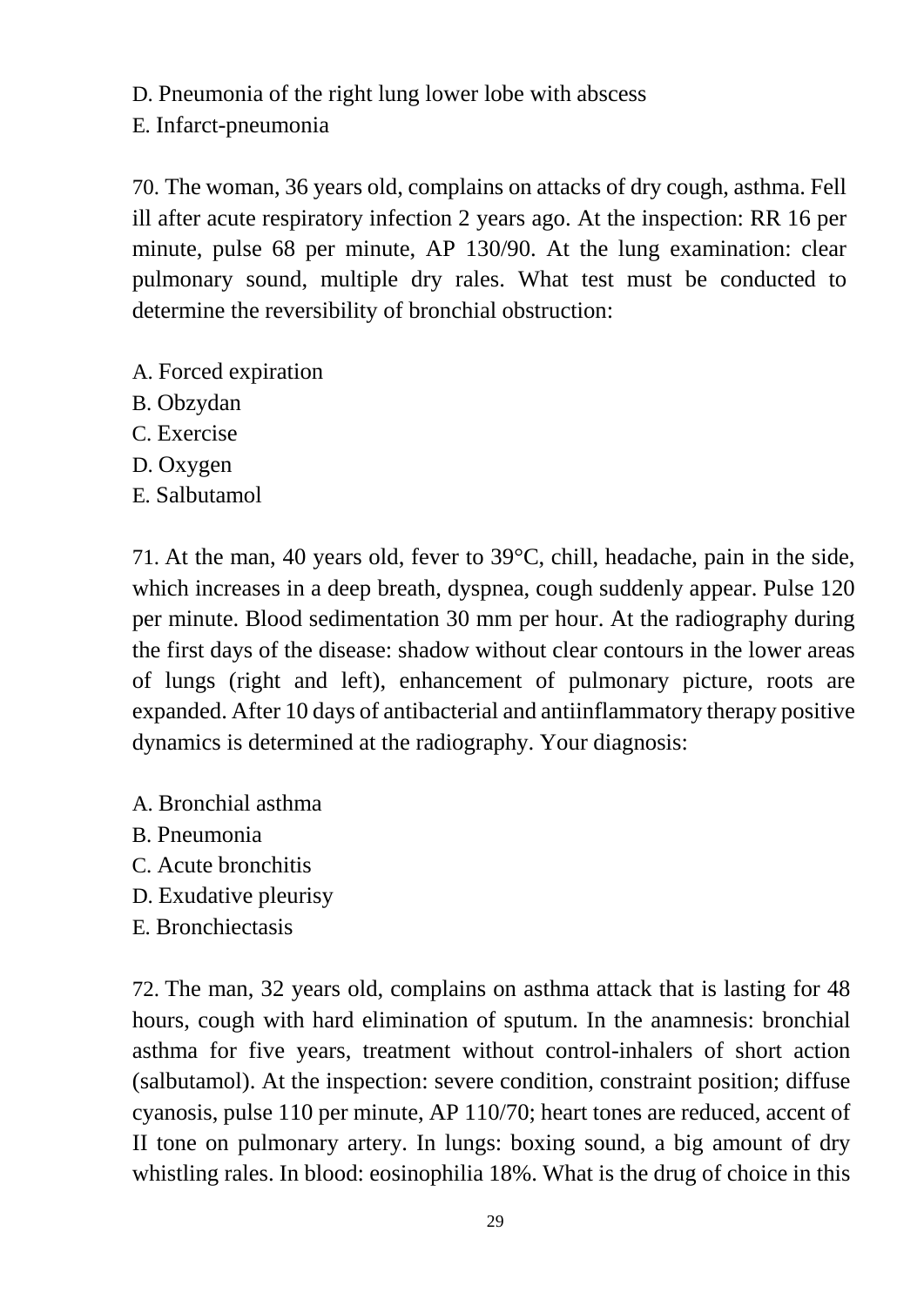D. Pneumonia of the right lung lower lobe with abscess
E. Infarct-pneumonia

70. The woman, 36 years old, complains on attacks of dry cough, asthma. Fell ill after acute respiratory infection 2 years ago. At the inspection: RR 16 per minute, pulse 68 per minute, AP 130/90. At the lung examination: clear pulmonary sound, multiple dry rales. What test must be conducted to determine the reversibility of bronchial obstruction:

A. Forced expiration
B. Obzydan
C. Exercise
D. Oxygen
E. Salbutamol

71. At the man, 40 years old, fever to 39°C, chill, headache, pain in the side, which increases in a deep breath, dyspnea, cough suddenly appear. Pulse 120 per minute. Blood sedimentation 30 mm per hour. At the radiography during the first days of the disease: shadow without clear contours in the lower areas of lungs (right and left), enhancement of pulmonary picture, roots are expanded. After 10 days of antibacterial and antiinflammatory therapy positive dynamics is determined at the radiography. Your diagnosis:

A. Bronchial asthma
B. Pneumonia
C. Acute bronchitis
D. Exudative pleurisy
E. Bronchiectasis

72. The man, 32 years old, complains on asthma attack that is lasting for 48 hours, cough with hard elimination of sputum. In the anamnesis: bronchial asthma for five years, treatment without control-inhalers of short action (salbutamol). At the inspection: severe condition, constraint position; diffuse cyanosis, pulse 110 per minute, AP 110/70; heart tones are reduced, accent of II tone on pulmonary artery. In lungs: boxing sound, a big amount of dry whistling rales. In blood: eosinophilia 18%. What is the drug of choice in this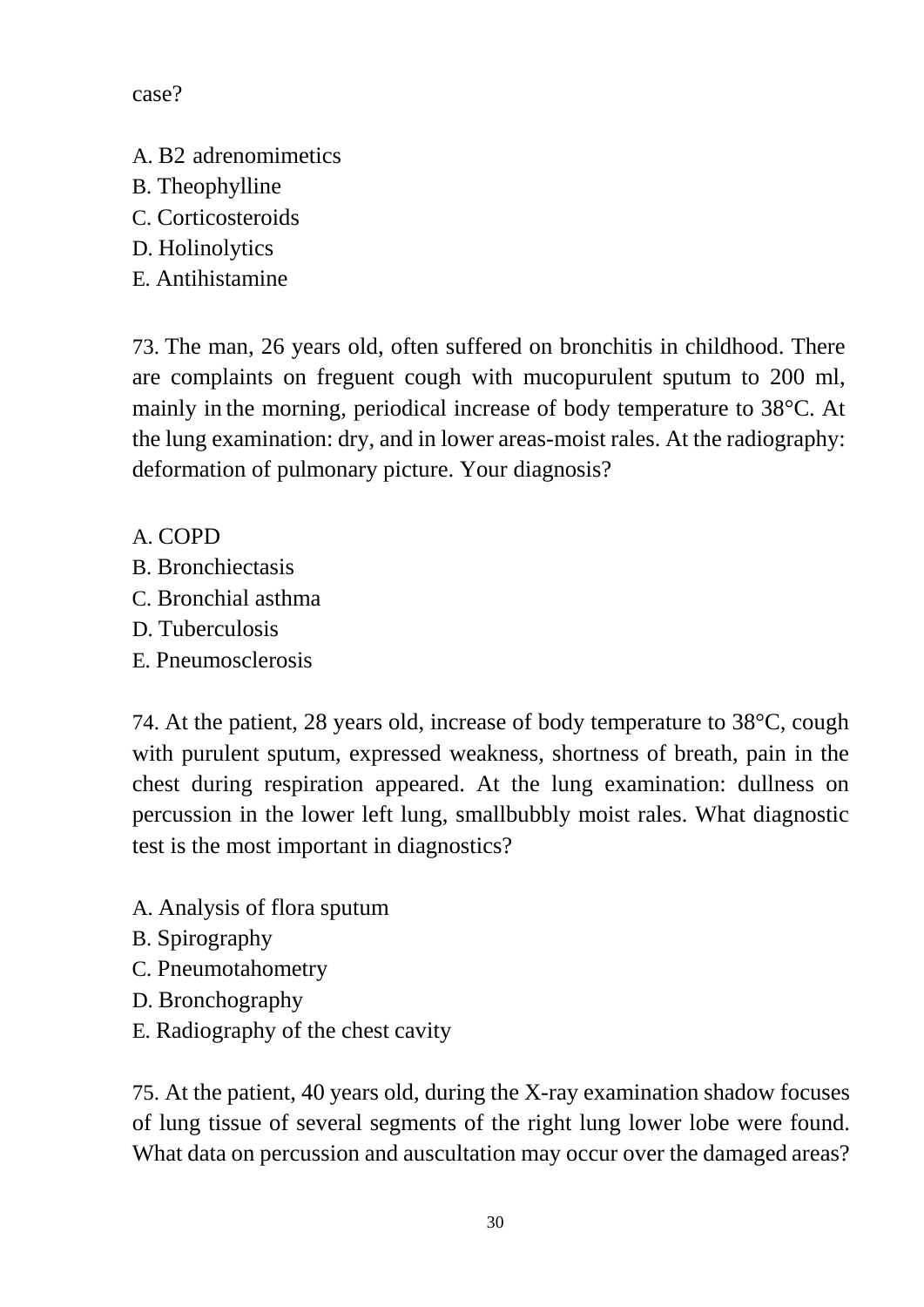case?

A. B2 adrenomimetics
B. Theophylline
C. Corticosteroids
D. Holinolytics
E. Antihistamine

73. The man, 26 years old, often suffered on bronchitis in childhood. There are complaints on freguent cough with mucopurulent sputum to 200 ml, mainly in the morning, periodical increase of body temperature to 38°C. At the lung examination: dry, and in lower areas-moist rales. At the radiography: deformation of pulmonary picture. Your diagnosis?

A. COPD
B. Bronchiectasis
C. Bronchial asthma
D. Tuberculosis
E. Pneumosclerosis

74. At the patient, 28 years old, increase of body temperature to 38°C, cough with purulent sputum, expressed weakness, shortness of breath, pain in the chest during respiration appeared. At the lung examination: dullness on percussion in the lower left lung, smallbubbly moist rales. What diagnostic test is the most important in diagnostics?

A. Analysis of flora sputum
B. Spirography
C. Pneumotahometry
D. Bronchography
E. Radiography of the chest cavity

75. At the patient, 40 years old, during the X-ray examination shadow focuses of lung tissue of several segments of the right lung lower lobe were found. What data on percussion and auscultation may occur over the damaged areas?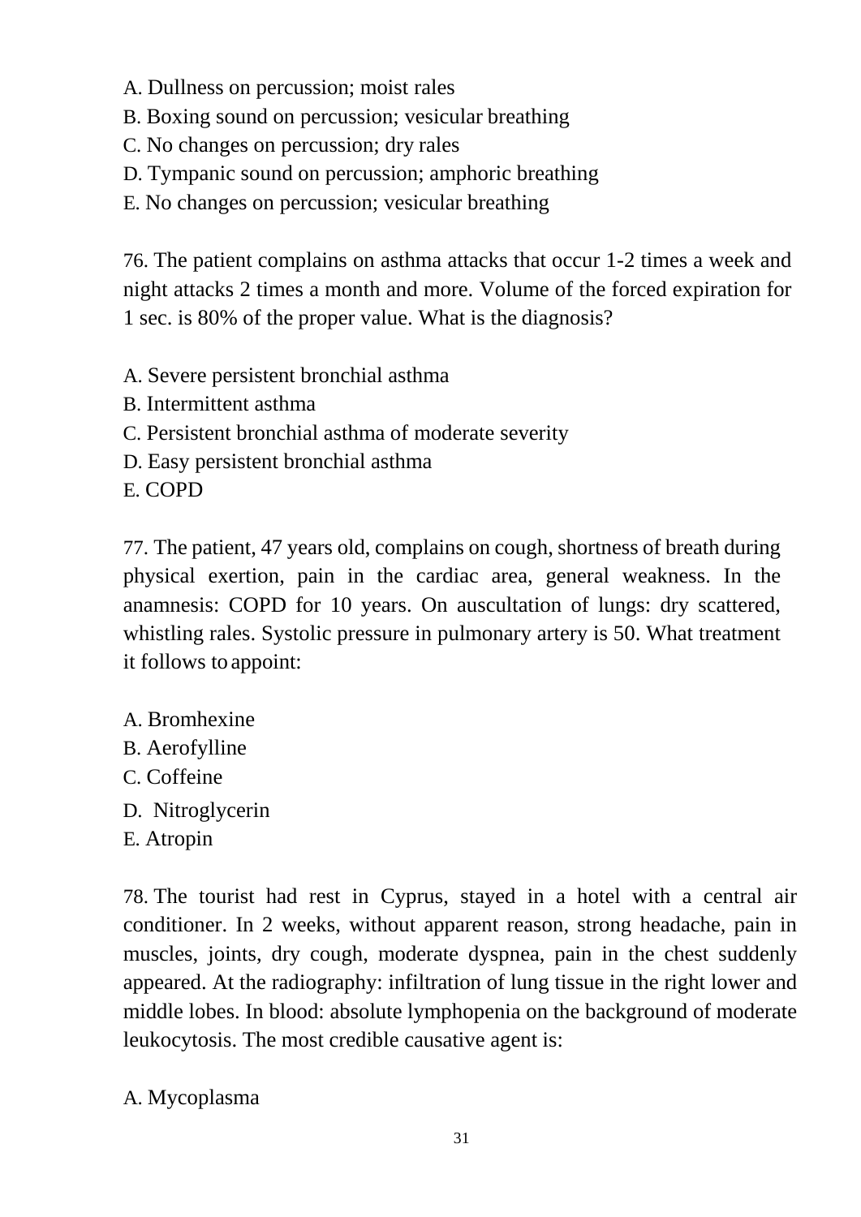A. Dullness on percussion; moist rales
B. Boxing sound on percussion; vesicular breathing
C. No changes on percussion; dry rales
D. Tympanic sound on percussion; amphoric breathing
E. No changes on percussion; vesicular breathing

76. The patient complains on asthma attacks that occur 1-2 times a week and night attacks 2 times a month and more. Volume of the forced expiration for 1 sec. is 80% of the proper value. What is the diagnosis?

A. Severe persistent bronchial asthma
B. Intermittent asthma
C. Persistent bronchial asthma of moderate severity
D. Easy persistent bronchial asthma
E. COPD

77. The patient, 47 years old, complains on cough, shortness of breath during physical exertion, pain in the cardiac area, general weakness. In the anamnesis: COPD for 10 years. On auscultation of lungs: dry scattered, whistling rales. Systolic pressure in pulmonary artery is 50. What treatment it follows to appoint:

A. Bromhexine
B. Aerofylline
C. Coffeine
D. Nitroglycerin
E. Atropin

78. The tourist had rest in Cyprus, stayed in a hotel with a central air conditioner. In 2 weeks, without apparent reason, strong headache, pain in muscles, joints, dry cough, moderate dyspnea, pain in the chest suddenly appeared. At the radiography: infiltration of lung tissue in the right lower and middle lobes. In blood: absolute lymphopenia on the background of moderate leukocytosis. The most credible causative agent is:

A. Mycoplasma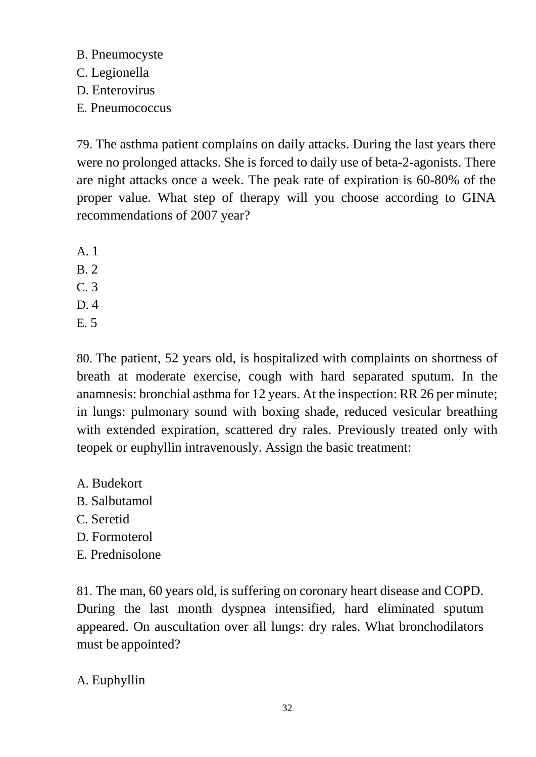B. Pneumocyste
C. Legionella
D. Enterovirus
E. Pneumococcus

79. The asthma patient complains on daily attacks. During the last years there were no prolonged attacks. She is forced to daily use of beta-2-agonists. There are night attacks once a week. The peak rate of expiration is 60-80% of the proper value. What step of therapy will you choose according to GINA recommendations of 2007 year?

A. 1
B. 2
C. 3
D. 4
E. 5

80. The patient, 52 years old, is hospitalized with complaints on shortness of breath at moderate exercise, cough with hard separated sputum. In the anamnesis: bronchial asthma for 12 years. At the inspection: RR 26 per minute; in lungs: pulmonary sound with boxing shade, reduced vesicular breathing with extended expiration, scattered dry rales. Previously treated only with teopek or euphyllin intravenously. Assign the basic treatment:

A. Budekort
B. Salbutamol
C. Seretid
D. Formoterol
E. Prednisolone

81. The man, 60 years old, is suffering on coronary heart disease and COPD. During the last month dyspnea intensified, hard eliminated sputum appeared. On auscultation over all lungs: dry rales. What bronchodilators must be appointed?

A. Euphyllin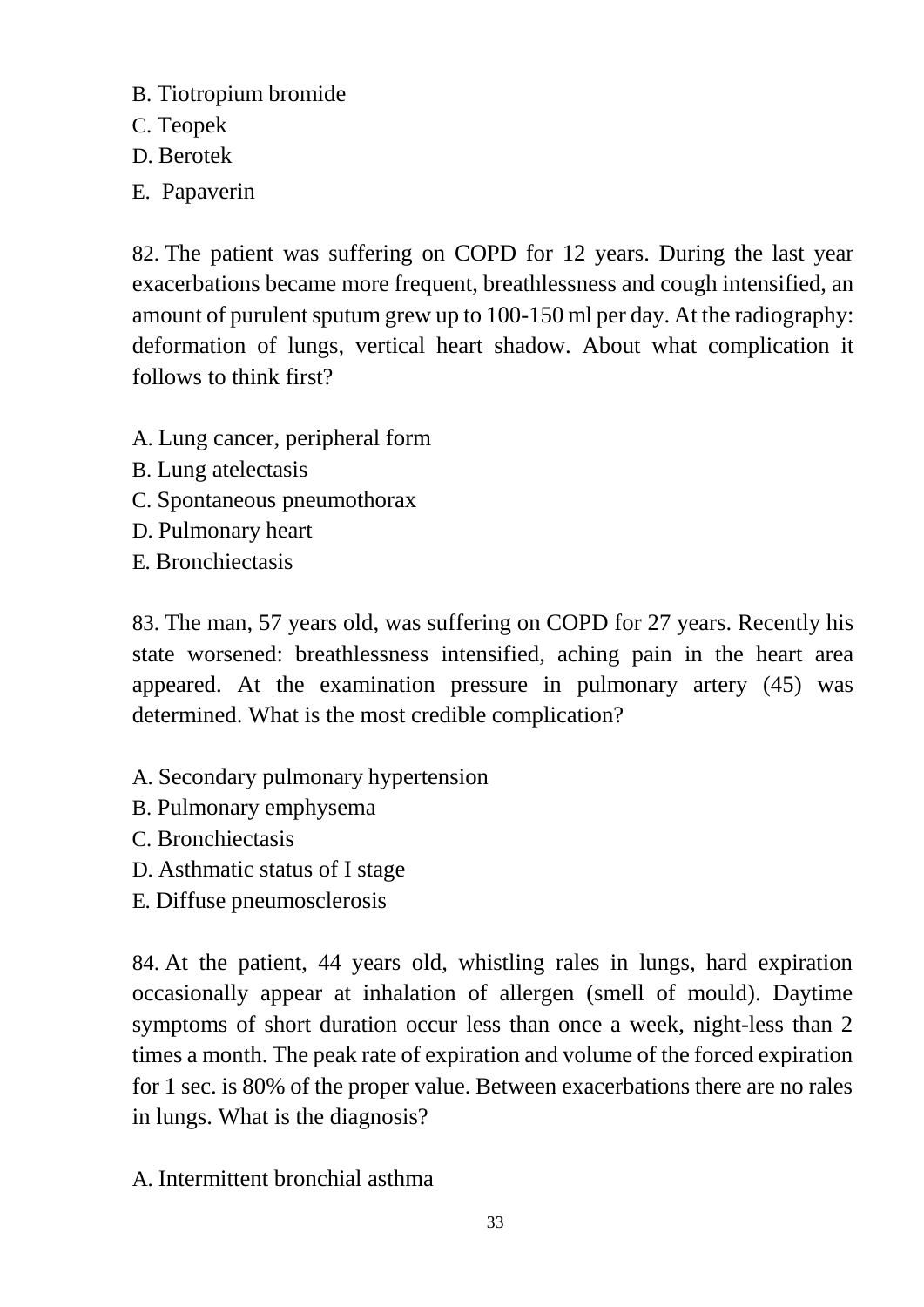B. Tiotropium bromide
C. Teopek
D. Berotek
E.  Papaverin

82. The patient was suffering on COPD for 12 years. During the last year exacerbations became more frequent, breathlessness and cough intensified, an amount of purulent sputum grew up to 100-150 ml per day. At the radiography: deformation of lungs, vertical heart shadow. About what complication it follows to think first?

A. Lung cancer, peripheral form
B. Lung atelectasis
C. Spontaneous pneumothorax
D. Pulmonary heart
E. Bronchiectasis

83. The man, 57 years old, was suffering on COPD for 27 years. Recently his state worsened: breathlessness intensified, aching pain in the heart area appeared. At the examination pressure in pulmonary artery (45) was determined. What is the most credible complication?

A. Secondary pulmonary hypertension
B. Pulmonary emphysema
C. Bronchiectasis
D. Asthmatic status of I stage
E. Diffuse pneumosclerosis

84. At the patient, 44 years old, whistling rales in lungs, hard expiration occasionally appear at inhalation of allergen (smell of mould). Daytime symptoms of short duration occur less than once a week, night-less than 2 times a month. The peak rate of expiration and volume of the forced expiration for 1 sec. is 80% of the proper value. Between exacerbations there are no rales in lungs. What is the diagnosis?

A. Intermittent bronchial asthma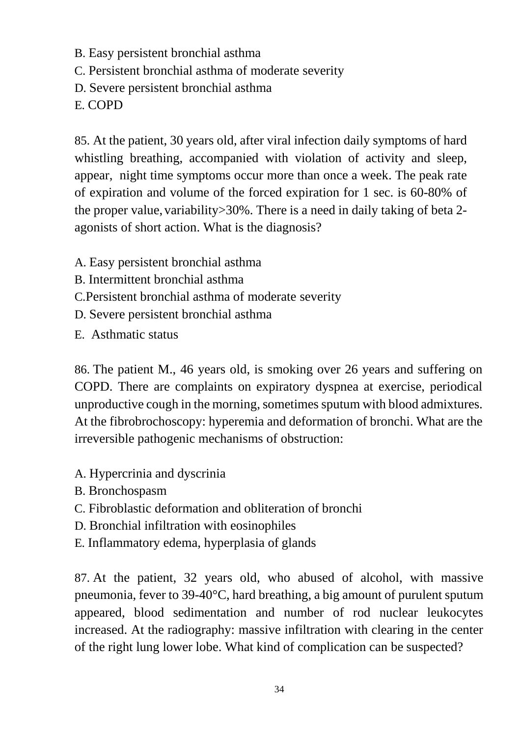B. Easy persistent bronchial asthma
C. Persistent bronchial asthma of moderate severity
D. Severe persistent bronchial asthma
E. COPD

85. At the patient, 30 years old, after viral infection daily symptoms of hard whistling breathing, accompanied with violation of activity and sleep, appear, night time symptoms occur more than once a week. The peak rate of expiration and volume of the forced expiration for 1 sec. is 60-80% of the proper value, variability>30%. There is a need in daily taking of beta 2-agonists of short action. What is the diagnosis?

A. Easy persistent bronchial asthma
B. Intermittent bronchial asthma
C.Persistent bronchial asthma of moderate severity
D. Severe persistent bronchial asthma
E. Asthmatic status

86. The patient M., 46 years old, is smoking over 26 years and suffering on COPD. There are complaints on expiratory dyspnea at exercise, periodical unproductive cough in the morning, sometimes sputum with blood admixtures. At the fibrobrochoscopy: hyperemia and deformation of bronchi. What are the irreversible pathogenic mechanisms of obstruction:

A. Hypercrinia and dyscrinia
B. Bronchospasm
C. Fibroblastic deformation and obliteration of bronchi
D. Bronchial infiltration with eosinophiles
E. Inflammatory edema, hyperplasia of glands

87. At the patient, 32 years old, who abused of alcohol, with massive pneumonia, fever to 39-40°C, hard breathing, a big amount of purulent sputum appeared, blood sedimentation and number of rod nuclear leukocytes increased. At the radiography: massive infiltration with clearing in the center of the right lung lower lobe. What kind of complication can be suspected?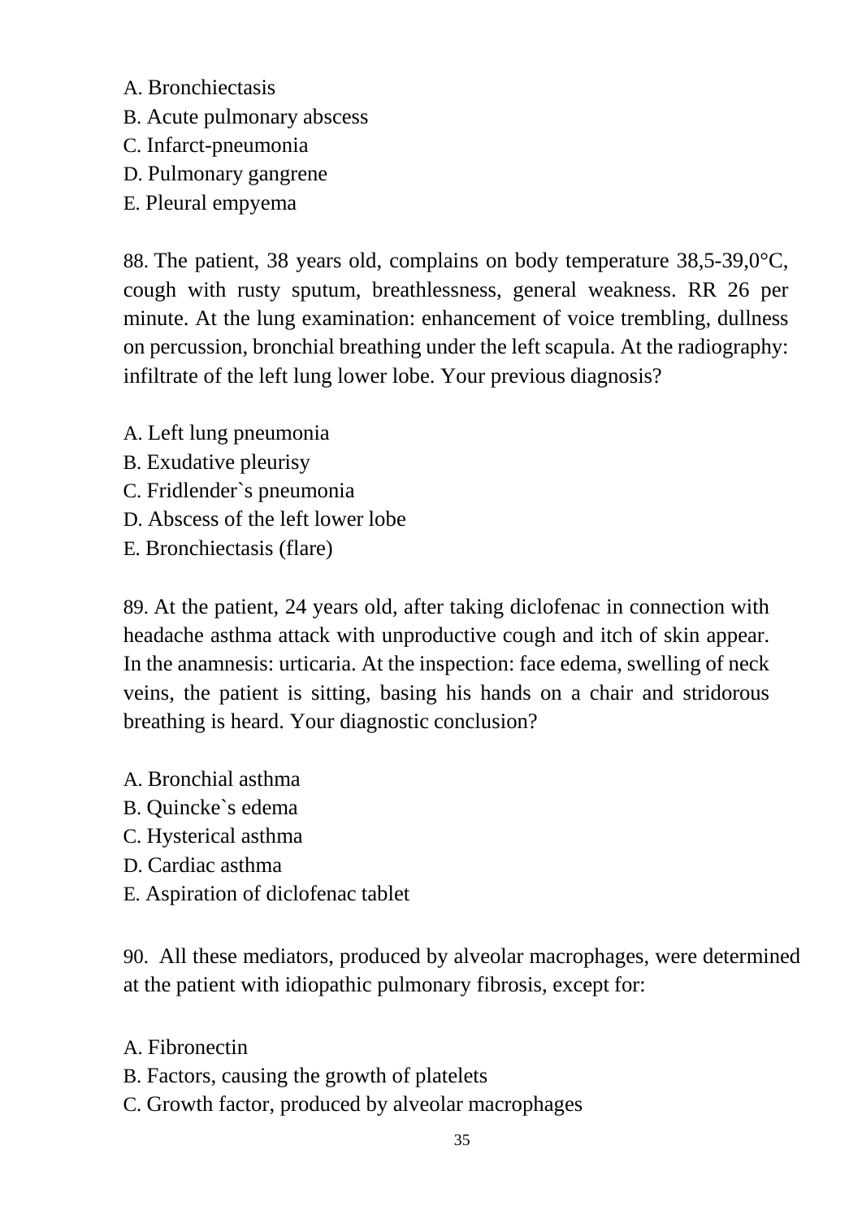A. Bronchiectasis
B. Acute pulmonary abscess
C. Infarct-pneumonia
D. Pulmonary gangrene
E. Pleural empyema

88. The patient, 38 years old, complains on body temperature 38,5-39,0°C, cough with rusty sputum, breathlessness, general weakness. RR 26 per minute. At the lung examination: enhancement of voice trembling, dullness on percussion, bronchial breathing under the left scapula. At the radiography: infiltrate of the left lung lower lobe. Your previous diagnosis?

A. Left lung pneumonia
B. Exudative pleurisy
C. Fridlender`s pneumonia
D. Abscess of the left lower lobe
E. Bronchiectasis (flare)

89. At the patient, 24 years old, after taking diclofenac in connection with headache asthma attack with unproductive cough and itch of skin appear. In the anamnesis: urticaria. At the inspection: face edema, swelling of neck veins, the patient is sitting, basing his hands on a chair and stridorous breathing is heard. Your diagnostic conclusion?

A. Bronchial asthma
B. Quincke`s edema
C. Hysterical asthma
D. Cardiac asthma
E. Aspiration of diclofenac tablet

90. All these mediators, produced by alveolar macrophages, were determined at the patient with idiopathic pulmonary fibrosis, except for:

A. Fibronectin
B. Factors, causing the growth of platelets
C. Growth factor, produced by alveolar macrophages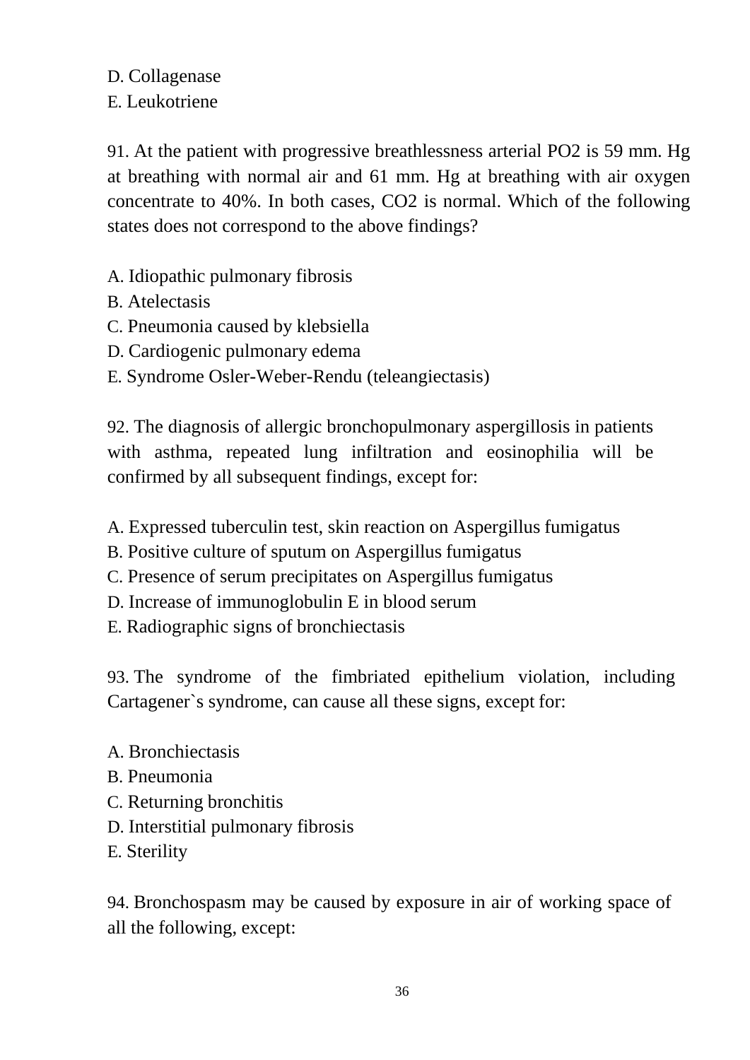D. Collagenase
E. Leukotriene

91. At the patient with progressive breathlessness arterial PO2 is 59 mm. Hg at breathing with normal air and 61 mm. Hg at breathing with air oxygen concentrate to 40%. In both cases, CO2 is normal. Which of the following states does not correspond to the above findings?

A. Idiopathic pulmonary fibrosis
B. Atelectasis
C. Pneumonia caused by klebsiella
D. Cardiogenic pulmonary edema
E. Syndrome Osler-Weber-Rendu (teleangiectasis)

92. The diagnosis of allergic bronchopulmonary aspergillosis in patients with asthma, repeated lung infiltration and eosinophilia will be confirmed by all subsequent findings, except for:

A. Expressed tuberculin test, skin reaction on Aspergillus fumigatus
B. Positive culture of sputum on Aspergillus fumigatus
C. Presence of serum precipitates on Aspergillus fumigatus
D. Increase of immunoglobulin E in blood serum
E. Radiographic signs of bronchiectasis

93. The syndrome of the fimbriated epithelium violation, including Cartagener`s syndrome, can cause all these signs, except for:

A. Bronchiectasis
B. Pneumonia
C. Returning bronchitis
D. Interstitial pulmonary fibrosis
E. Sterility

94. Bronchospasm may be caused by exposure in air of working space of all the following, except: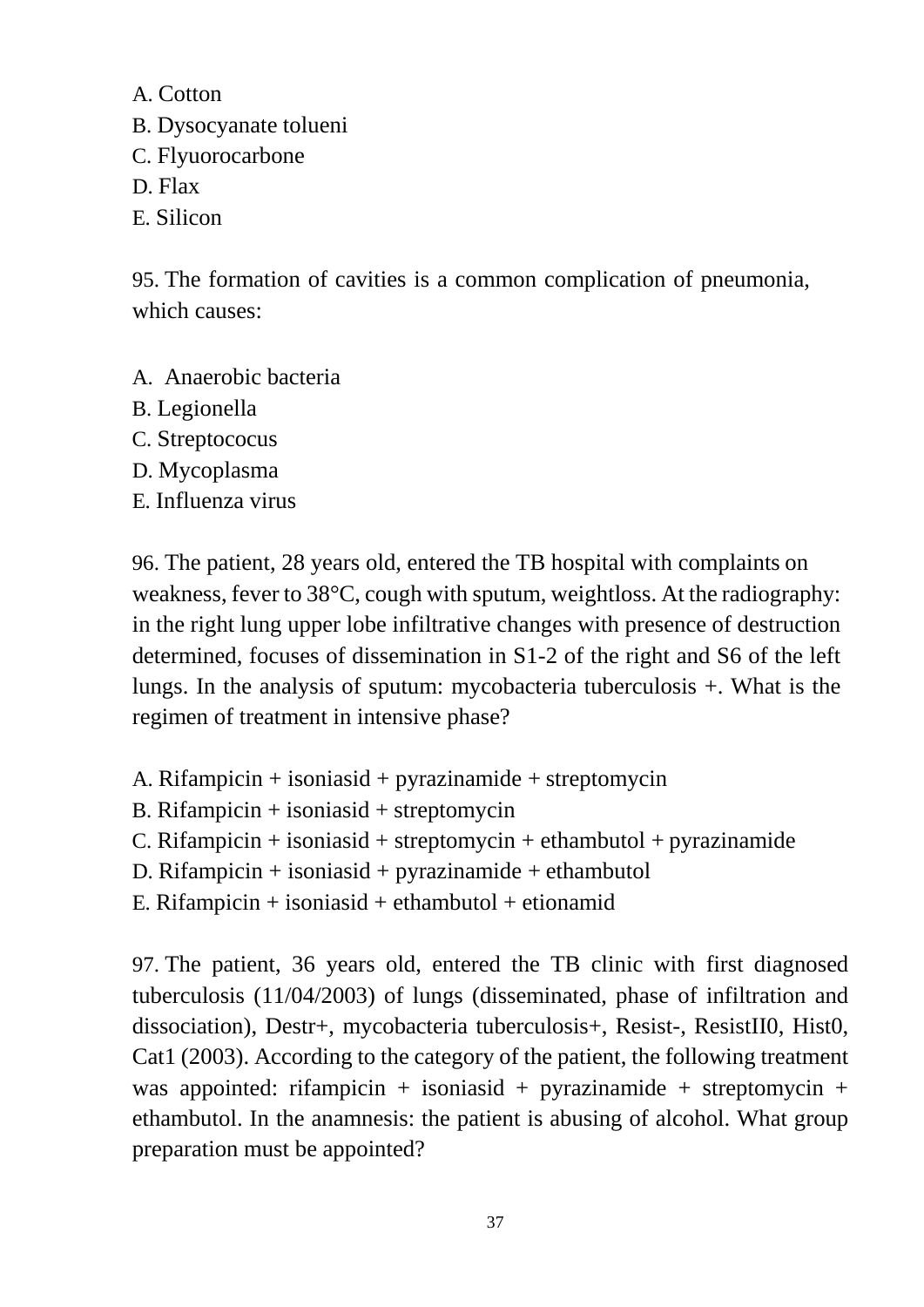A. Cotton
B. Dysocyanate tolueni
C. Flyuorocarbone
D. Flax
E. Silicon

95. The formation of cavities is a common complication of pneumonia, which causes:

A. Anaerobic bacteria
B. Legionella
C. Streptococus
D. Mycoplasma
E. Influenza virus

96. The patient, 28 years old, entered the TB hospital with complaints on weakness, fever to 38°C, cough with sputum, weightloss. At the radiography: in the right lung upper lobe infiltrative changes with presence of destruction determined, focuses of dissemination in S1-2 of the right and S6 of the left lungs. In the analysis of sputum: mycobacteria tuberculosis +. What is the regimen of treatment in intensive phase?

A. Rifampicin + isoniasid + pyrazinamide + streptomycin
B. Rifampicin + isoniasid + streptomycin
C. Rifampicin + isoniasid + streptomycin + ethambutol + pyrazinamide
D. Rifampicin + isoniasid + pyrazinamide + ethambutol
E. Rifampicin + isoniasid + ethambutol + etionamid

97. The patient, 36 years old, entered the TB clinic with first diagnosed tuberculosis (11/04/2003) of lungs (disseminated, phase of infiltration and dissociation), Destr+, mycobacteria tuberculosis+, Resist-, ResistII0, Hist0, Cat1 (2003). According to the category of the patient, the following treatment was appointed: rifampicin + isoniasid + pyrazinamide + streptomycin + ethambutol. In the anamnesis: the patient is abusing of alcohol. What group preparation must be appointed?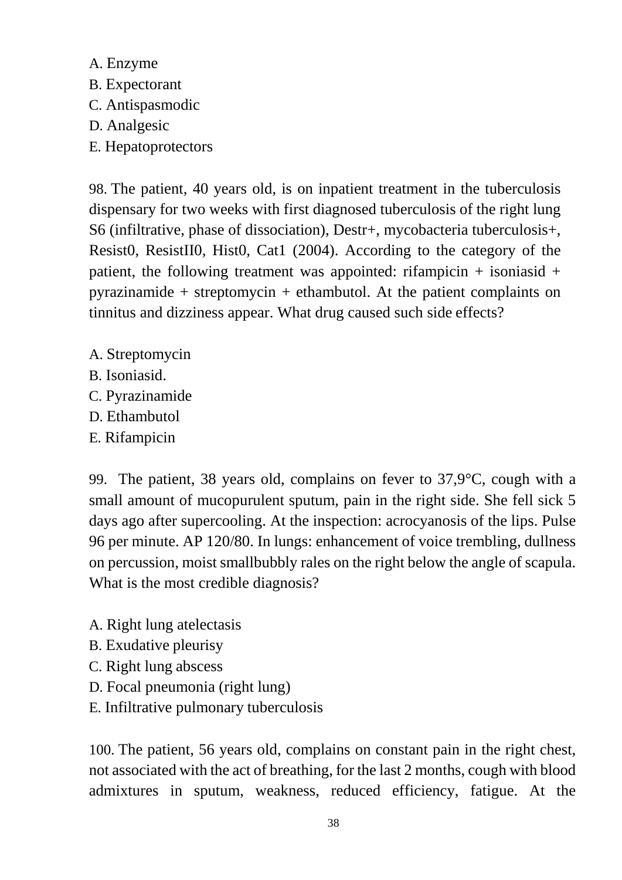A. Enzyme
B. Expectorant
C. Antispasmodic
D. Analgesic
E. Hepatoprotectors

98. The patient, 40 years old, is on inpatient treatment in the tuberculosis dispensary for two weeks with first diagnosed tuberculosis of the right lung S6 (infiltrative, phase of dissociation), Destr+, mycobacteria tuberculosis+, Resist0, ResistII0, Hist0, Cat1 (2004). According to the category of the patient, the following treatment was appointed: rifampicin + isoniasid + pyrazinamide + streptomycin + ethambutol. At the patient complaints on tinnitus and dizziness appear. What drug caused such side effects?

A. Streptomycin
B. Isoniasid.
C. Pyrazinamide
D. Ethambutol
E. Rifampicin

99. The patient, 38 years old, complains on fever to 37,9°C, cough with a small amount of mucopurulent sputum, pain in the right side. She fell sick 5 days ago after supercooling. At the inspection: acrocyanosis of the lips. Pulse 96 per minute. AP 120/80. In lungs: enhancement of voice trembling, dullness on percussion, moist smallbubbly rales on the right below the angle of scapula. What is the most credible diagnosis?

A. Right lung atelectasis
B. Exudative pleurisy
C. Right lung abscess
D. Focal pneumonia (right lung)
E. Infiltrative pulmonary tuberculosis

100. The patient, 56 years old, complains on constant pain in the right chest, not associated with the act of breathing, for the last 2 months, cough with blood admixtures in sputum, weakness, reduced efficiency, fatigue. At the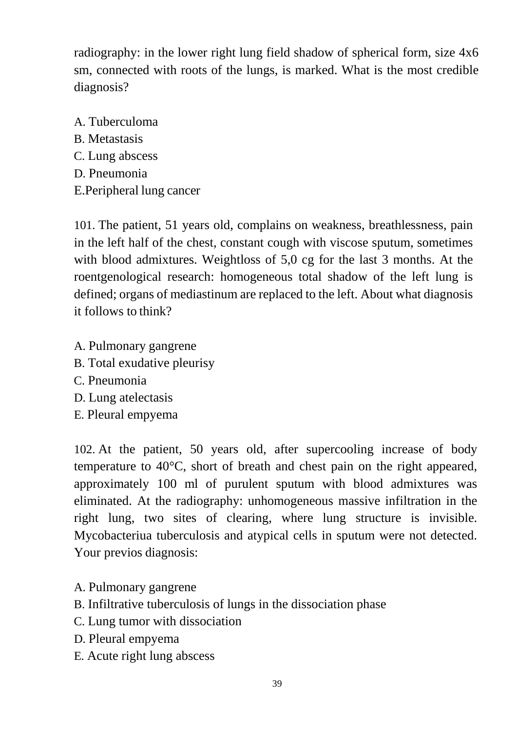radiography: in the lower right lung field shadow of spherical form, size 4x6 sm, connected with roots of the lungs, is marked. What is the most credible diagnosis?

A. Tuberculoma
B. Metastasis
C. Lung abscess
D. Pneumonia
E.Peripheral lung cancer

101. The patient, 51 years old, complains on weakness, breathlessness, pain in the left half of the chest, constant cough with viscose sputum, sometimes with blood admixtures. Weightloss of 5,0 cg for the last 3 months. At the roentgenological research: homogeneous total shadow of the left lung is defined; organs of mediastinum are replaced to the left. About what diagnosis it follows to think?

A. Pulmonary gangrene
B. Total exudative pleurisy
C. Pneumonia
D. Lung atelectasis
E. Pleural empyema

102. At the patient, 50 years old, after supercooling increase of body temperature to 40°C, short of breath and chest pain on the right appeared, approximately 100 ml of purulent sputum with blood admixtures was eliminated. At the radiography: unhomogeneous massive infiltration in the right lung, two sites of clearing, where lung structure is invisible. Mycobacteriua tuberculosis and atypical cells in sputum were not detected. Your previos diagnosis:

A. Pulmonary gangrene
B. Infiltrative tuberculosis of lungs in the dissociation phase
C. Lung tumor with dissociation
D. Pleural empyema
E. Acute right lung abscess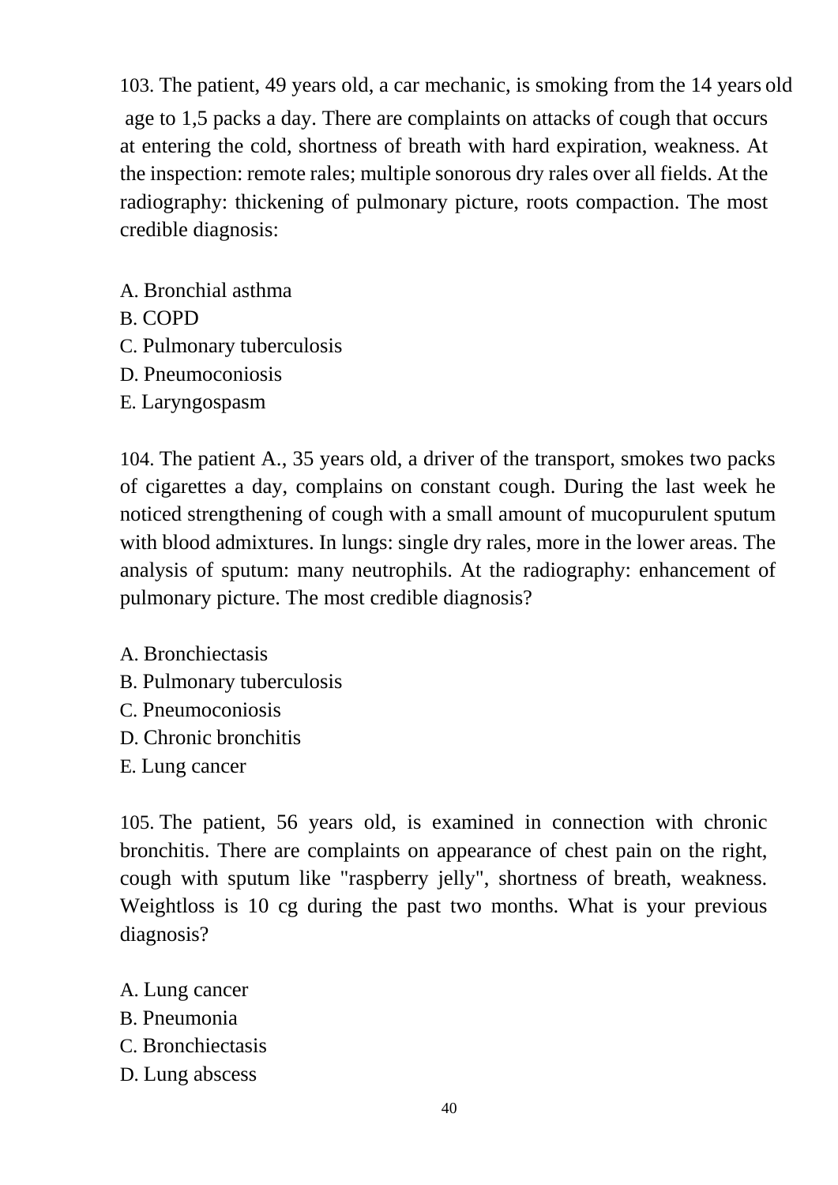103. The patient, 49 years old, a car mechanic, is smoking from the 14 years old age to 1,5 packs a day. There are complaints on attacks of cough that occurs at entering the cold, shortness of breath with hard expiration, weakness. At the inspection: remote rales; multiple sonorous dry rales over all fields. At the radiography: thickening of pulmonary picture, roots compaction. The most credible diagnosis:

A. Bronchial asthma
B. COPD
C. Pulmonary tuberculosis
D. Pneumoconiosis
E. Laryngospasm

104. The patient A., 35 years old, a driver of the transport, smokes two packs of cigarettes a day, complains on constant cough. During the last week he noticed strengthening of cough with a small amount of mucopurulent sputum with blood admixtures. In lungs: single dry rales, more in the lower areas. The analysis of sputum: many neutrophils. At the radiography: enhancement of pulmonary picture. The most credible diagnosis?

A. Bronchiectasis
B. Pulmonary tuberculosis
C. Pneumoconiosis
D. Chronic bronchitis
E. Lung cancer

105. The patient, 56 years old, is examined in connection with chronic bronchitis. There are complaints on appearance of chest pain on the right, cough with sputum like "raspberry jelly", shortness of breath, weakness. Weightloss is 10 cg during the past two months. What is your previous diagnosis?

A. Lung cancer
B. Pneumonia
C. Bronchiectasis
D. Lung abscess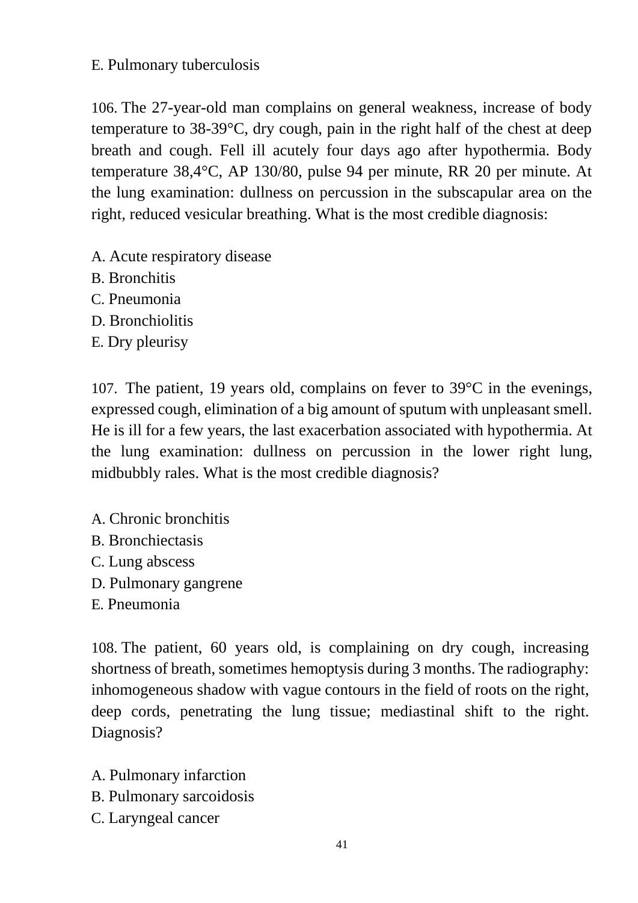E. Pulmonary tuberculosis

106. The 27-year-old man complains on general weakness, increase of body temperature to 38-39°C, dry cough, pain in the right half of the chest at deep breath and cough. Fell ill acutely four days ago after hypothermia. Body temperature 38,4°C, AP 130/80, pulse 94 per minute, RR 20 per minute. At the lung examination: dullness on percussion in the subscapular area on the right, reduced vesicular breathing. What is the most credible diagnosis:

A. Acute respiratory disease
B. Bronchitis
C. Pneumonia
D. Bronchiolitis
E. Dry pleurisy

107. The patient, 19 years old, complains on fever to 39°C in the evenings, expressed cough, elimination of a big amount of sputum with unpleasant smell. He is ill for a few years, the last exacerbation associated with hypothermia. At the lung examination: dullness on percussion in the lower right lung, midbubbly rales. What is the most credible diagnosis?

A. Chronic bronchitis
B. Bronchiectasis
C. Lung abscess
D. Pulmonary gangrene
E. Pneumonia

108. The patient, 60 years old, is complaining on dry cough, increasing shortness of breath, sometimes hemoptysis during 3 months. The radiography: inhomogeneous shadow with vague contours in the field of roots on the right, deep cords, penetrating the lung tissue; mediastinal shift to the right. Diagnosis?

A. Pulmonary infarction
B. Pulmonary sarcoidosis
C. Laryngeal cancer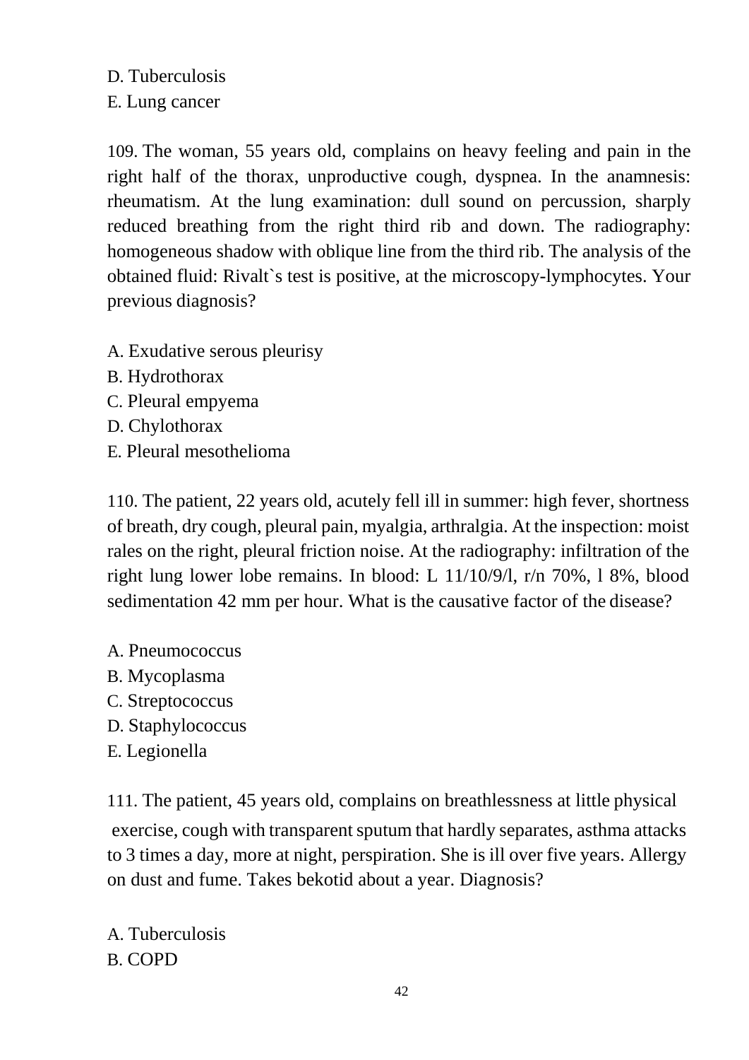D. Tuberculosis

E. Lung cancer

109. The woman, 55 years old, complains on heavy feeling and pain in the right half of the thorax, unproductive cough, dyspnea. In the anamnesis: rheumatism. At the lung examination: dull sound on percussion, sharply reduced breathing from the right third rib and down. The radiography: homogeneous shadow with oblique line from the third rib. The analysis of the obtained fluid: Rivalt`s test is positive, at the microscopy-lymphocytes. Your previous diagnosis?

A. Exudative serous pleurisy

B. Hydrothorax

C. Pleural empyema

D. Chylothorax

E. Pleural mesothelioma

110. The patient, 22 years old, acutely fell ill in summer: high fever, shortness of breath, dry cough, pleural pain, myalgia, arthralgia. At the inspection: moist rales on the right, pleural friction noise. At the radiography: infiltration of the right lung lower lobe remains. In blood: L 11/10/9/l, r/n 70%, l 8%, blood sedimentation 42 mm per hour. What is the causative factor of the disease?

A. Pneumococcus

B. Mycoplasma

C. Streptococcus

D. Staphylococcus

E. Legionella

111. The patient, 45 years old, complains on breathlessness at little physical exercise, cough with transparent sputum that hardly separates, asthma attacks to 3 times a day, more at night, perspiration. She is ill over five years. Allergy on dust and fume. Takes bekotid about a year. Diagnosis?

A. Tuberculosis

B. COPD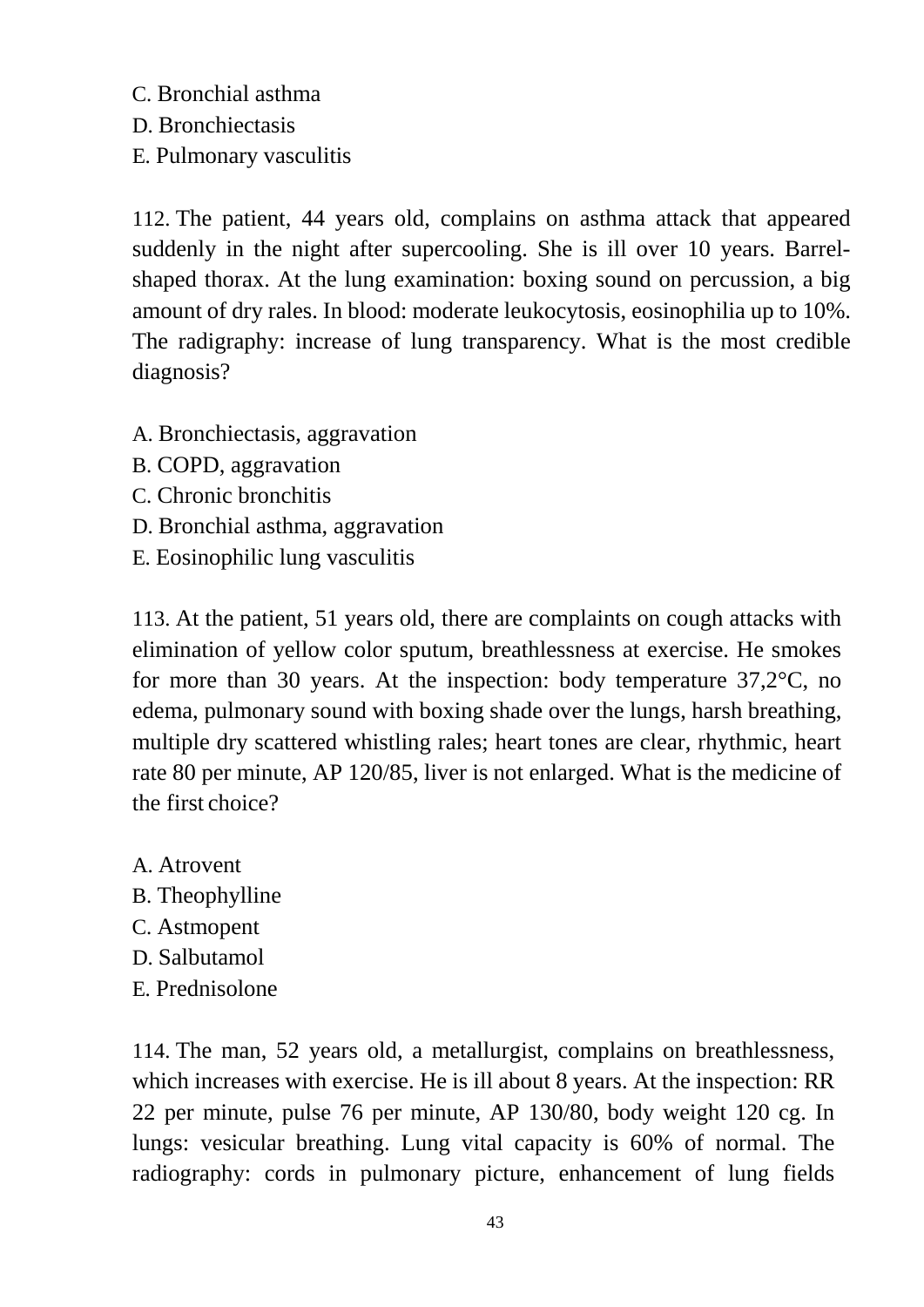C. Bronchial asthma
D. Bronchiectasis
E. Pulmonary vasculitis

112. The patient, 44 years old, complains on asthma attack that appeared suddenly in the night after supercooling. She is ill over 10 years. Barrel-shaped thorax. At the lung examination: boxing sound on percussion, a big amount of dry rales. In blood: moderate leukocytosis, eosinophilia up to 10%. The radigraphy: increase of lung transparency. What is the most credible diagnosis?

A. Bronchiectasis, aggravation
B. COPD, aggravation
C. Chronic bronchitis
D. Bronchial asthma, aggravation
E. Eosinophilic lung vasculitis

113. At the patient, 51 years old, there are complaints on cough attacks with elimination of yellow color sputum, breathlessness at exercise. He smokes for more than 30 years. At the inspection: body temperature 37,2°C, no edema, pulmonary sound with boxing shade over the lungs, harsh breathing, multiple dry scattered whistling rales; heart tones are clear, rhythmic, heart rate 80 per minute, AP 120/85, liver is not enlarged. What is the medicine of the first choice?

A. Atrovent
B. Theophylline
C. Astmopent
D. Salbutamol
E. Prednisolone

114. The man, 52 years old, a metallurgist, complains on breathlessness, which increases with exercise. He is ill about 8 years. At the inspection: RR 22 per minute, pulse 76 per minute, AP 130/80, body weight 120 cg. In lungs: vesicular breathing. Lung vital capacity is 60% of normal. The radiography: cords in pulmonary picture, enhancement of lung fields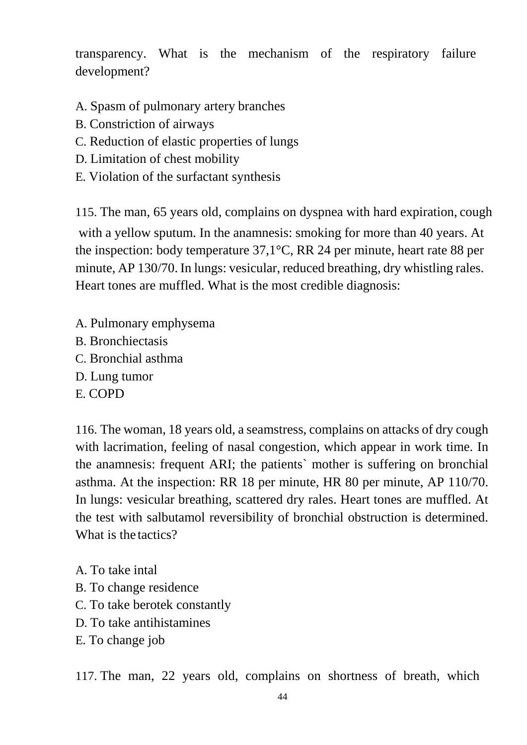transparency. What is the mechanism of the respiratory failure development?

A. Spasm of pulmonary artery branches
B. Constriction of airways
C. Reduction of elastic properties of lungs
D. Limitation of chest mobility
E. Violation of the surfactant synthesis

115. The man, 65 years old, complains on dyspnea with hard expiration, cough with a yellow sputum. In the anamnesis: smoking for more than 40 years. At the inspection: body temperature 37,1°C, RR 24 per minute, heart rate 88 per minute, AP 130/70. In lungs: vesicular, reduced breathing, dry whistling rales. Heart tones are muffled. What is the most credible diagnosis:

A. Pulmonary emphysema
B. Bronchiectasis
C. Bronchial asthma
D. Lung tumor
E. COPD

116. The woman, 18 years old, a seamstress, complains on attacks of dry cough with lacrimation, feeling of nasal congestion, which appear in work time. In the anamnesis: frequent ARI; the patients` mother is suffering on bronchial asthma. At the inspection: RR 18 per minute, HR 80 per minute, AP 110/70. In lungs: vesicular breathing, scattered dry rales. Heart tones are muffled. At the test with salbutamol reversibility of bronchial obstruction is determined. What is the tactics?

A. To take intal
B. To change residence
C. To take berotek constantly
D. To take antihistamines
E. To change job

117. The man, 22 years old, complains on shortness of breath, which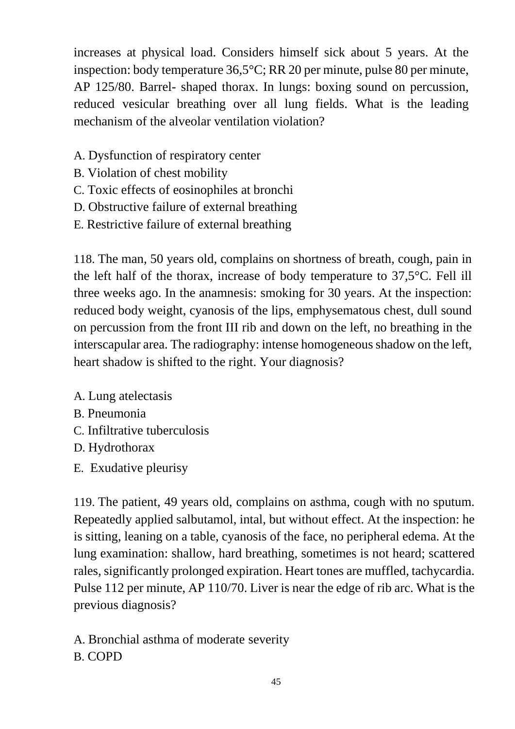increases at physical load. Considers himself sick about 5 years. At the inspection: body temperature 36,5°C; RR 20 per minute, pulse 80 per minute, AP 125/80. Barrel- shaped thorax. In lungs: boxing sound on percussion, reduced vesicular breathing over all lung fields. What is the leading mechanism of the alveolar ventilation violation?

A. Dysfunction of respiratory center
B. Violation of chest mobility
C. Toxic effects of eosinophiles at bronchi
D. Obstructive failure of external breathing
E. Restrictive failure of external breathing

118. The man, 50 years old, complains on shortness of breath, cough, pain in the left half of the thorax, increase of body temperature to 37,5°C. Fell ill three weeks ago. In the anamnesis: smoking for 30 years. At the inspection: reduced body weight, cyanosis of the lips, emphysematous chest, dull sound on percussion from the front III rib and down on the left, no breathing in the interscapular area. The radiography: intense homogeneous shadow on the left, heart shadow is shifted to the right. Your diagnosis?

A. Lung atelectasis
B. Pneumonia
C. Infiltrative tuberculosis
D. Hydrothorax
E. Exudative pleurisy

119. The patient, 49 years old, complains on asthma, cough with no sputum. Repeatedly applied salbutamol, intal, but without effect. At the inspection: he is sitting, leaning on a table, cyanosis of the face, no peripheral edema. At the lung examination: shallow, hard breathing, sometimes is not heard; scattered rales, significantly prolonged expiration. Heart tones are muffled, tachycardia. Pulse 112 per minute, AP 110/70. Liver is near the edge of rib arc. What is the previous diagnosis?

A. Bronchial asthma of moderate severity
B. COPD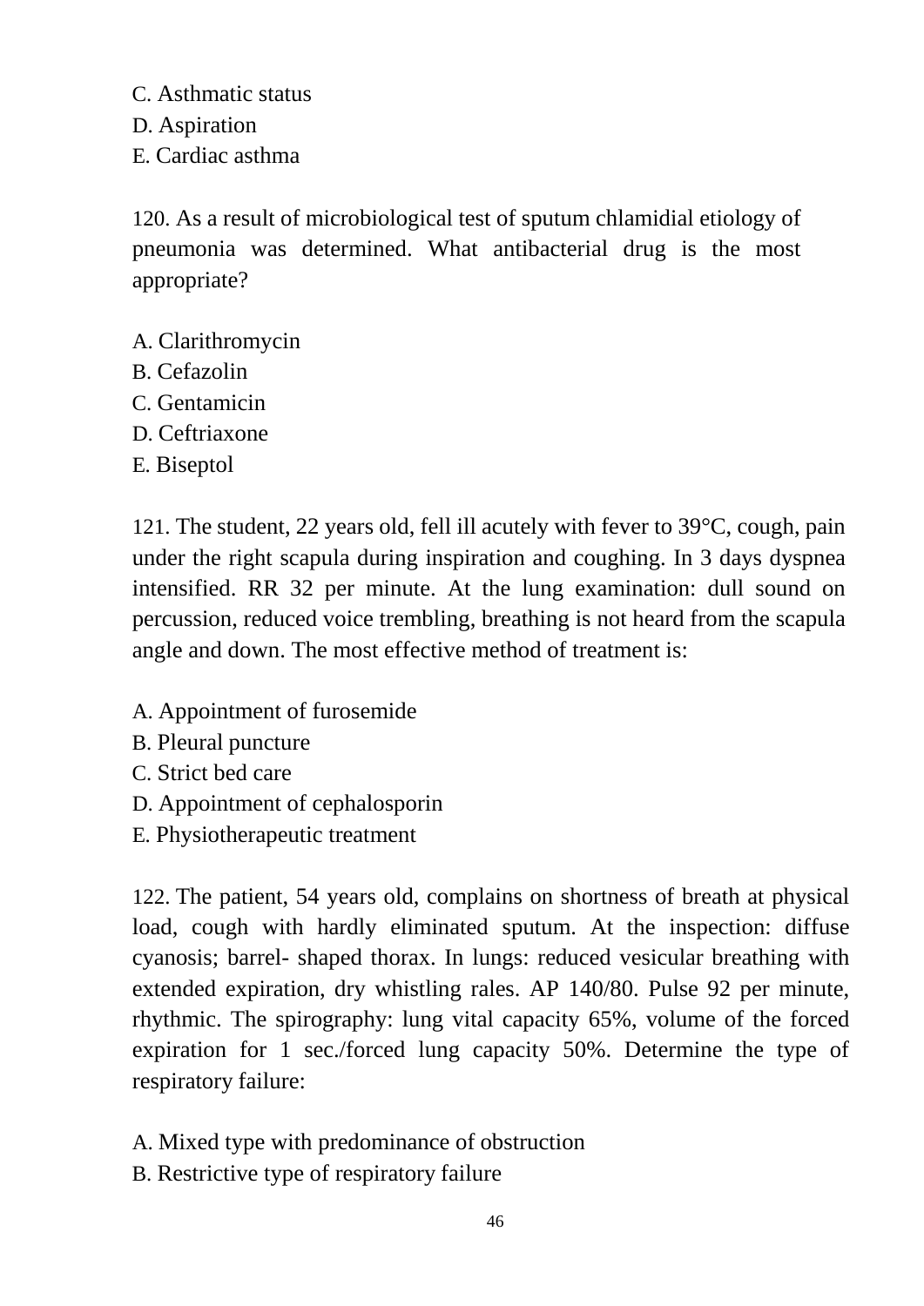C. Asthmatic status
D. Aspiration
E. Cardiac asthma

120. As a result of microbiological test of sputum chlamidial etiology of pneumonia was determined. What antibacterial drug is the most appropriate?

A. Clarithromycin
B. Cefazolin
C. Gentamicin
D. Ceftriaxone
E. Biseptol

121. The student, 22 years old, fell ill acutely with fever to 39°C, cough, pain under the right scapula during inspiration and coughing. In 3 days dyspnea intensified. RR 32 per minute. At the lung examination: dull sound on percussion, reduced voice trembling, breathing is not heard from the scapula angle and down. The most effective method of treatment is:

A. Appointment of furosemide
B. Pleural puncture
C. Strict bed care
D. Appointment of cephalosporin
E. Physiotherapeutic treatment

122. The patient, 54 years old, complains on shortness of breath at physical load, cough with hardly eliminated sputum. At the inspection: diffuse cyanosis; barrel- shaped thorax. In lungs: reduced vesicular breathing with extended expiration, dry whistling rales. AP 140/80. Pulse 92 per minute, rhythmic. The spirography: lung vital capacity 65%, volume of the forced expiration for 1 sec./forced lung capacity 50%. Determine the type of respiratory failure:

A. Mixed type with predominance of obstruction
B. Restrictive type of respiratory failure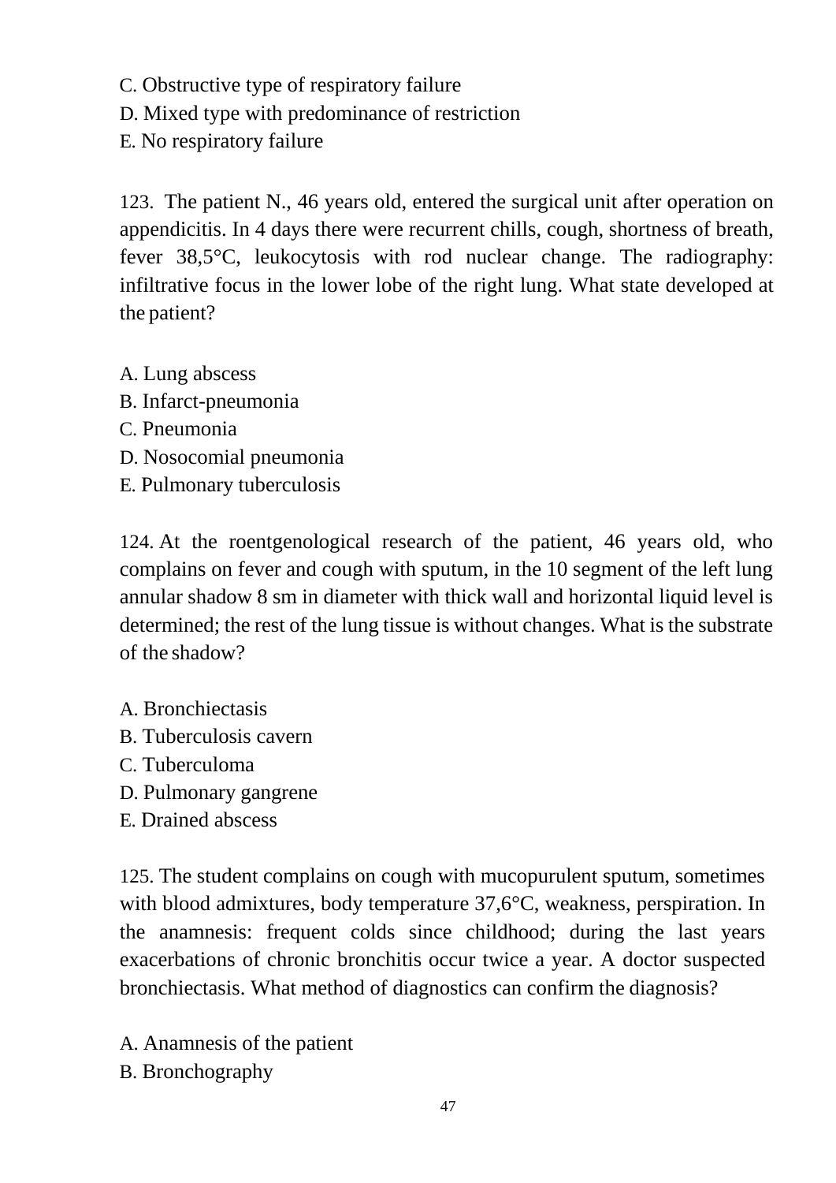C. Obstructive type of respiratory failure
D. Mixed type with predominance of restriction
E. No respiratory failure

123. The patient N., 46 years old, entered the surgical unit after operation on appendicitis. In 4 days there were recurrent chills, cough, shortness of breath, fever 38,5°C, leukocytosis with rod nuclear change. The radiography: infiltrative focus in the lower lobe of the right lung. What state developed at the patient?

A. Lung abscess
B. Infarct-pneumonia
C. Pneumonia
D. Nosocomial pneumonia
E. Pulmonary tuberculosis

124. At the roentgenological research of the patient, 46 years old, who complains on fever and cough with sputum, in the 10 segment of the left lung annular shadow 8 sm in diameter with thick wall and horizontal liquid level is determined; the rest of the lung tissue is without changes. What is the substrate of the shadow?

A. Bronchiectasis
B. Tuberculosis cavern
C. Tuberculoma
D. Pulmonary gangrene
E. Drained abscess

125. The student complains on cough with mucopurulent sputum, sometimes with blood admixtures, body temperature 37,6°C, weakness, perspiration. In the anamnesis: frequent colds since childhood; during the last years exacerbations of chronic bronchitis occur twice a year. A doctor suspected bronchiectasis. What method of diagnostics can confirm the diagnosis?

A. Anamnesis of the patient
B. Bronchography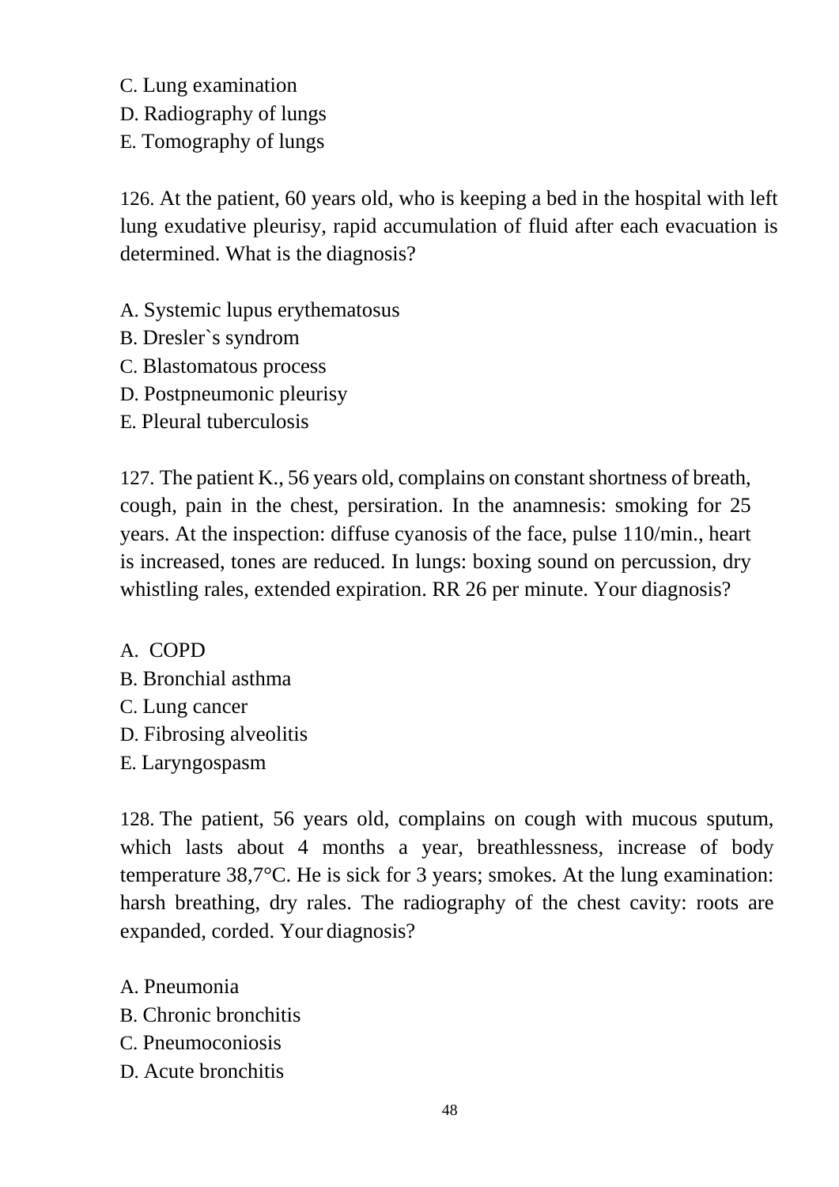C. Lung examination
D. Radiography of lungs
E. Tomography of lungs

126. At the patient, 60 years old, who is keeping a bed in the hospital with left lung exudative pleurisy, rapid accumulation of fluid after each evacuation is determined. What is the diagnosis?

A. Systemic lupus erythematosus
B. Dresler`s syndrom
C. Blastomatous process
D. Postpneumonic pleurisy
E. Pleural tuberculosis

127. The patient K., 56 years old, complains on constant shortness of breath, cough, pain in the chest, persiration. In the anamnesis: smoking for 25 years. At the inspection: diffuse cyanosis of the face, pulse 110/min., heart is increased, tones are reduced. In lungs: boxing sound on percussion, dry whistling rales, extended expiration. RR 26 per minute. Your diagnosis?

A. COPD
B. Bronchial asthma
C. Lung cancer
D. Fibrosing alveolitis
E. Laryngospasm

128. The patient, 56 years old, complains on cough with mucous sputum, which lasts about 4 months a year, breathlessness, increase of body temperature 38,7°C. He is sick for 3 years; smokes. At the lung examination: harsh breathing, dry rales. The radiography of the chest cavity: roots are expanded, corded. Your diagnosis?

A. Pneumonia
B. Chronic bronchitis
C. Pneumoconiosis
D. Acute bronchitis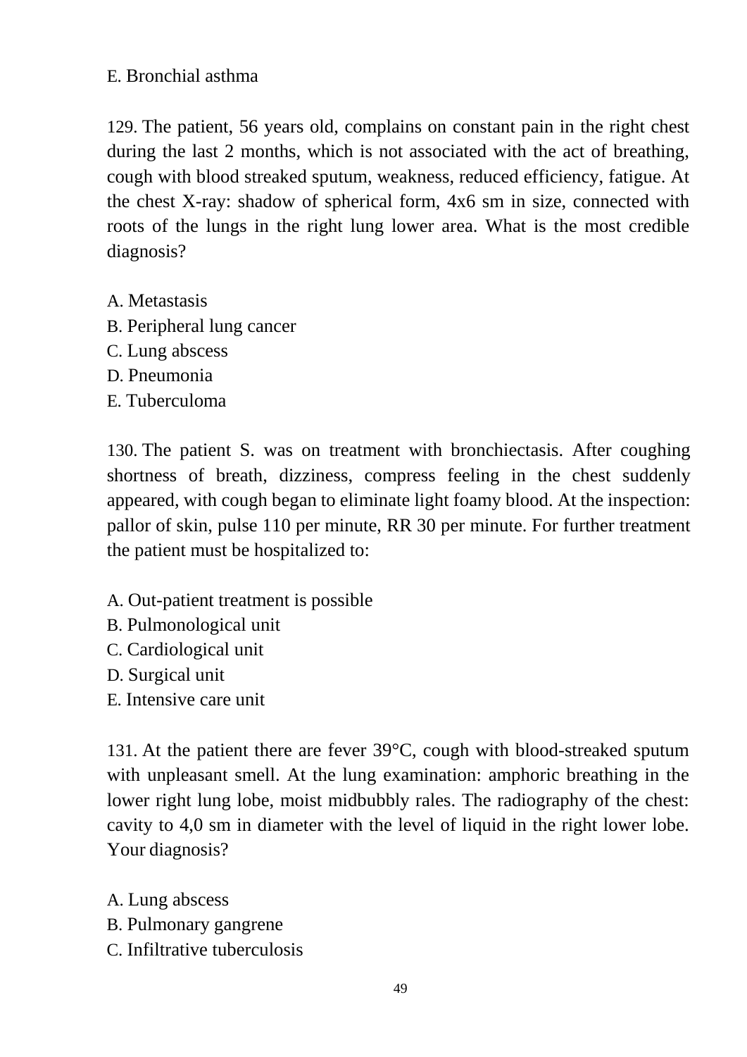E. Bronchial asthma

129. The patient, 56 years old, complains on constant pain in the right chest during the last 2 months, which is not associated with the act of breathing, cough with blood streaked sputum, weakness, reduced efficiency, fatigue. At the chest X-ray: shadow of spherical form, 4x6 sm in size, connected with roots of the lungs in the right lung lower area. What is the most credible diagnosis?

A. Metastasis
B. Peripheral lung cancer
C. Lung abscess
D. Pneumonia
E. Tuberculoma

130. The patient S. was on treatment with bronchiectasis. After coughing shortness of breath, dizziness, compress feeling in the chest suddenly appeared, with cough began to eliminate light foamy blood. At the inspection: pallor of skin, pulse 110 per minute, RR 30 per minute. For further treatment the patient must be hospitalized to:

A. Out-patient treatment is possible
B. Pulmonological unit
C. Cardiological unit
D. Surgical unit
E. Intensive care unit

131. At the patient there are fever 39°C, cough with blood-streaked sputum with unpleasant smell. At the lung examination: amphoric breathing in the lower right lung lobe, moist midbubbly rales. The radiography of the chest: cavity to 4,0 sm in diameter with the level of liquid in the right lower lobe. Your diagnosis?

A. Lung abscess
B. Pulmonary gangrene
C. Infiltrative tuberculosis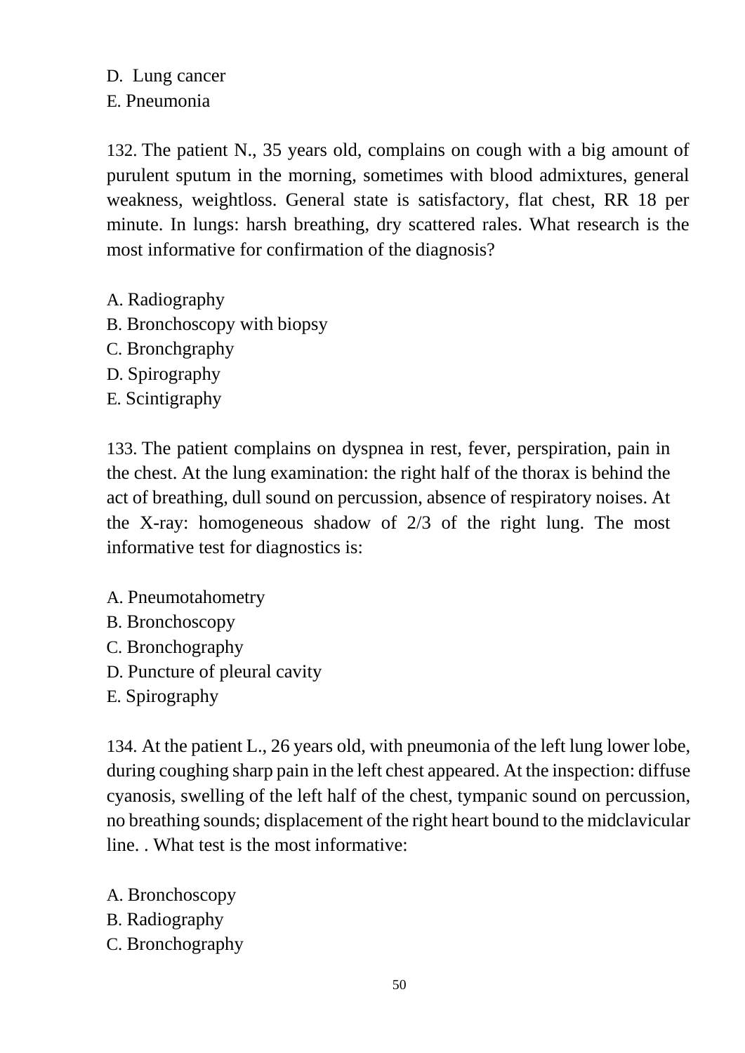D. Lung cancer
E. Pneumonia

132. The patient N., 35 years old, complains on cough with a big amount of purulent sputum in the morning, sometimes with blood admixtures, general weakness, weightloss. General state is satisfactory, flat chest, RR 18 per minute. In lungs: harsh breathing, dry scattered rales. What research is the most informative for confirmation of the diagnosis?

A. Radiography
B. Bronchoscopy with biopsy
C. Bronchgraphy
D. Spirography
E. Scintigraphy

133. The patient complains on dyspnea in rest, fever, perspiration, pain in the chest. At the lung examination: the right half of the thorax is behind the act of breathing, dull sound on percussion, absence of respiratory noises. At the X-ray: homogeneous shadow of 2/3 of the right lung. The most informative test for diagnostics is:

A. Pneumotahometry
B. Bronchoscopy
C. Bronchography
D. Puncture of pleural cavity
E. Spirography

134. At the patient L., 26 years old, with pneumonia of the left lung lower lobe, during coughing sharp pain in the left chest appeared. At the inspection: diffuse cyanosis, swelling of the left half of the chest, tympanic sound on percussion, no breathing sounds; displacement of the right heart bound to the midclavicular line. . What test is the most informative:

A. Bronchoscopy
B. Radiography
C. Bronchography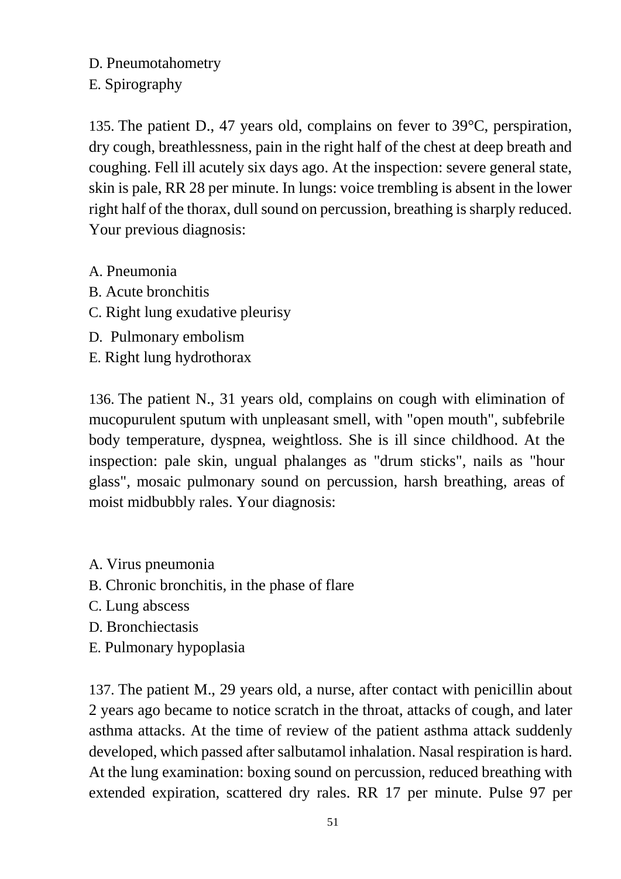D. Pneumotahometry
E. Spirography

135. The patient D., 47 years old, complains on fever to 39°C, perspiration, dry cough, breathlessness, pain in the right half of the chest at deep breath and coughing. Fell ill acutely six days ago. At the inspection: severe general state, skin is pale, RR 28 per minute. In lungs: voice trembling is absent in the lower right half of the thorax, dull sound on percussion, breathing is sharply reduced. Your previous diagnosis:

A. Pneumonia
B. Acute bronchitis
C. Right lung exudative pleurisy
D. Pulmonary embolism
E. Right lung hydrothorax

136. The patient N., 31 years old, complains on cough with elimination of mucopurulent sputum with unpleasant smell, with "open mouth", subfebrile body temperature, dyspnea, weightloss. She is ill since childhood. At the inspection: pale skin, ungual phalanges as "drum sticks", nails as "hour glass", mosaic pulmonary sound on percussion, harsh breathing, areas of moist midbubbly rales. Your diagnosis:

A. Virus pneumonia
B. Chronic bronchitis, in the phase of flare
C. Lung abscess
D. Bronchiectasis
E. Pulmonary hypoplasia

137. The patient M., 29 years old, a nurse, after contact with penicillin about 2 years ago became to notice scratch in the throat, attacks of cough, and later asthma attacks. At the time of review of the patient asthma attack suddenly developed, which passed after salbutamol inhalation. Nasal respiration is hard. At the lung examination: boxing sound on percussion, reduced breathing with extended expiration, scattered dry rales. RR 17 per minute. Pulse 97 per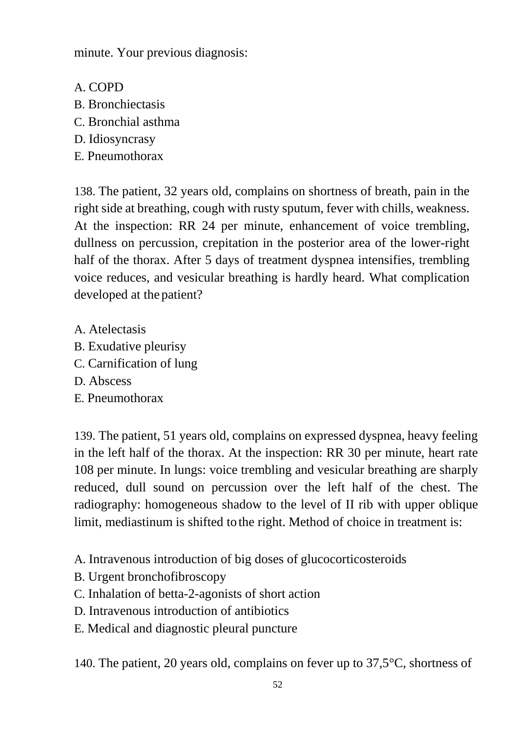minute. Your previous diagnosis:

A. COPD
B. Bronchiectasis
C. Bronchial asthma
D. Idiosyncrasy
E. Pneumothorax

138. The patient, 32 years old, complains on shortness of breath, pain in the right side at breathing, cough with rusty sputum, fever with chills, weakness. At the inspection: RR 24 per minute, enhancement of voice trembling, dullness on percussion, crepitation in the posterior area of the lower-right half of the thorax. After 5 days of treatment dyspnea intensifies, trembling voice reduces, and vesicular breathing is hardly heard. What complication developed at the patient?

A. Atelectasis
B. Exudative pleurisy
C. Carnification of lung
D. Abscess
E. Pneumothorax

139. The patient, 51 years old, complains on expressed dyspnea, heavy feeling in the left half of the thorax. At the inspection: RR 30 per minute, heart rate 108 per minute. In lungs: voice trembling and vesicular breathing are sharply reduced, dull sound on percussion over the left half of the chest. The radiography: homogeneous shadow to the level of II rib with upper oblique limit, mediastinum is shifted to the right. Method of choice in treatment is:

A. Intravenous introduction of big doses of glucocorticosteroids
B. Urgent bronchofibroscopy
C. Inhalation of betta-2-agonists of short action
D. Intravenous introduction of antibiotics
E. Medical and diagnostic pleural puncture

140. The patient, 20 years old, complains on fever up to 37,5°C, shortness of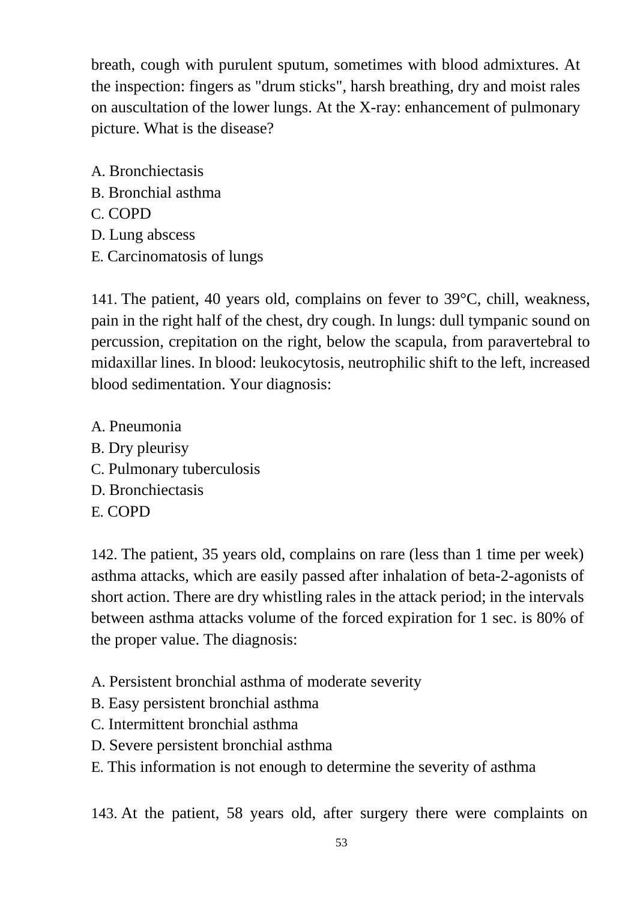breath, cough with purulent sputum, sometimes with blood admixtures. At the inspection: fingers as "drum sticks", harsh breathing, dry and moist rales on auscultation of the lower lungs. At the X-ray: enhancement of pulmonary picture. What is the disease?

A. Bronchiectasis
B. Bronchial asthma
C. COPD
D. Lung abscess
E. Carcinomatosis of lungs

141. The patient, 40 years old, complains on fever to 39°C, chill, weakness, pain in the right half of the chest, dry cough. In lungs: dull tympanic sound on percussion, crepitation on the right, below the scapula, from paravertebral to midaxillar lines. In blood: leukocytosis, neutrophilic shift to the left, increased blood sedimentation. Your diagnosis:

A. Pneumonia
B. Dry pleurisy
C. Pulmonary tuberculosis
D. Bronchiectasis
E. COPD

142. The patient, 35 years old, complains on rare (less than 1 time per week) asthma attacks, which are easily passed after inhalation of beta-2-agonists of short action. There are dry whistling rales in the attack period; in the intervals between asthma attacks volume of the forced expiration for 1 sec. is 80% of the proper value. The diagnosis:

A. Persistent bronchial asthma of moderate severity
B. Easy persistent bronchial asthma
C. Intermittent bronchial asthma
D. Severe persistent bronchial asthma
E. This information is not enough to determine the severity of asthma

143. At the patient, 58 years old, after surgery there were complaints on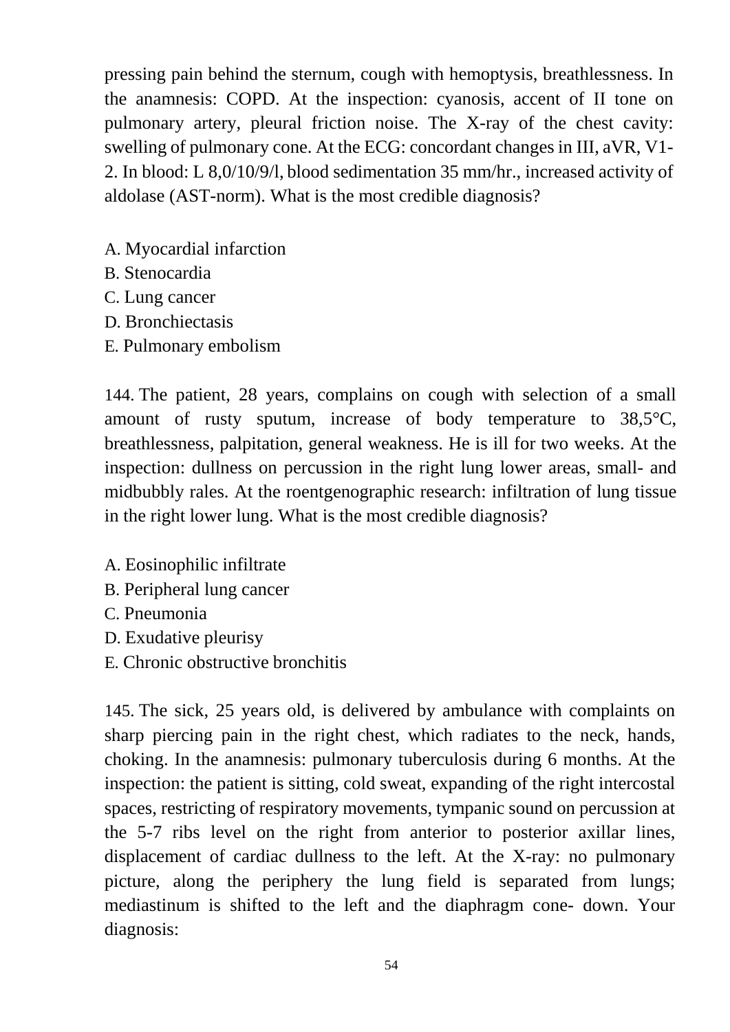pressing pain behind the sternum, cough with hemoptysis, breathlessness. In the anamnesis: COPD. At the inspection: cyanosis, accent of II tone on pulmonary artery, pleural friction noise. The X-ray of the chest cavity: swelling of pulmonary cone. At the ECG: concordant changes in III, aVR, V1-2. In blood: L 8,0/10/9/l, blood sedimentation 35 mm/hr., increased activity of aldolase (AST-norm). What is the most credible diagnosis?

A. Myocardial infarction
B. Stenocardia
C. Lung cancer
D. Bronchiectasis
E. Pulmonary embolism

144. The patient, 28 years, complains on cough with selection of a small amount of rusty sputum, increase of body temperature to 38,5°C, breathlessness, palpitation, general weakness. He is ill for two weeks. At the inspection: dullness on percussion in the right lung lower areas, small- and midbubbly rales. At the roentgenographic research: infiltration of lung tissue in the right lower lung. What is the most credible diagnosis?

A. Eosinophilic infiltrate
B. Peripheral lung cancer
C. Pneumonia
D. Exudative pleurisy
E. Chronic obstructive bronchitis

145. The sick, 25 years old, is delivered by ambulance with complaints on sharp piercing pain in the right chest, which radiates to the neck, hands, choking. In the anamnesis: pulmonary tuberculosis during 6 months. At the inspection: the patient is sitting, cold sweat, expanding of the right intercostal spaces, restricting of respiratory movements, tympanic sound on percussion at the 5-7 ribs level on the right from anterior to posterior axillar lines, displacement of cardiac dullness to the left. At the X-ray: no pulmonary picture, along the periphery the lung field is separated from lungs; mediastinum is shifted to the left and the diaphragm cone- down. Your diagnosis: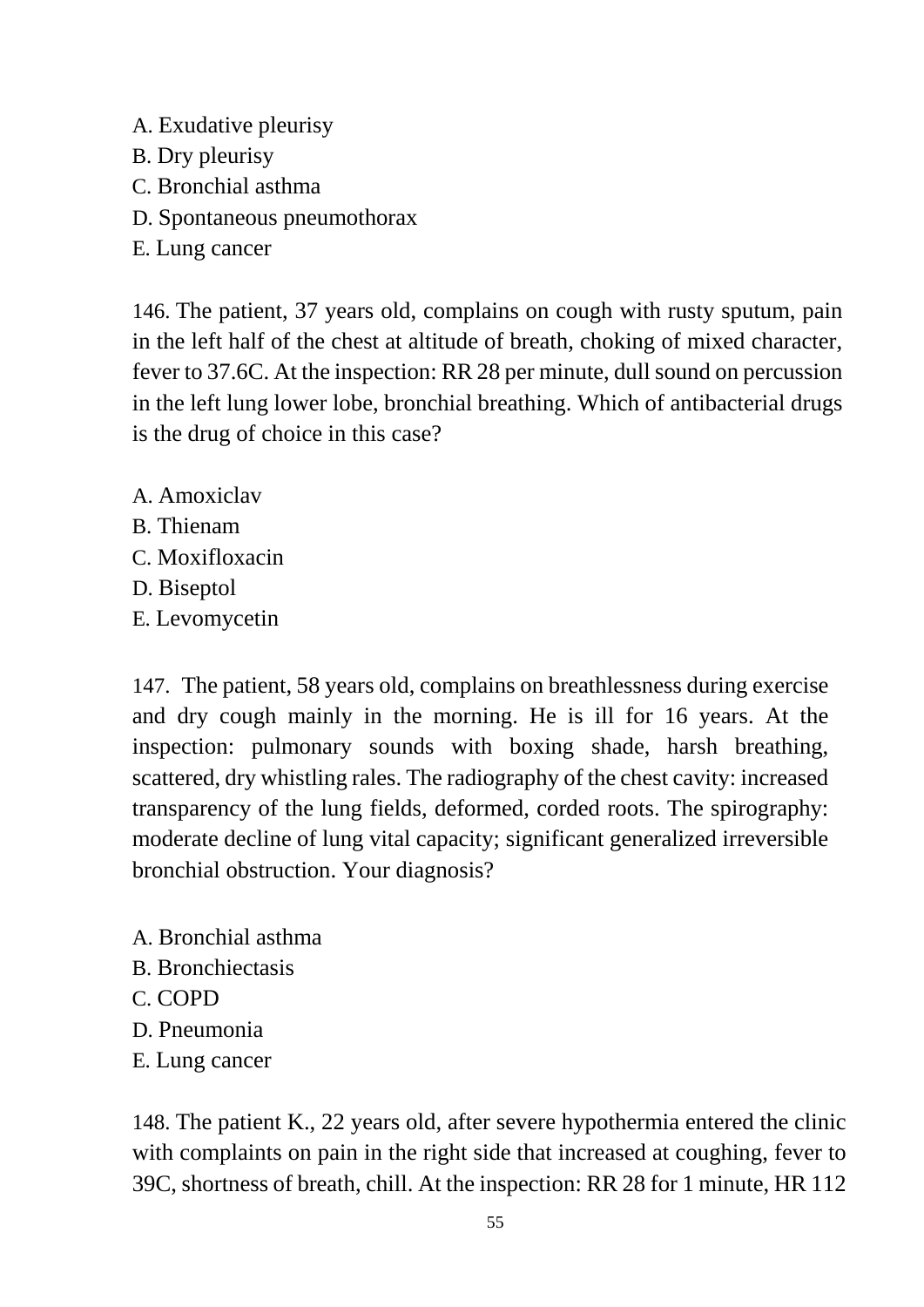A. Exudative pleurisy
B. Dry pleurisy
C. Bronchial asthma
D. Spontaneous pneumothorax
E. Lung cancer

146. The patient, 37 years old, complains on cough with rusty sputum, pain in the left half of the chest at altitude of breath, choking of mixed character, fever to 37.6C. At the inspection: RR 28 per minute, dull sound on percussion in the left lung lower lobe, bronchial breathing. Which of antibacterial drugs is the drug of choice in this case?

A. Amoxiclav
B. Thienam
C. Moxifloxacin
D. Biseptol
E. Levomycetin

147. The patient, 58 years old, complains on breathlessness during exercise and dry cough mainly in the morning. He is ill for 16 years. At the inspection: pulmonary sounds with boxing shade, harsh breathing, scattered, dry whistling rales. The radiography of the chest cavity: increased transparency of the lung fields, deformed, corded roots. The spirography: moderate decline of lung vital capacity; significant generalized irreversible bronchial obstruction. Your diagnosis?

A. Bronchial asthma
B. Bronchiectasis
C. COPD
D. Pneumonia
E. Lung cancer

148. The patient K., 22 years old, after severe hypothermia entered the clinic with complaints on pain in the right side that increased at coughing, fever to 39C, shortness of breath, chill. At the inspection: RR 28 for 1 minute, HR 112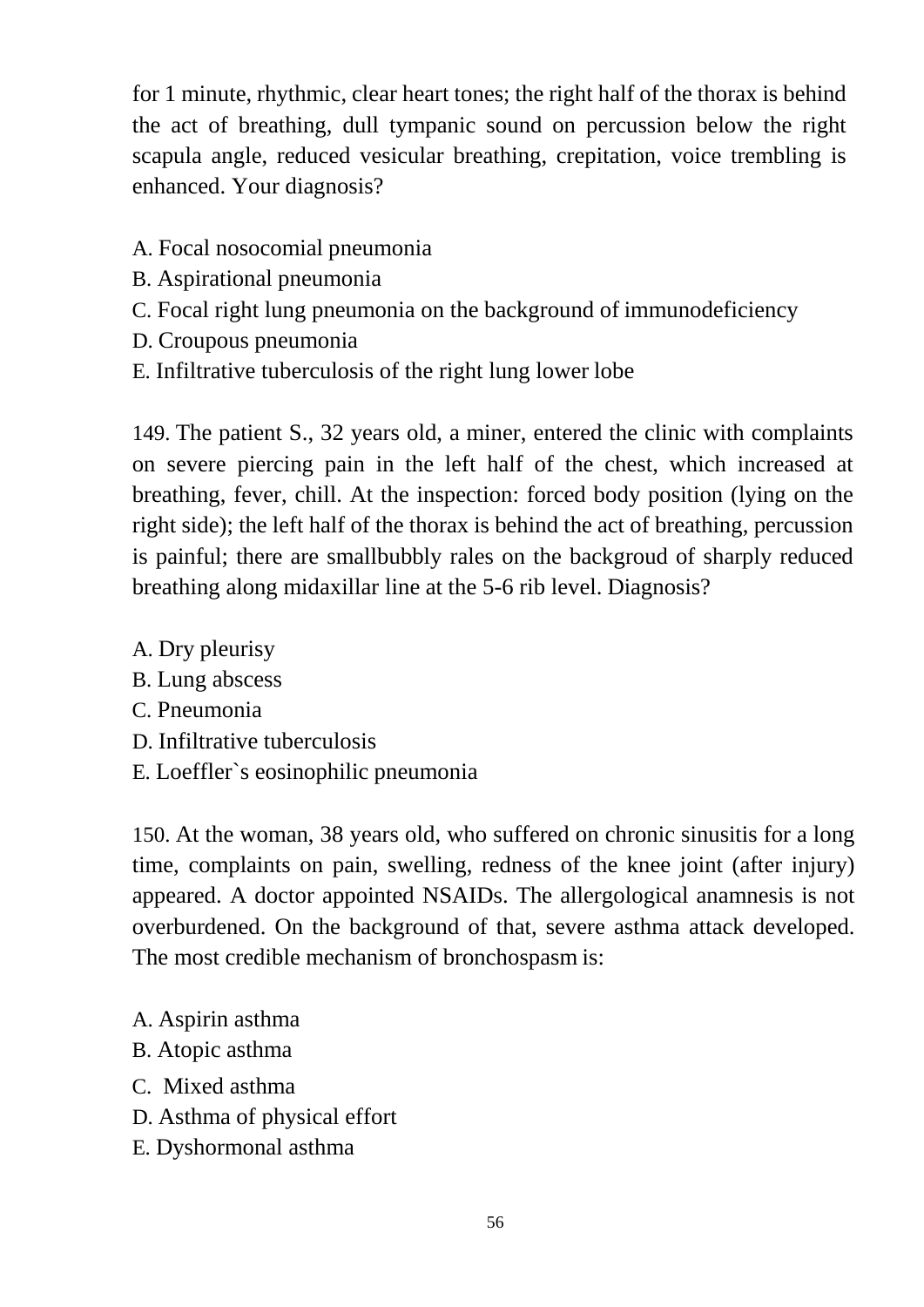for 1 minute, rhythmic, clear heart tones; the right half of the thorax is behind the act of breathing, dull tympanic sound on percussion below the right scapula angle, reduced vesicular breathing, crepitation, voice trembling is enhanced. Your diagnosis?

A. Focal nosocomial pneumonia
B. Aspirational pneumonia
C. Focal right lung pneumonia on the background of immunodeficiency
D. Croupous pneumonia
E. Infiltrative tuberculosis of the right lung lower lobe

149. The patient S., 32 years old, a miner, entered the clinic with complaints on severe piercing pain in the left half of the chest, which increased at breathing, fever, chill. At the inspection: forced body position (lying on the right side); the left half of the thorax is behind the act of breathing, percussion is painful; there are smallbubbly rales on the backgroud of sharply reduced breathing along midaxillar line at the 5-6 rib level. Diagnosis?

A. Dry pleurisy
B. Lung abscess
C. Pneumonia
D. Infiltrative tuberculosis
E. Loeffler`s eosinophilic pneumonia

150. At the woman, 38 years old, who suffered on chronic sinusitis for a long time, complaints on pain, swelling, redness of the knee joint (after injury) appeared. A doctor appointed NSAIDs. The allergological anamnesis is not overburdened. On the background of that, severe asthma attack developed. The most credible mechanism of bronchospasm is:

A. Aspirin asthma
B. Atopic asthma
C. Mixed asthma
D. Asthma of physical effort
E. Dyshormonal asthma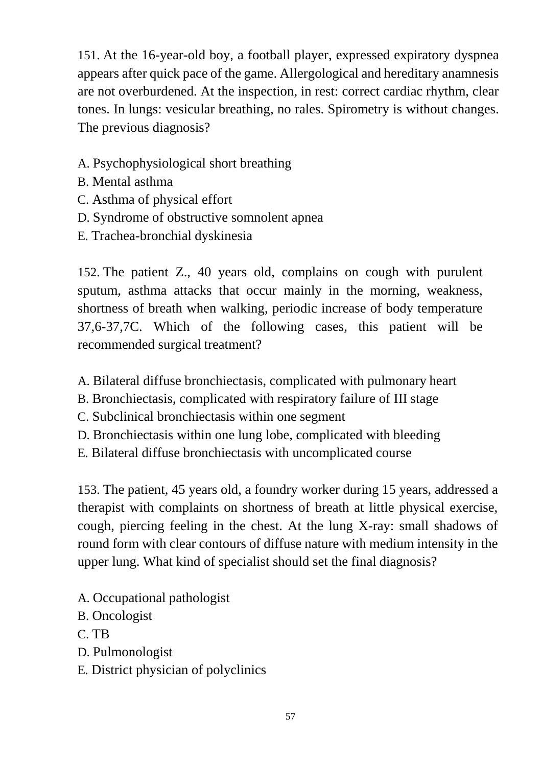151. At the 16-year-old boy, a football player, expressed expiratory dyspnea appears after quick pace of the game. Allergological and hereditary anamnesis are not overburdened. At the inspection, in rest: correct cardiac rhythm, clear tones. In lungs: vesicular breathing, no rales. Spirometry is without changes. The previous diagnosis?

A. Psychophysiological short breathing
B. Mental asthma
C. Asthma of physical effort
D. Syndrome of obstructive somnolent apnea
E. Trachea-bronchial dyskinesia

152. The patient Z., 40 years old, complains on cough with purulent sputum, asthma attacks that occur mainly in the morning, weakness, shortness of breath when walking, periodic increase of body temperature 37,6-37,7C. Which of the following cases, this patient will be recommended surgical treatment?

A. Bilateral diffuse bronchiectasis, complicated with pulmonary heart
B. Bronchiectasis, complicated with respiratory failure of III stage
C. Subclinical bronchiectasis within one segment
D. Bronchiectasis within one lung lobe, complicated with bleeding
E. Bilateral diffuse bronchiectasis with uncomplicated course

153. The patient, 45 years old, a foundry worker during 15 years, addressed a therapist with complaints on shortness of breath at little physical exercise, cough, piercing feeling in the chest. At the lung X-ray: small shadows of round form with clear contours of diffuse nature with medium intensity in the upper lung. What kind of specialist should set the final diagnosis?

A. Occupational pathologist
B. Oncologist
C. TB
D. Pulmonologist
E. District physician of polyclinics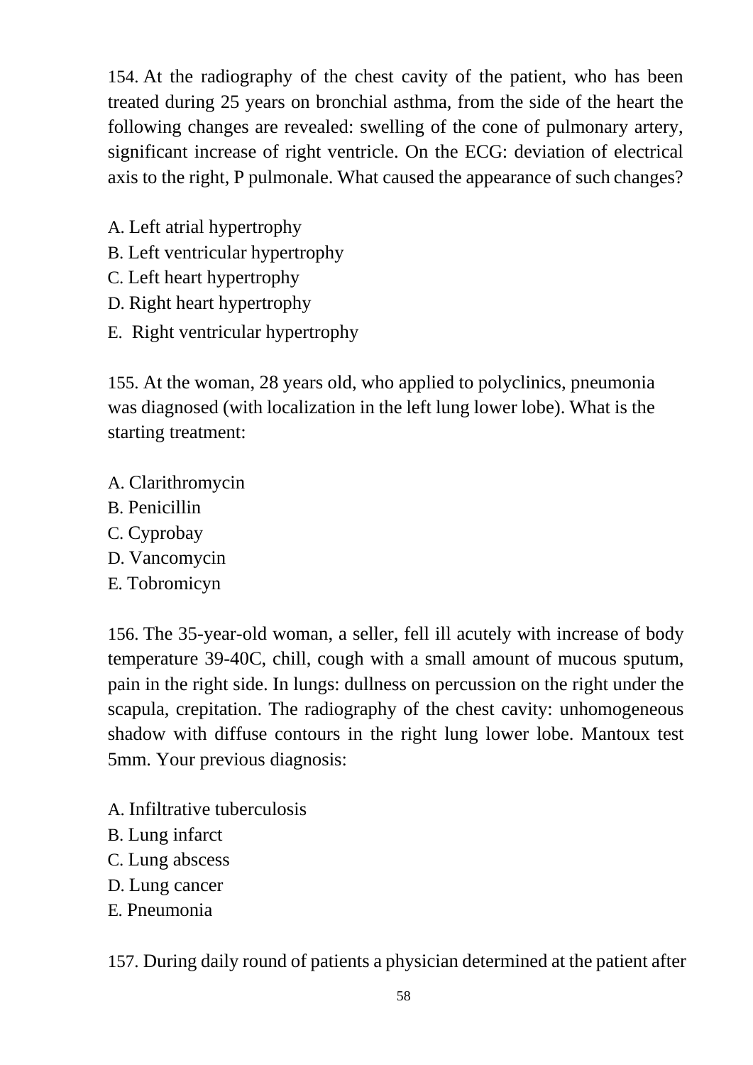154. At the radiography of the chest cavity of the patient, who has been treated during 25 years on bronchial asthma, from the side of the heart the following changes are revealed: swelling of the cone of pulmonary artery, significant increase of right ventricle. On the ECG: deviation of electrical axis to the right, P pulmonale. What caused the appearance of such changes?

A. Left atrial hypertrophy
B. Left ventricular hypertrophy
C. Left heart hypertrophy
D. Right heart hypertrophy
E. Right ventricular hypertrophy

155. At the woman, 28 years old, who applied to polyclinics, pneumonia was diagnosed (with localization in the left lung lower lobe). What is the starting treatment:

A. Clarithromycin
B. Penicillin
C. Cyprobay
D. Vancomycin
E. Tobromicyn

156. The 35-year-old woman, a seller, fell ill acutely with increase of body temperature 39-40C, chill, cough with a small amount of mucous sputum, pain in the right side. In lungs: dullness on percussion on the right under the scapula, crepitation. The radiography of the chest cavity: unhomogeneous shadow with diffuse contours in the right lung lower lobe. Mantoux test 5mm. Your previous diagnosis:

A. Infiltrative tuberculosis
B. Lung infarct
C. Lung abscess
D. Lung cancer
E. Pneumonia

157. During daily round of patients a physician determined at the patient after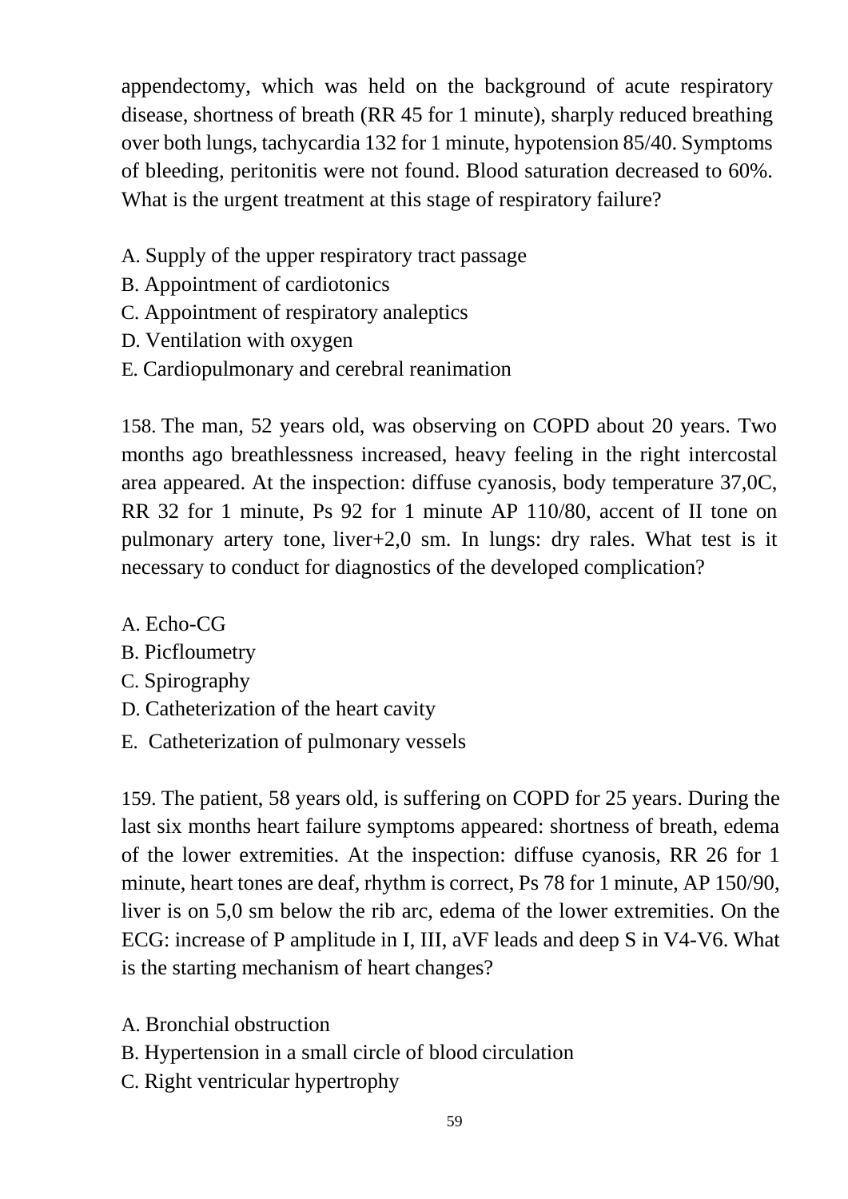appendectomy, which was held on the background of acute respiratory disease, shortness of breath (RR 45 for 1 minute), sharply reduced breathing over both lungs, tachycardia 132 for 1 minute, hypotension 85/40. Symptoms of bleeding, peritonitis were not found. Blood saturation decreased to 60%. What is the urgent treatment at this stage of respiratory failure?

A. Supply of the upper respiratory tract passage
B. Appointment of cardiotonics
C. Appointment of respiratory analeptics
D. Ventilation with oxygen
E. Cardiopulmonary and cerebral reanimation

158. The man, 52 years old, was observing on COPD about 20 years. Two months ago breathlessness increased, heavy feeling in the right intercostal area appeared. At the inspection: diffuse cyanosis, body temperature 37,0C, RR 32 for 1 minute, Ps 92 for 1 minute AP 110/80, accent of II tone on pulmonary artery tone, liver+2,0 sm. In lungs: dry rales. What test is it necessary to conduct for diagnostics of the developed complication?

A. Echo-CG
B. Picfloumetry
C. Spirography
D. Catheterization of the heart cavity
E. Catheterization of pulmonary vessels

159. The patient, 58 years old, is suffering on COPD for 25 years. During the last six months heart failure symptoms appeared: shortness of breath, edema of the lower extremities. At the inspection: diffuse cyanosis, RR 26 for 1 minute, heart tones are deaf, rhythm is correct, Ps 78 for 1 minute, AP 150/90, liver is on 5,0 sm below the rib arc, edema of the lower extremities. On the ECG: increase of P amplitude in I, III, aVF leads and deep S in V4-V6. What is the starting mechanism of heart changes?

A. Bronchial obstruction
B. Hypertension in a small circle of blood circulation
C. Right ventricular hypertrophy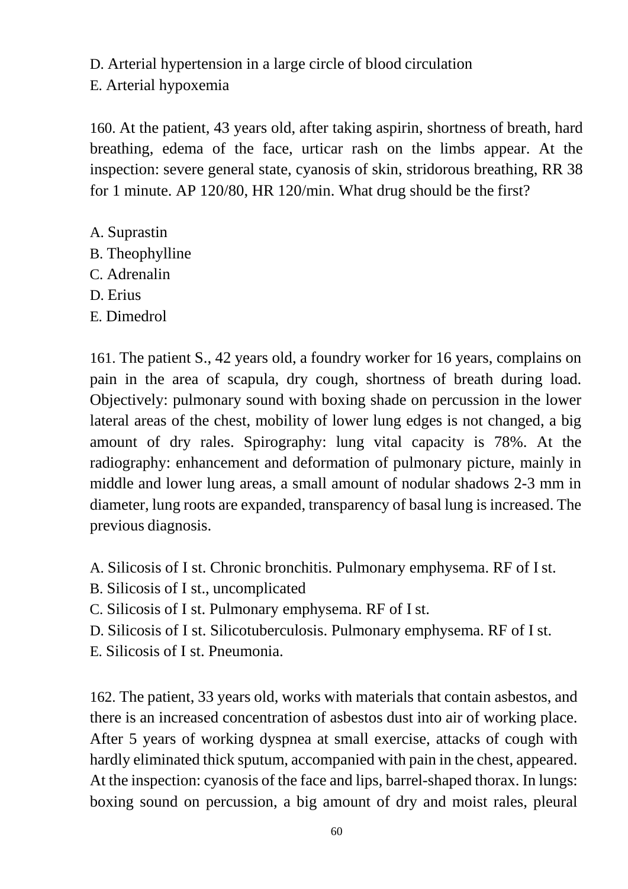D. Arterial hypertension in a large circle of blood circulation
E. Arterial hypoxemia

160. At the patient, 43 years old, after taking aspirin, shortness of breath, hard breathing, edema of the face, urticar rash on the limbs appear. At the inspection: severe general state, cyanosis of skin, stridorous breathing, RR 38 for 1 minute. AP 120/80, HR 120/min. What drug should be the first?

A. Suprastin
B. Theophylline
C. Adrenalin
D. Erius
E. Dimedrol

161. The patient S., 42 years old, a foundry worker for 16 years, complains on pain in the area of scapula, dry cough, shortness of breath during load. Objectively: pulmonary sound with boxing shade on percussion in the lower lateral areas of the chest, mobility of lower lung edges is not changed, a big amount of dry rales. Spirography: lung vital capacity is 78%. At the radiography: enhancement and deformation of pulmonary picture, mainly in middle and lower lung areas, a small amount of nodular shadows 2-3 mm in diameter, lung roots are expanded, transparency of basal lung is increased. The previous diagnosis.

A. Silicosis of I st. Chronic bronchitis. Pulmonary emphysema. RF of I st.
B. Silicosis of I st., uncomplicated
C. Silicosis of I st. Pulmonary emphysema. RF of I st.
D. Silicosis of I st. Silicotuberculosis. Pulmonary emphysema. RF of I st.
E. Silicosis of I st. Pneumonia.

162. The patient, 33 years old, works with materials that contain asbestos, and there is an increased concentration of asbestos dust into air of working place. After 5 years of working dyspnea at small exercise, attacks of cough with hardly eliminated thick sputum, accompanied with pain in the chest, appeared. At the inspection: cyanosis of the face and lips, barrel-shaped thorax. In lungs: boxing sound on percussion, a big amount of dry and moist rales, pleural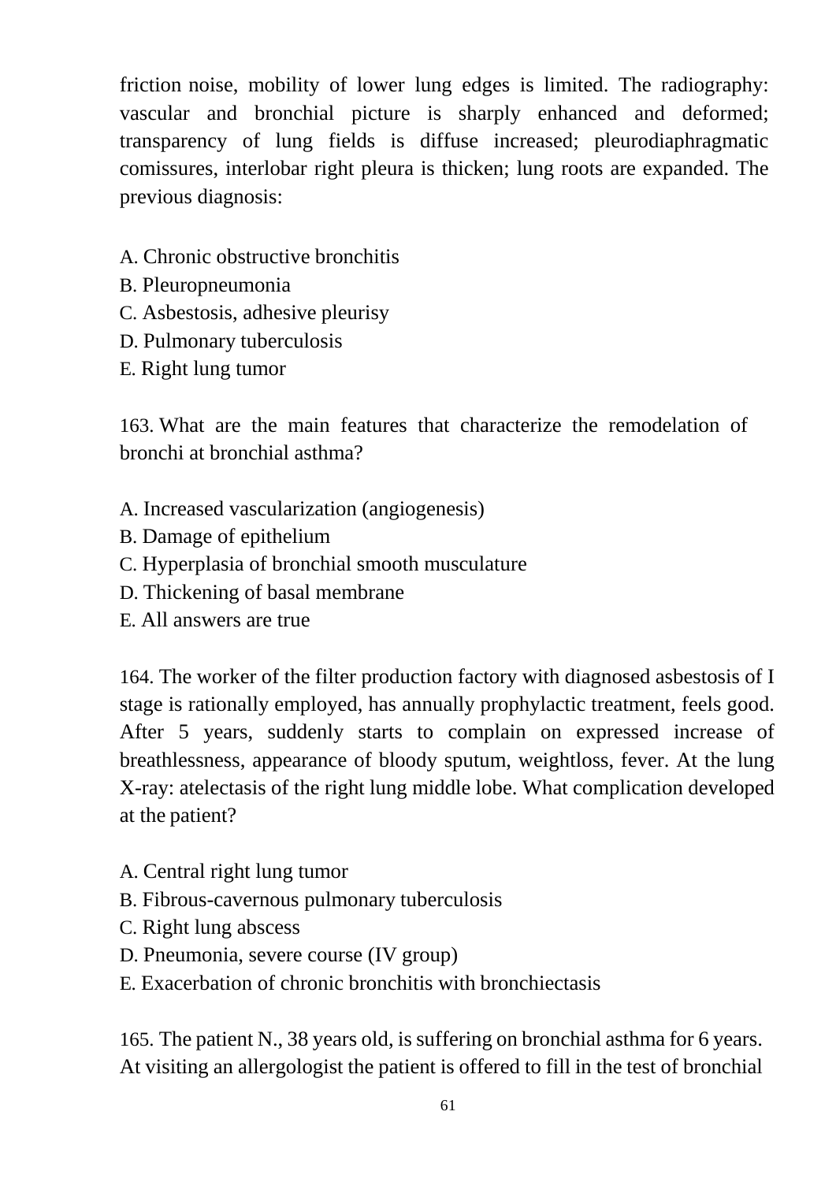friction noise, mobility of lower lung edges is limited. The radiography: vascular and bronchial picture is sharply enhanced and deformed; transparency of lung fields is diffuse increased; pleurodiaphragmatic comissures, interlobar right pleura is thicken; lung roots are expanded. The previous diagnosis:

A. Chronic obstructive bronchitis
B. Pleuropneumonia
C. Asbestosis, adhesive pleurisy
D. Pulmonary tuberculosis
E. Right lung tumor

163. What are the main features that characterize the remodelation of bronchi at bronchial asthma?

A. Increased vascularization (angiogenesis)
B. Damage of epithelium
C. Hyperplasia of bronchial smooth musculature
D. Thickening of basal membrane
E. All answers are true

164. The worker of the filter production factory with diagnosed asbestosis of I stage is rationally employed, has annually prophylactic treatment, feels good. After 5 years, suddenly starts to complain on expressed increase of breathlessness, appearance of bloody sputum, weightloss, fever. At the lung X-ray: atelectasis of the right lung middle lobe. What complication developed at the patient?

A. Central right lung tumor
B. Fibrous-cavernous pulmonary tuberculosis
C. Right lung abscess
D. Pneumonia, severe course (IV group)
E. Exacerbation of chronic bronchitis with bronchiectasis

165. The patient N., 38 years old, is suffering on bronchial asthma for 6 years. At visiting an allergologist the patient is offered to fill in the test of bronchial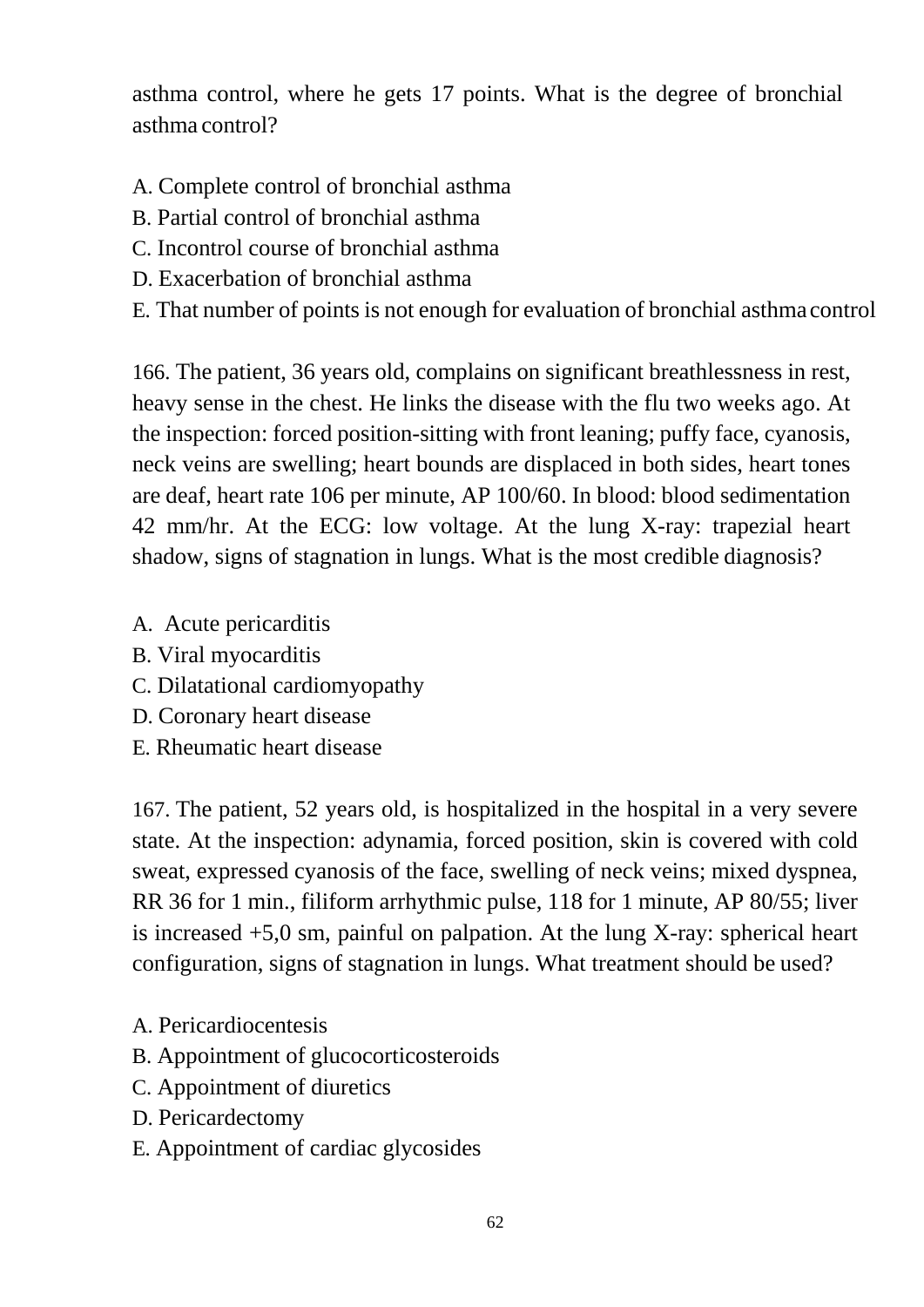asthma control, where he gets 17 points. What is the degree of bronchial asthma control?

A. Complete control of bronchial asthma
B. Partial control of bronchial asthma
C. Incontrol course of bronchial asthma
D. Exacerbation of bronchial asthma
E. That number of points is not enough for evaluation of bronchial asthma control

166. The patient, 36 years old, complains on significant breathlessness in rest, heavy sense in the chest. He links the disease with the flu two weeks ago. At the inspection: forced position-sitting with front leaning; puffy face, cyanosis, neck veins are swelling; heart bounds are displaced in both sides, heart tones are deaf, heart rate 106 per minute, AP 100/60. In blood: blood sedimentation 42 mm/hr. At the ECG: low voltage. At the lung X-ray: trapezial heart shadow, signs of stagnation in lungs. What is the most credible diagnosis?

A. Acute pericarditis
B. Viral myocarditis
C. Dilatational cardiomyopathy
D. Coronary heart disease
E. Rheumatic heart disease

167. The patient, 52 years old, is hospitalized in the hospital in a very severe state. At the inspection: adynamia, forced position, skin is covered with cold sweat, expressed cyanosis of the face, swelling of neck veins; mixed dyspnea, RR 36 for 1 min., filiform arrhythmic pulse, 118 for 1 minute, AP 80/55; liver is increased +5,0 sm, painful on palpation. At the lung X-ray: spherical heart configuration, signs of stagnation in lungs. What treatment should be used?

A. Pericardiocentesis
B. Appointment of glucocorticosteroids
C. Appointment of diuretics
D. Pericardectomy
E. Appointment of cardiac glycosides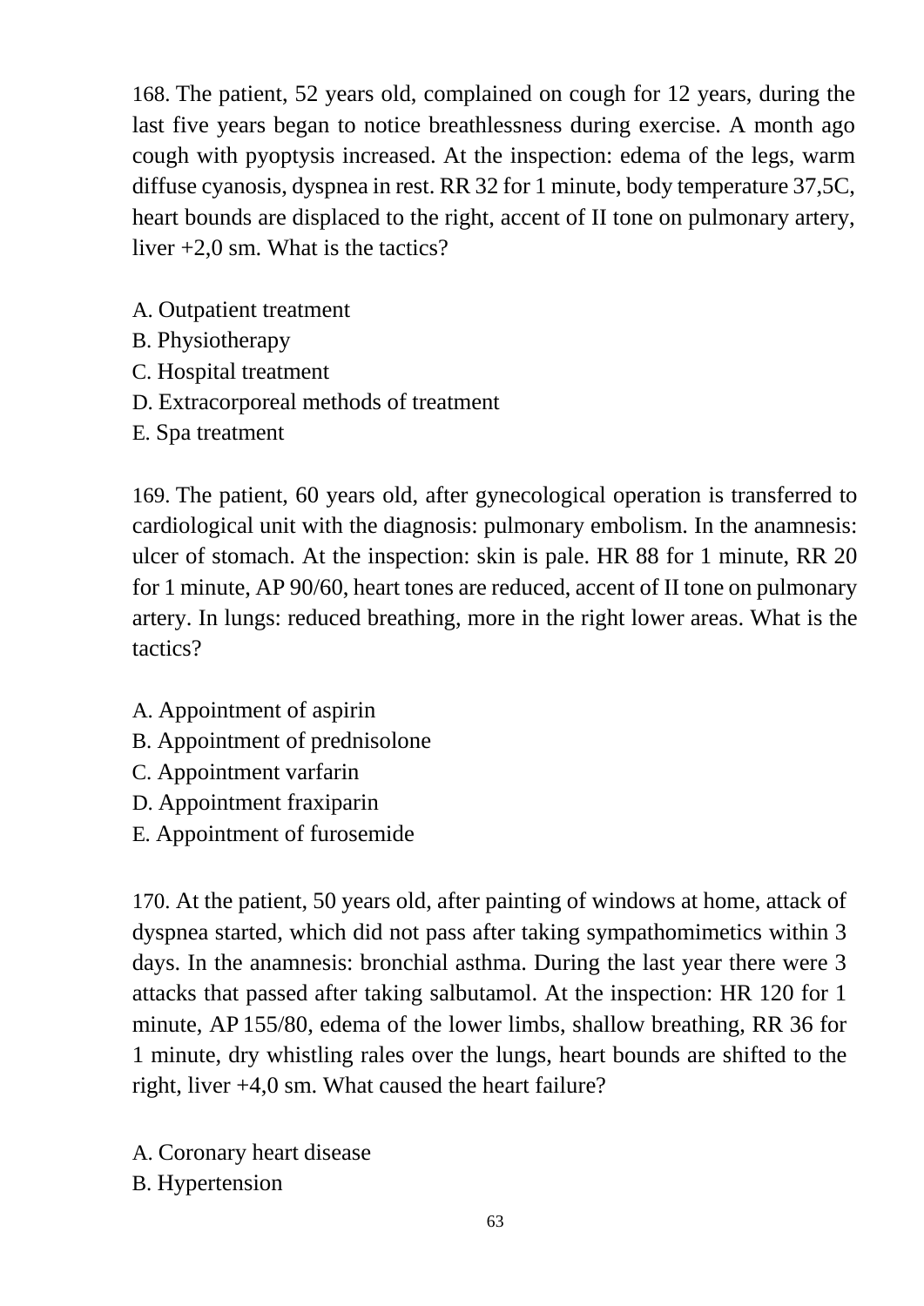168. The patient, 52 years old, complained on cough for 12 years, during the last five years began to notice breathlessness during exercise. A month ago cough with pyoptysis increased. At the inspection: edema of the legs, warm diffuse cyanosis, dyspnea in rest. RR 32 for 1 minute, body temperature 37,5C, heart bounds are displaced to the right, accent of II tone on pulmonary artery, liver +2,0 sm. What is the tactics?

A. Outpatient treatment
B. Physiotherapy
C. Hospital treatment
D. Extracorporeal methods of treatment
E. Spa treatment

169. The patient, 60 years old, after gynecological operation is transferred to cardiological unit with the diagnosis: pulmonary embolism. In the anamnesis: ulcer of stomach. At the inspection: skin is pale. HR 88 for 1 minute, RR 20 for 1 minute, AP 90/60, heart tones are reduced, accent of II tone on pulmonary artery. In lungs: reduced breathing, more in the right lower areas. What is the tactics?

A. Appointment of aspirin
B. Appointment of prednisolone
C. Appointment varfarin
D. Appointment fraxiparin
E. Appointment of furosemide

170. At the patient, 50 years old, after painting of windows at home, attack of dyspnea started, which did not pass after taking sympathomimetics within 3 days. In the anamnesis: bronchial asthma. During the last year there were 3 attacks that passed after taking salbutamol. At the inspection: HR 120 for 1 minute, AP 155/80, edema of the lower limbs, shallow breathing, RR 36 for 1 minute, dry whistling rales over the lungs, heart bounds are shifted to the right, liver +4,0 sm. What caused the heart failure?

A. Coronary heart disease
B. Hypertension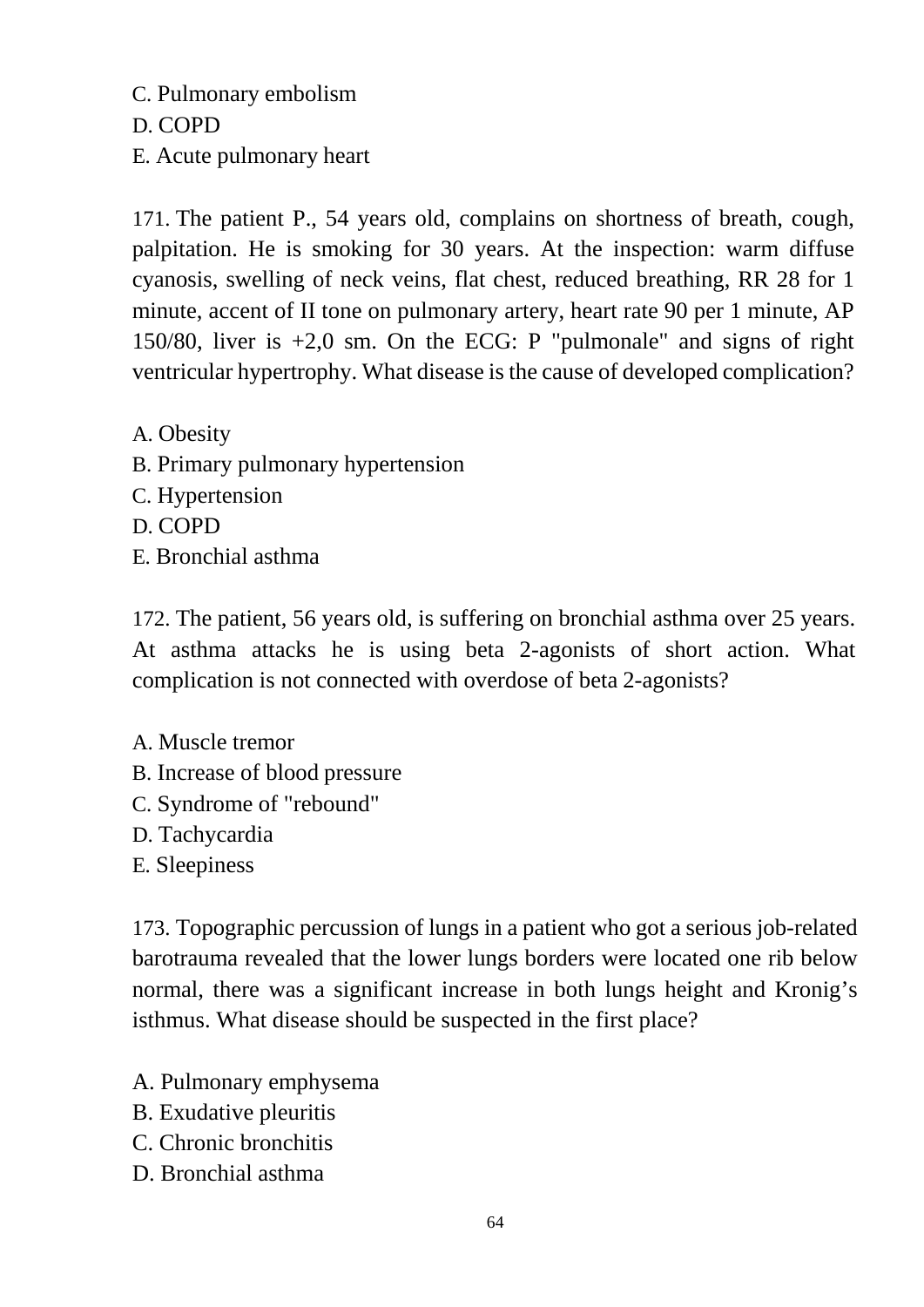C. Pulmonary embolism
D. COPD
E. Acute pulmonary heart

171. The patient P., 54 years old, complains on shortness of breath, cough, palpitation. He is smoking for 30 years. At the inspection: warm diffuse cyanosis, swelling of neck veins, flat chest, reduced breathing, RR 28 for 1 minute, accent of II tone on pulmonary artery, heart rate 90 per 1 minute, AP 150/80, liver is +2,0 sm. On the ECG: P "pulmonale" and signs of right ventricular hypertrophy. What disease is the cause of developed complication?

A. Obesity
B. Primary pulmonary hypertension
C. Hypertension
D. COPD
E. Bronchial asthma

172. The patient, 56 years old, is suffering on bronchial asthma over 25 years. At asthma attacks he is using beta 2-agonists of short action. What complication is not connected with overdose of beta 2-agonists?

A. Muscle tremor
B. Increase of blood pressure
C. Syndrome of "rebound"
D. Tachycardia
E. Sleepiness

173. Topographic percussion of lungs in a patient who got a serious job-related barotrauma revealed that the lower lungs borders were located one rib below normal, there was a significant increase in both lungs height and Kronig's isthmus. What disease should be suspected in the first place?

A. Pulmonary emphysema
B. Exudative pleuritis
C. Chronic bronchitis
D. Bronchial asthma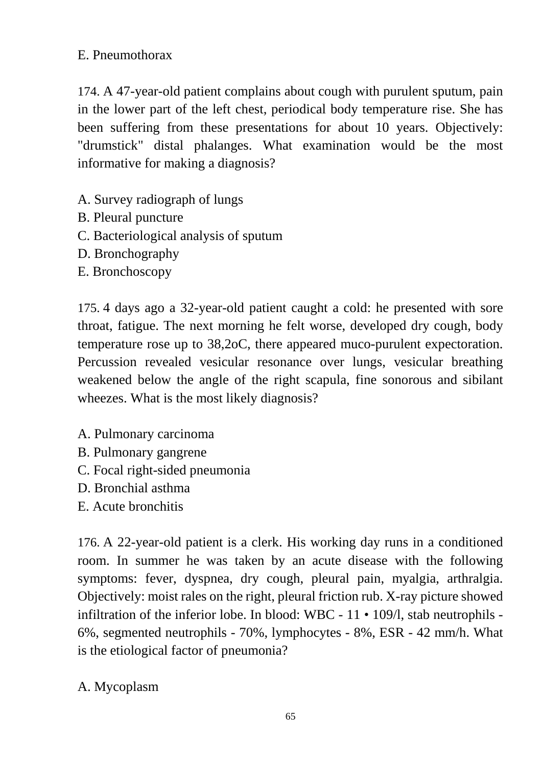E. Pneumothorax

174. A 47-year-old patient complains about cough with purulent sputum, pain in the lower part of the left chest, periodical body temperature rise. She has been suffering from these presentations for about 10 years. Objectively: "drumstick" distal phalanges. What examination would be the most informative for making a diagnosis?

A. Survey radiograph of lungs
B. Pleural puncture
C. Bacteriological analysis of sputum
D. Bronchography
E. Bronchoscopy

175. 4 days ago a 32-year-old patient caught a cold: he presented with sore throat, fatigue. The next morning he felt worse, developed dry cough, body temperature rose up to 38,2oC, there appeared muco-purulent expectoration. Percussion revealed vesicular resonance over lungs, vesicular breathing weakened below the angle of the right scapula, fine sonorous and sibilant wheezes. What is the most likely diagnosis?

A. Pulmonary carcinoma
B. Pulmonary gangrene
C. Focal right-sided pneumonia
D. Bronchial asthma
E. Acute bronchitis

176. A 22-year-old patient is a clerk. His working day runs in a conditioned room. In summer he was taken by an acute disease with the following symptoms: fever, dyspnea, dry cough, pleural pain, myalgia, arthralgia. Objectively: moist rales on the right, pleural friction rub. X-ray picture showed infiltration of the inferior lobe. In blood: WBC - 11 • 109/l, stab neutrophils - 6%, segmented neutrophils - 70%, lymphocytes - 8%, ESR - 42 mm/h. What is the etiological factor of pneumonia?

A. Mycoplasm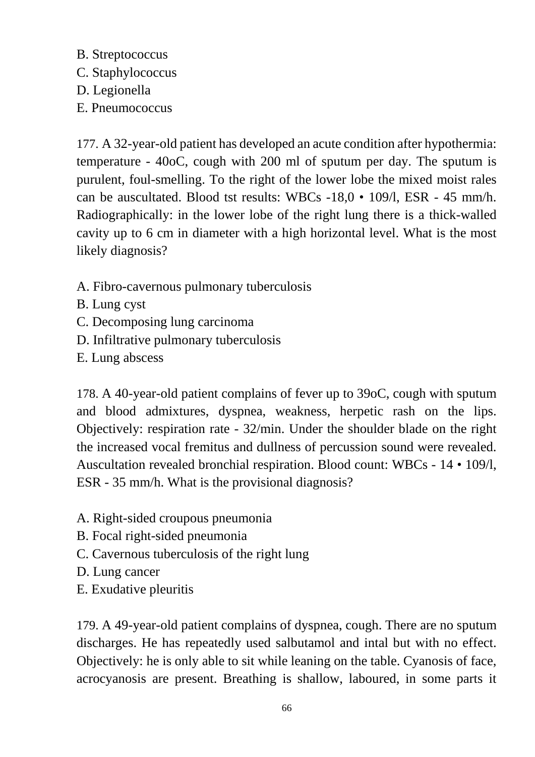B. Streptococcus
C. Staphylococcus
D. Legionella
E. Pneumococcus

177. A 32-year-old patient has developed an acute condition after hypothermia: temperature - 40oC, cough with 200 ml of sputum per day. The sputum is purulent, foul-smelling. To the right of the lower lobe the mixed moist rales can be auscultated. Blood tst results: WBCs -18,0 • 109/l, ESR - 45 mm/h. Radiographically: in the lower lobe of the right lung there is a thick-walled cavity up to 6 cm in diameter with a high horizontal level. What is the most likely diagnosis?

A. Fibro-cavernous pulmonary tuberculosis
B. Lung cyst
C. Decomposing lung carcinoma
D. Infiltrative pulmonary tuberculosis
E. Lung abscess

178. A 40-year-old patient complains of fever up to 39oC, cough with sputum and blood admixtures, dyspnea, weakness, herpetic rash on the lips. Objectively: respiration rate - 32/min. Under the shoulder blade on the right the increased vocal fremitus and dullness of percussion sound were revealed. Auscultation revealed bronchial respiration. Blood count: WBCs - 14 • 109/l, ESR - 35 mm/h. What is the provisional diagnosis?

A. Right-sided croupous pneumonia
B. Focal right-sided pneumonia
C. Cavernous tuberculosis of the right lung
D. Lung cancer
E. Exudative pleuritis

179. A 49-year-old patient complains of dyspnea, cough. There are no sputum discharges. He has repeatedly used salbutamol and intal but with no effect. Objectively: he is only able to sit while leaning on the table. Cyanosis of face, acrocyanosis are present. Breathing is shallow, laboured, in some parts it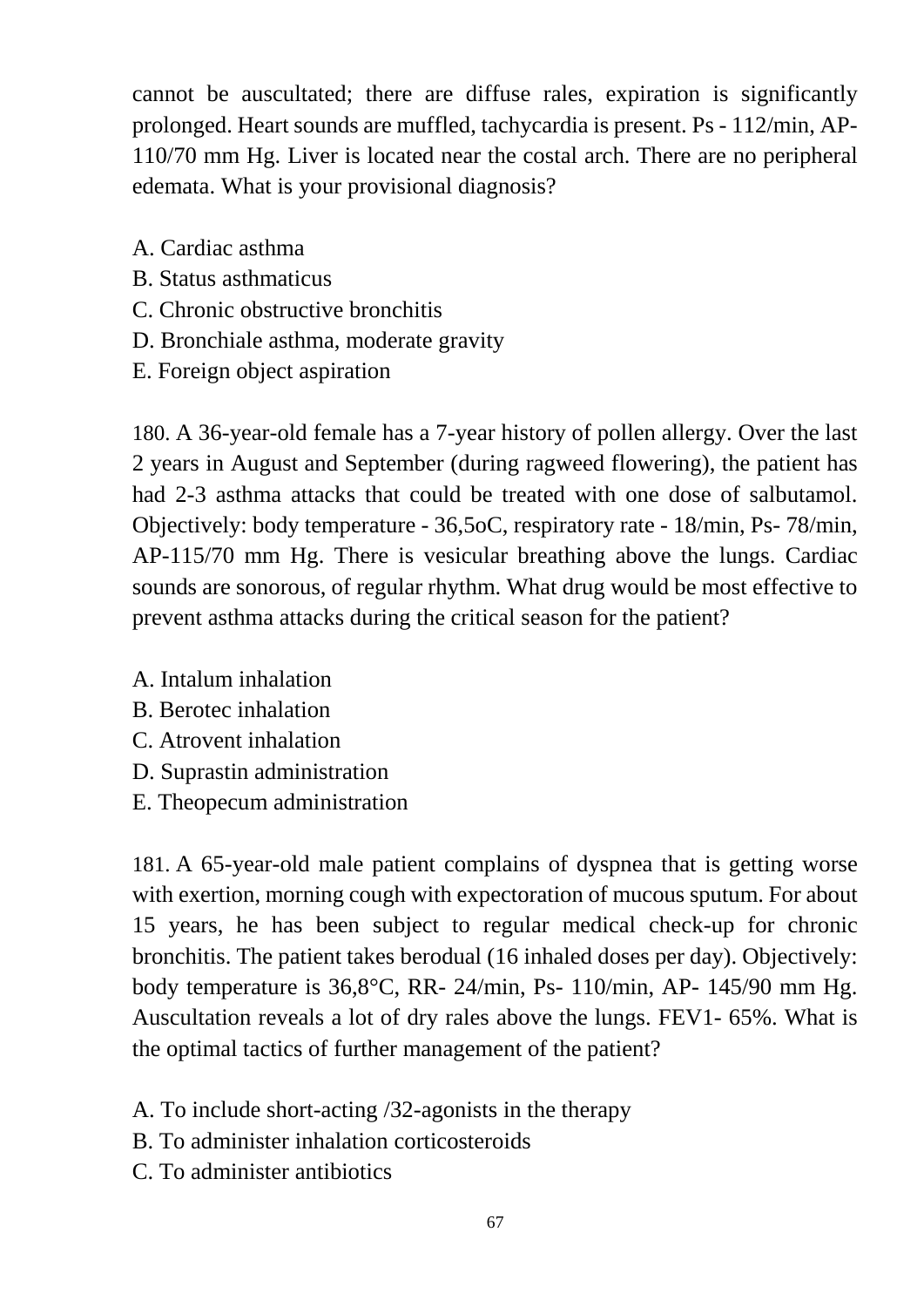cannot be auscultated; there are diffuse rales, expiration is significantly prolonged. Heart sounds are muffled, tachycardia is present. Ps - 112/min, AP- 110/70 mm Hg. Liver is located near the costal arch. There are no peripheral edemata. What is your provisional diagnosis?

A. Cardiac asthma
B. Status asthmaticus
C. Chronic obstructive bronchitis
D. Bronchiale asthma, moderate gravity
E. Foreign object aspiration

180. A 36-year-old female has a 7-year history of pollen allergy. Over the last 2 years in August and September (during ragweed flowering), the patient has had 2-3 asthma attacks that could be treated with one dose of salbutamol. Objectively: body temperature - 36,5oC, respiratory rate - 18/min, Ps- 78/min, AP-115/70 mm Hg. There is vesicular breathing above the lungs. Cardiac sounds are sonorous, of regular rhythm. What drug would be most effective to prevent asthma attacks during the critical season for the patient?

A. Intalum inhalation
B. Berotec inhalation
C. Atrovent inhalation
D. Suprastin administration
E. Theopecum administration

181. A 65-year-old male patient complains of dyspnea that is getting worse with exertion, morning cough with expectoration of mucous sputum. For about 15 years, he has been subject to regular medical check-up for chronic bronchitis. The patient takes berodual (16 inhaled doses per day). Objectively: body temperature is 36,8°C, RR- 24/min, Ps- 110/min, AP- 145/90 mm Hg. Auscultation reveals a lot of dry rales above the lungs. FEV1- 65%. What is the optimal tactics of further management of the patient?

A. To include short-acting /32-agonists in the therapy
B. To administer inhalation corticosteroids
C. To administer antibiotics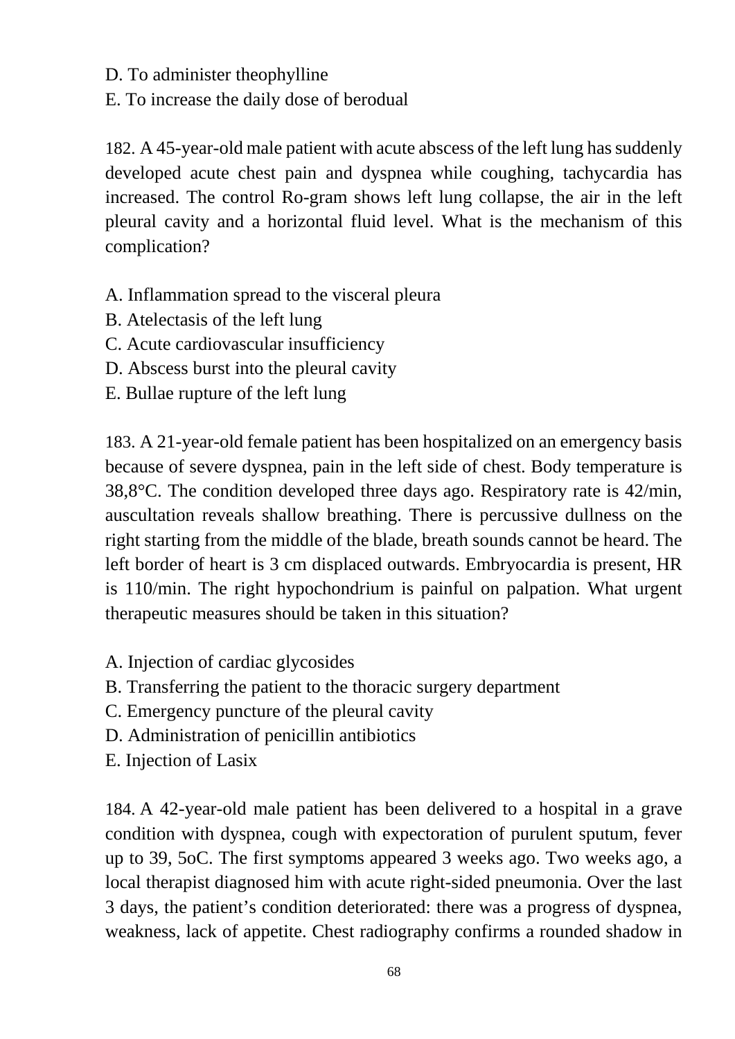D. To administer theophylline

E. To increase the daily dose of berodual

182. A 45-year-old male patient with acute abscess of the left lung has suddenly developed acute chest pain and dyspnea while coughing, tachycardia has increased. The control Ro-gram shows left lung collapse, the air in the left pleural cavity and a horizontal fluid level. What is the mechanism of this complication?

A. Inflammation spread to the visceral pleura

B. Atelectasis of the left lung

C. Acute cardiovascular insufficiency

D. Abscess burst into the pleural cavity

E. Bullae rupture of the left lung

183. A 21-year-old female patient has been hospitalized on an emergency basis because of severe dyspnea, pain in the left side of chest. Body temperature is 38,8°C. The condition developed three days ago. Respiratory rate is 42/min, auscultation reveals shallow breathing. There is percussive dullness on the right starting from the middle of the blade, breath sounds cannot be heard. The left border of heart is 3 cm displaced outwards. Embryocardia is present, HR is 110/min. The right hypochondrium is painful on palpation. What urgent therapeutic measures should be taken in this situation?

A. Injection of cardiac glycosides

B. Transferring the patient to the thoracic surgery department

C. Emergency puncture of the pleural cavity

D. Administration of penicillin antibiotics

E. Injection of Lasix

184. A 42-year-old male patient has been delivered to a hospital in a grave condition with dyspnea, cough with expectoration of purulent sputum, fever up to 39, 5oC. The first symptoms appeared 3 weeks ago. Two weeks ago, a local therapist diagnosed him with acute right-sided pneumonia. Over the last 3 days, the patient's condition deteriorated: there was a progress of dyspnea, weakness, lack of appetite. Chest radiography confirms a rounded shadow in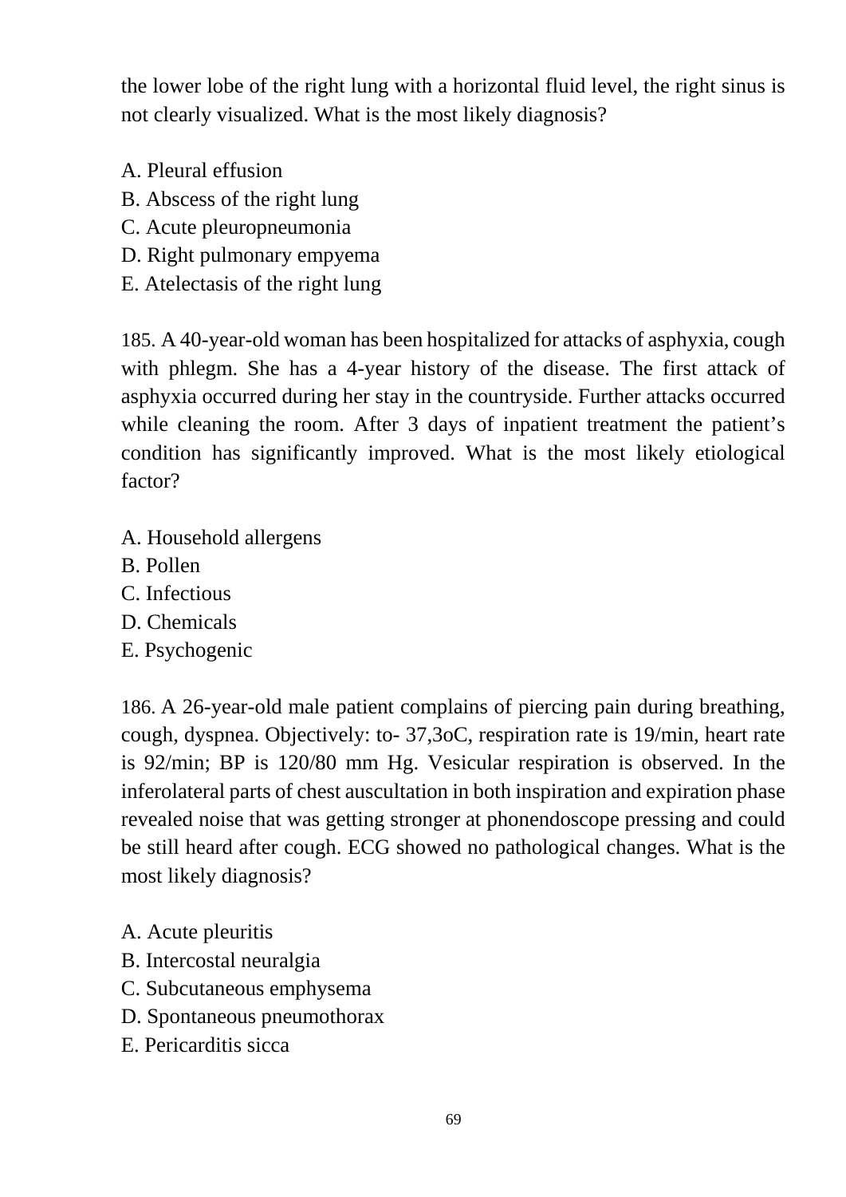the lower lobe of the right lung with a horizontal fluid level, the right sinus is not clearly visualized. What is the most likely diagnosis?

A. Pleural effusion
B. Abscess of the right lung
C. Acute pleuropneumonia
D. Right pulmonary empyema
E. Atelectasis of the right lung

185. A 40-year-old woman has been hospitalized for attacks of asphyxia, cough with phlegm. She has a 4-year history of the disease. The first attack of asphyxia occurred during her stay in the countryside. Further attacks occurred while cleaning the room. After 3 days of inpatient treatment the patient's condition has significantly improved. What is the most likely etiological factor?

A. Household allergens
B. Pollen
C. Infectious
D. Chemicals
E. Psychogenic

186. A 26-year-old male patient complains of piercing pain during breathing, cough, dyspnea. Objectively: to- 37,3oC, respiration rate is 19/min, heart rate is 92/min; BP is 120/80 mm Hg. Vesicular respiration is observed. In the inferolateral parts of chest auscultation in both inspiration and expiration phase revealed noise that was getting stronger at phonendoscope pressing and could be still heard after cough. ECG showed no pathological changes. What is the most likely diagnosis?

A. Acute pleuritis
B. Intercostal neuralgia
C. Subcutaneous emphysema
D. Spontaneous pneumothorax
E. Pericarditis sicca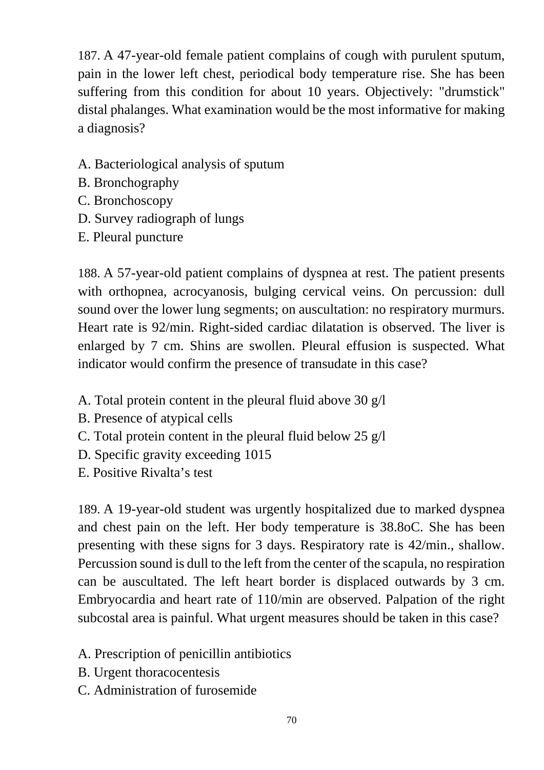187. A 47-year-old female patient complains of cough with purulent sputum, pain in the lower left chest, periodical body temperature rise. She has been suffering from this condition for about 10 years. Objectively: "drumstick" distal phalanges. What examination would be the most informative for making a diagnosis?

A. Bacteriological analysis of sputum
B. Bronchography
C. Bronchoscopy
D. Survey radiograph of lungs
E. Pleural puncture

188. A 57-year-old patient complains of dyspnea at rest. The patient presents with orthopnea, acrocyanosis, bulging cervical veins. On percussion: dull sound over the lower lung segments; on auscultation: no respiratory murmurs. Heart rate is 92/min. Right-sided cardiac dilatation is observed. The liver is enlarged by 7 cm. Shins are swollen. Pleural effusion is suspected. What indicator would confirm the presence of transudate in this case?

A. Total protein content in the pleural fluid above 30 g/l
B. Presence of atypical cells
C. Total protein content in the pleural fluid below 25 g/l
D. Specific gravity exceeding 1015
E. Positive Rivalta's test

189. A 19-year-old student was urgently hospitalized due to marked dyspnea and chest pain on the left. Her body temperature is 38.8oC. She has been presenting with these signs for 3 days. Respiratory rate is 42/min., shallow. Percussion sound is dull to the left from the center of the scapula, no respiration can be auscultated. The left heart border is displaced outwards by 3 cm. Embryocardia and heart rate of 110/min are observed. Palpation of the right subcostal area is painful. What urgent measures should be taken in this case?

A. Prescription of penicillin antibiotics
B. Urgent thoracocentesis
C. Administration of furosemide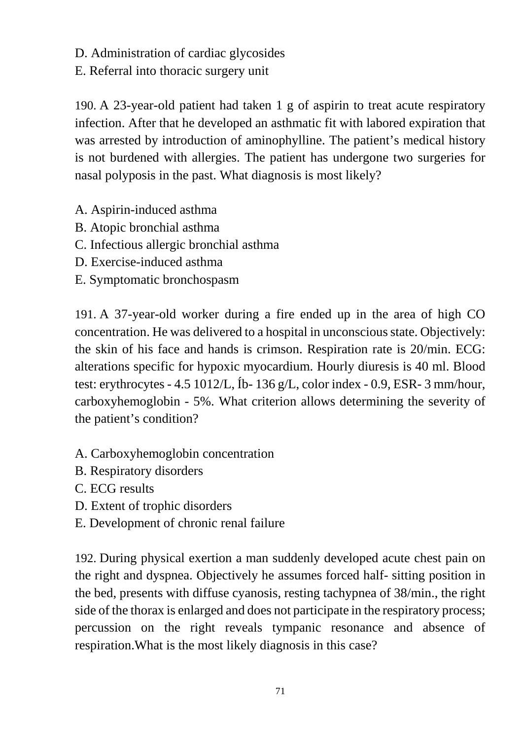D. Administration of cardiac glycosides

E. Referral into thoracic surgery unit

190. A 23-year-old patient had taken 1 g of aspirin to treat acute respiratory infection. After that he developed an asthmatic fit with labored expiration that was arrested by introduction of aminophylline. The patient’s medical history is not burdened with allergies. The patient has undergone two surgeries for nasal polyposis in the past. What diagnosis is most likely?

A. Aspirin-induced asthma

B. Atopic bronchial asthma

C. Infectious allergic bronchial asthma

D. Exercise-induced asthma

E. Symptomatic bronchospasm

191. A 37-year-old worker during a fire ended up in the area of high CO concentration. He was delivered to a hospital in unconscious state. Objectively: the skin of his face and hands is crimson. Respiration rate is 20/min. ECG: alterations specific for hypoxic myocardium. Hourly diuresis is 40 ml. Blood test: erythrocytes - 4.5 1012/L, Íb- 136 g/L, color index - 0.9, ESR- 3 mm/hour, carboxyhemoglobin - 5%. What criterion allows determining the severity of the patient’s condition?

A. Carboxyhemoglobin concentration

B. Respiratory disorders

C. ECG results

D. Extent of trophic disorders

E. Development of chronic renal failure

192. During physical exertion a man suddenly developed acute chest pain on the right and dyspnea. Objectively he assumes forced half- sitting position in the bed, presents with diffuse cyanosis, resting tachypnea of 38/min., the right side of the thorax is enlarged and does not participate in the respiratory process; percussion on the right reveals tympanic resonance and absence of respiration.What is the most likely diagnosis in this case?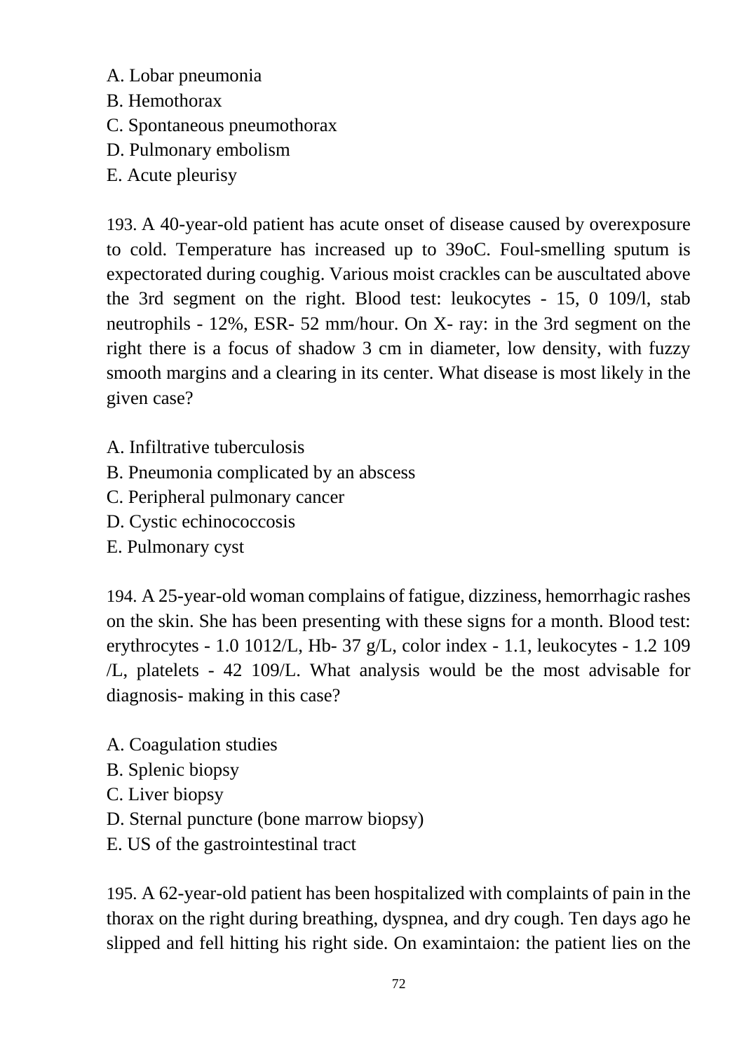A. Lobar pneumonia
B. Hemothorax
C. Spontaneous pneumothorax
D. Pulmonary embolism
E. Acute pleurisy

193. A 40-year-old patient has acute onset of disease caused by overexposure to cold. Temperature has increased up to 39oC. Foul-smelling sputum is expectorated during coughig. Various moist crackles can be auscultated above the 3rd segment on the right. Blood test: leukocytes - 15, 0 109/l, stab neutrophils - 12%, ESR- 52 mm/hour. On X- ray: in the 3rd segment on the right there is a focus of shadow 3 cm in diameter, low density, with fuzzy smooth margins and a clearing in its center. What disease is most likely in the given case?

A. Infiltrative tuberculosis
B. Pneumonia complicated by an abscess
C. Peripheral pulmonary cancer
D. Cystic echinococcosis
E. Pulmonary cyst

194. A 25-year-old woman complains of fatigue, dizziness, hemorrhagic rashes on the skin. She has been presenting with these signs for a month. Blood test: erythrocytes - 1.0 1012/L, Hb- 37 g/L, color index - 1.1, leukocytes - 1.2 109 /L, platelets - 42 109/L. What analysis would be the most advisable for diagnosis- making in this case?

A. Coagulation studies
B. Splenic biopsy
C. Liver biopsy
D. Sternal puncture (bone marrow biopsy)
E. US of the gastrointestinal tract

195. A 62-year-old patient has been hospitalized with complaints of pain in the thorax on the right during breathing, dyspnea, and dry cough. Ten days ago he slipped and fell hitting his right side. On examintaion: the patient lies on the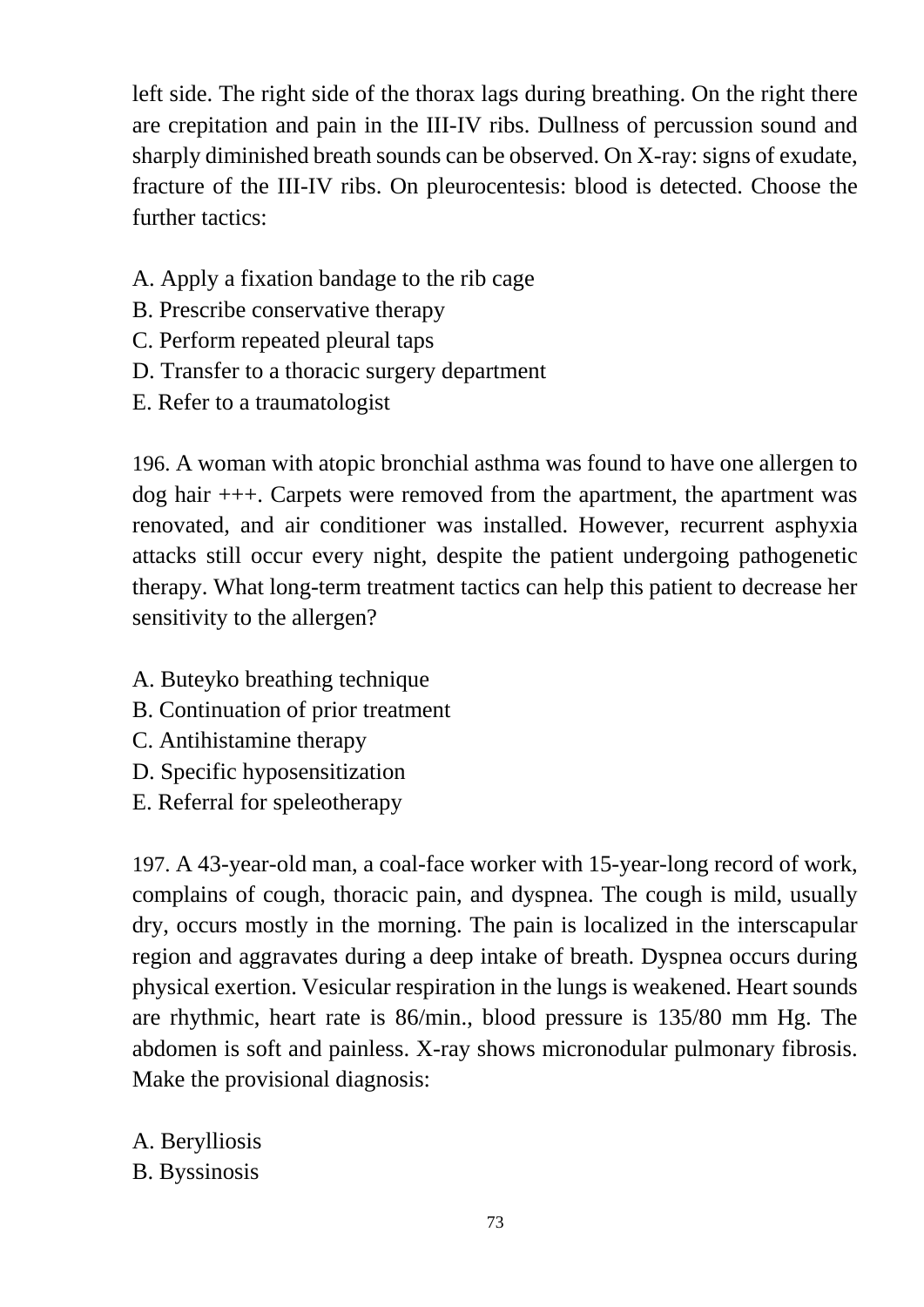left side. The right side of the thorax lags during breathing. On the right there are crepitation and pain in the III-IV ribs. Dullness of percussion sound and sharply diminished breath sounds can be observed. On X-ray: signs of exudate, fracture of the III-IV ribs. On pleurocentesis: blood is detected. Choose the further tactics:

A. Apply a fixation bandage to the rib cage
B. Prescribe conservative therapy
C. Perform repeated pleural taps
D. Transfer to a thoracic surgery department
E. Refer to a traumatologist

196. A woman with atopic bronchial asthma was found to have one allergen to dog hair +++. Carpets were removed from the apartment, the apartment was renovated, and air conditioner was installed. However, recurrent asphyxia attacks still occur every night, despite the patient undergoing pathogenetic therapy. What long-term treatment tactics can help this patient to decrease her sensitivity to the allergen?

A. Buteyko breathing technique
B. Continuation of prior treatment
C. Antihistamine therapy
D. Specific hyposensitization
E. Referral for speleotherapy

197. A 43-year-old man, a coal-face worker with 15-year-long record of work, complains of cough, thoracic pain, and dyspnea. The cough is mild, usually dry, occurs mostly in the morning. The pain is localized in the interscapular region and aggravates during a deep intake of breath. Dyspnea occurs during physical exertion. Vesicular respiration in the lungs is weakened. Heart sounds are rhythmic, heart rate is 86/min., blood pressure is 135/80 mm Hg. The abdomen is soft and painless. X-ray shows micronodular pulmonary fibrosis. Make the provisional diagnosis:

A. Berylliosis
B. Byssinosis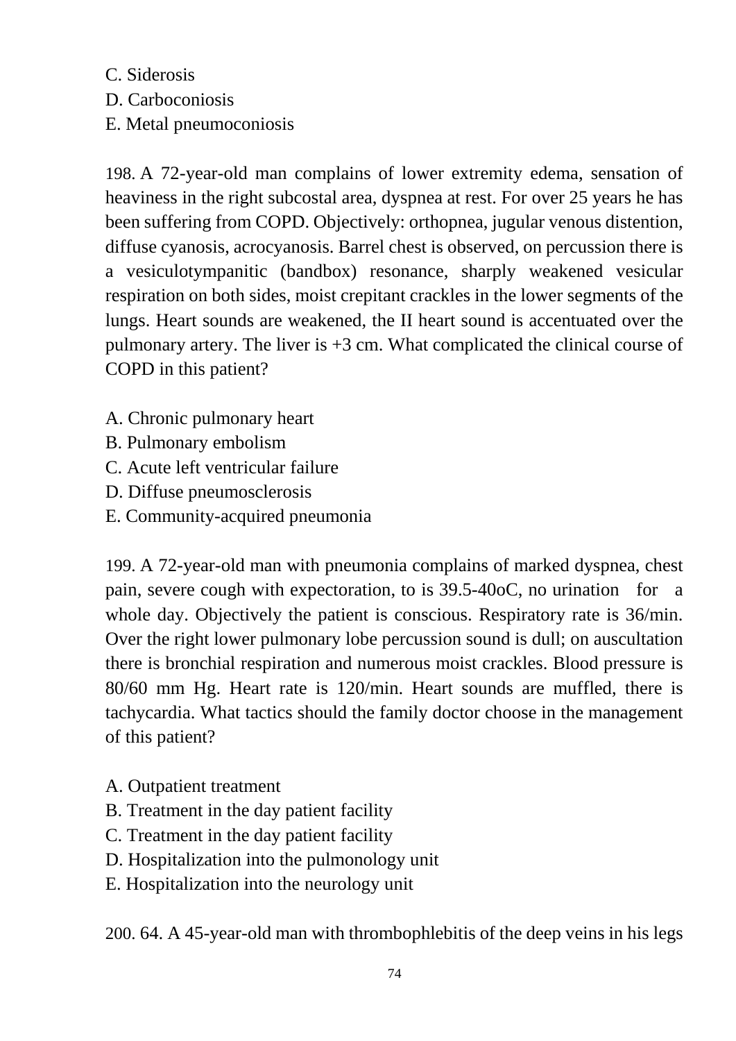C. Siderosis
D. Carboconiosis
E. Metal pneumoconiosis

198. A 72-year-old man complains of lower extremity edema, sensation of heaviness in the right subcostal area, dyspnea at rest. For over 25 years he has been suffering from COPD. Objectively: orthopnea, jugular venous distention, diffuse cyanosis, acrocyanosis. Barrel chest is observed, on percussion there is a vesiculotympanitic (bandbox) resonance, sharply weakened vesicular respiration on both sides, moist crepitant crackles in the lower segments of the lungs. Heart sounds are weakened, the II heart sound is accentuated over the pulmonary artery. The liver is +3 cm. What complicated the clinical course of COPD in this patient?

A. Chronic pulmonary heart
B. Pulmonary embolism
C. Acute left ventricular failure
D. Diffuse pneumosclerosis
E. Community-acquired pneumonia

199. A 72-year-old man with pneumonia complains of marked dyspnea, chest pain, severe cough with expectoration, to is 39.5-40oC, no urination for a whole day. Objectively the patient is conscious. Respiratory rate is 36/min. Over the right lower pulmonary lobe percussion sound is dull; on auscultation there is bronchial respiration and numerous moist crackles. Blood pressure is 80/60 mm Hg. Heart rate is 120/min. Heart sounds are muffled, there is tachycardia. What tactics should the family doctor choose in the management of this patient?

A. Outpatient treatment
B. Treatment in the day patient facility
C. Treatment in the day patient facility
D. Hospitalization into the pulmonology unit
E. Hospitalization into the neurology unit

200. 64. A 45-year-old man with thrombophlebitis of the deep veins in his legs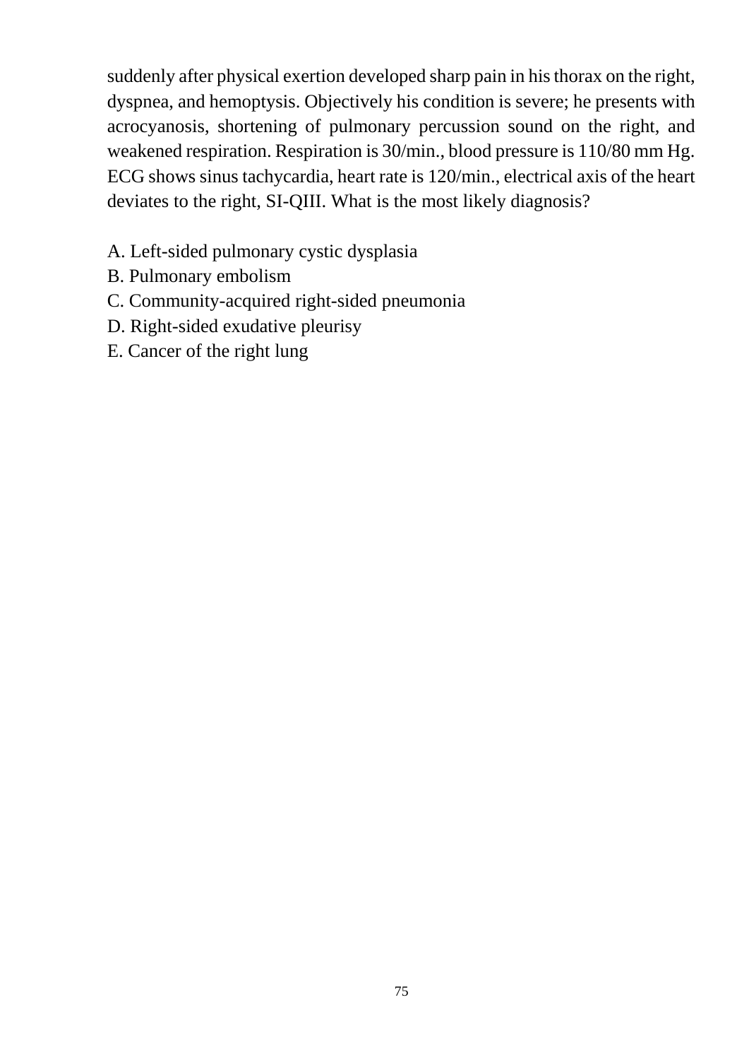suddenly after physical exertion developed sharp pain in his thorax on the right, dyspnea, and hemoptysis. Objectively his condition is severe; he presents with acrocyanosis, shortening of pulmonary percussion sound on the right, and weakened respiration. Respiration is 30/min., blood pressure is 110/80 mm Hg. ECG shows sinus tachycardia, heart rate is 120/min., electrical axis of the heart deviates to the right, SI-QIII. What is the most likely diagnosis?

A. Left-sided pulmonary cystic dysplasia
B. Pulmonary embolism
C. Community-acquired right-sided pneumonia
D. Right-sided exudative pleurisy
E. Cancer of the right lung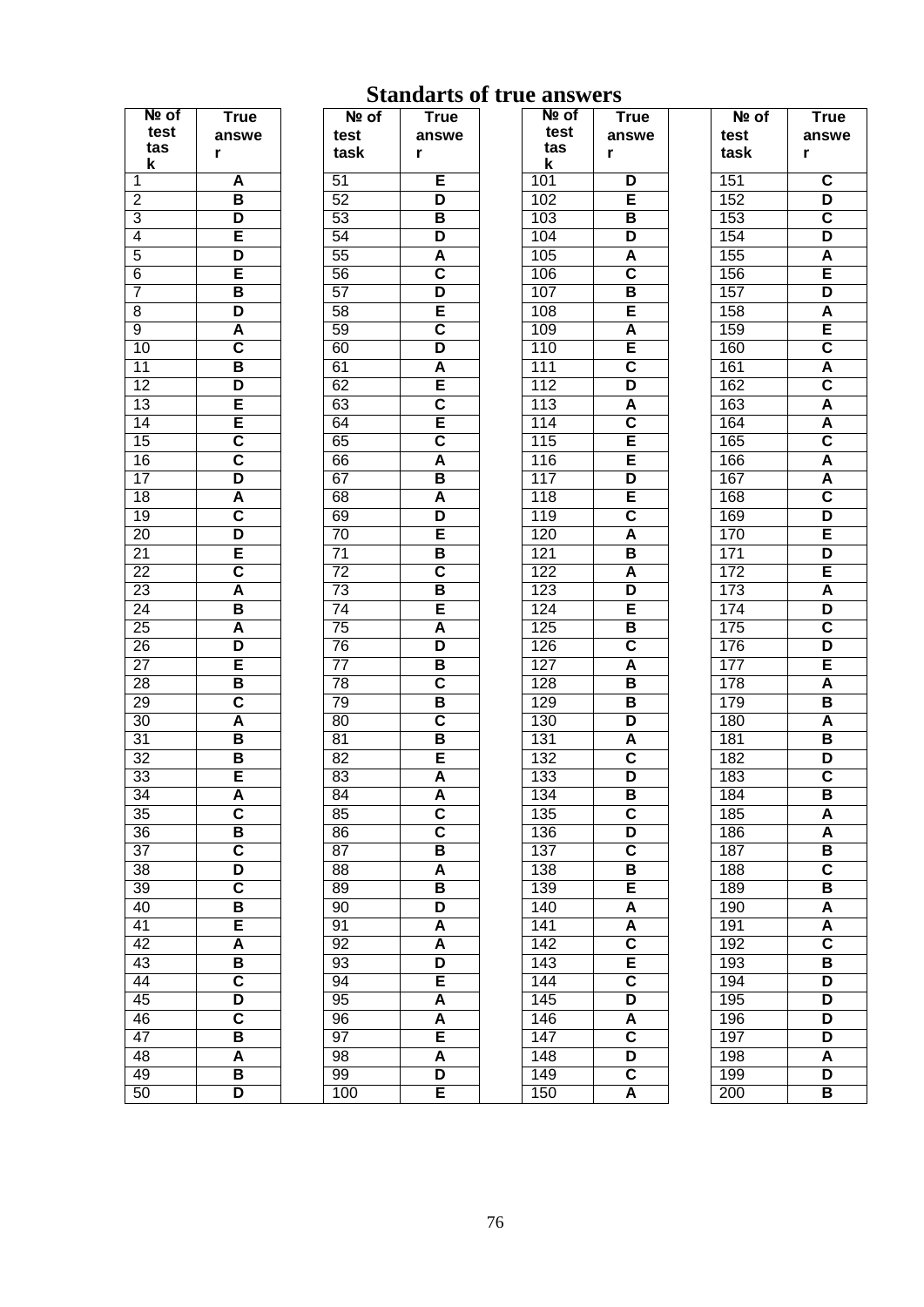# Standarts of true answers

| № of test task | True answer | № of test task | True answer | № of test task | True answer | № of test task | True answer |
|---|---|---|---|---|---|---|---|
| 1 | A | 51 | E | 101 | D | 151 | C |
| 2 | B | 52 | D | 102 | E | 152 | D |
| 3 | D | 53 | B | 103 | B | 153 | C |
| 4 | E | 54 | D | 104 | D | 154 | D |
| 5 | D | 55 | A | 105 | A | 155 | A |
| 6 | E | 56 | C | 106 | C | 156 | E |
| 7 | B | 57 | D | 107 | B | 157 | D |
| 8 | D | 58 | E | 108 | E | 158 | A |
| 9 | A | 59 | C | 109 | A | 159 | E |
| 10 | C | 60 | D | 110 | E | 160 | C |
| 11 | B | 61 | A | 111 | C | 161 | A |
| 12 | D | 62 | E | 112 | D | 162 | C |
| 13 | E | 63 | C | 113 | A | 163 | A |
| 14 | E | 64 | E | 114 | C | 164 | A |
| 15 | C | 65 | C | 115 | E | 165 | C |
| 16 | C | 66 | A | 116 | E | 166 | A |
| 17 | D | 67 | B | 117 | D | 167 | A |
| 18 | A | 68 | A | 118 | E | 168 | C |
| 19 | C | 69 | D | 119 | C | 169 | D |
| 20 | D | 70 | E | 120 | A | 170 | E |
| 21 | E | 71 | B | 121 | B | 171 | D |
| 22 | C | 72 | C | 122 | A | 172 | E |
| 23 | A | 73 | B | 123 | D | 173 | A |
| 24 | B | 74 | E | 124 | E | 174 | D |
| 25 | A | 75 | A | 125 | B | 175 | C |
| 26 | D | 76 | D | 126 | C | 176 | D |
| 27 | E | 77 | B | 127 | A | 177 | E |
| 28 | B | 78 | C | 128 | B | 178 | A |
| 29 | C | 79 | B | 129 | B | 179 | B |
| 30 | A | 80 | C | 130 | D | 180 | A |
| 31 | B | 81 | B | 131 | A | 181 | B |
| 32 | B | 82 | E | 132 | C | 182 | D |
| 33 | E | 83 | A | 133 | D | 183 | C |
| 34 | A | 84 | A | 134 | B | 184 | B |
| 35 | C | 85 | C | 135 | C | 185 | A |
| 36 | B | 86 | C | 136 | D | 186 | A |
| 37 | C | 87 | B | 137 | C | 187 | B |
| 38 | D | 88 | A | 138 | B | 188 | C |
| 39 | C | 89 | B | 139 | E | 189 | B |
| 40 | B | 90 | D | 140 | A | 190 | A |
| 41 | E | 91 | A | 141 | A | 191 | A |
| 42 | A | 92 | A | 142 | C | 192 | C |
| 43 | B | 93 | D | 143 | E | 193 | B |
| 44 | C | 94 | E | 144 | C | 194 | D |
| 45 | D | 95 | A | 145 | D | 195 | D |
| 46 | C | 96 | A | 146 | A | 196 | D |
| 47 | B | 97 | E | 147 | C | 197 | D |
| 48 | A | 98 | A | 148 | D | 198 | A |
| 49 | B | 99 | D | 149 | C | 199 | D |
| 50 | D | 100 | E | 150 | A | 200 | B |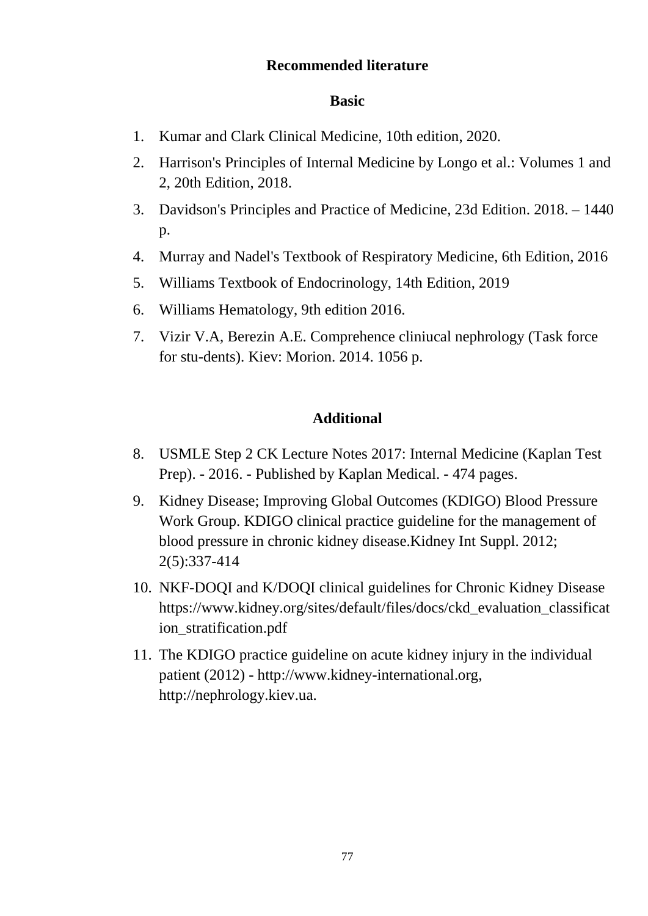## Recommended literature

### Basic

1. Kumar and Clark Clinical Medicine, 10th edition, 2020.
2. Harrison's Principles of Internal Medicine by Longo et al.: Volumes 1 and 2, 20th Edition, 2018.
3. Davidson's Principles and Practice of Medicine, 23d Edition. 2018. – 1440 p.
4. Murray and Nadel's Textbook of Respiratory Medicine, 6th Edition, 2016
5. Williams Textbook of Endocrinology, 14th Edition, 2019
6. Williams Hematology, 9th edition 2016.
7. Vizir V.A, Berezin A.E. Comprehence cliniucal nephrology (Task force for stu-dents). Kiev: Morion. 2014. 1056 p.

### Additional

8. USMLE Step 2 CK Lecture Notes 2017: Internal Medicine (Kaplan Test Prep). - 2016. - Published by Kaplan Medical. - 474 pages.
9. Kidney Disease; Improving Global Outcomes (KDIGO) Blood Pressure Work Group. KDIGO clinical practice guideline for the management of blood pressure in chronic kidney disease.Kidney Int Suppl. 2012; 2(5):337-414
10. NKF-DOQI and K/DOQI clinical guidelines for Chronic Kidney Disease https://www.kidney.org/sites/default/files/docs/ckd_evaluation_classification_stratification.pdf
11. The KDIGO practice guideline on acute kidney injury in the individual patient (2012) - http://www.kidney-international.org, http://nephrology.kiev.ua.